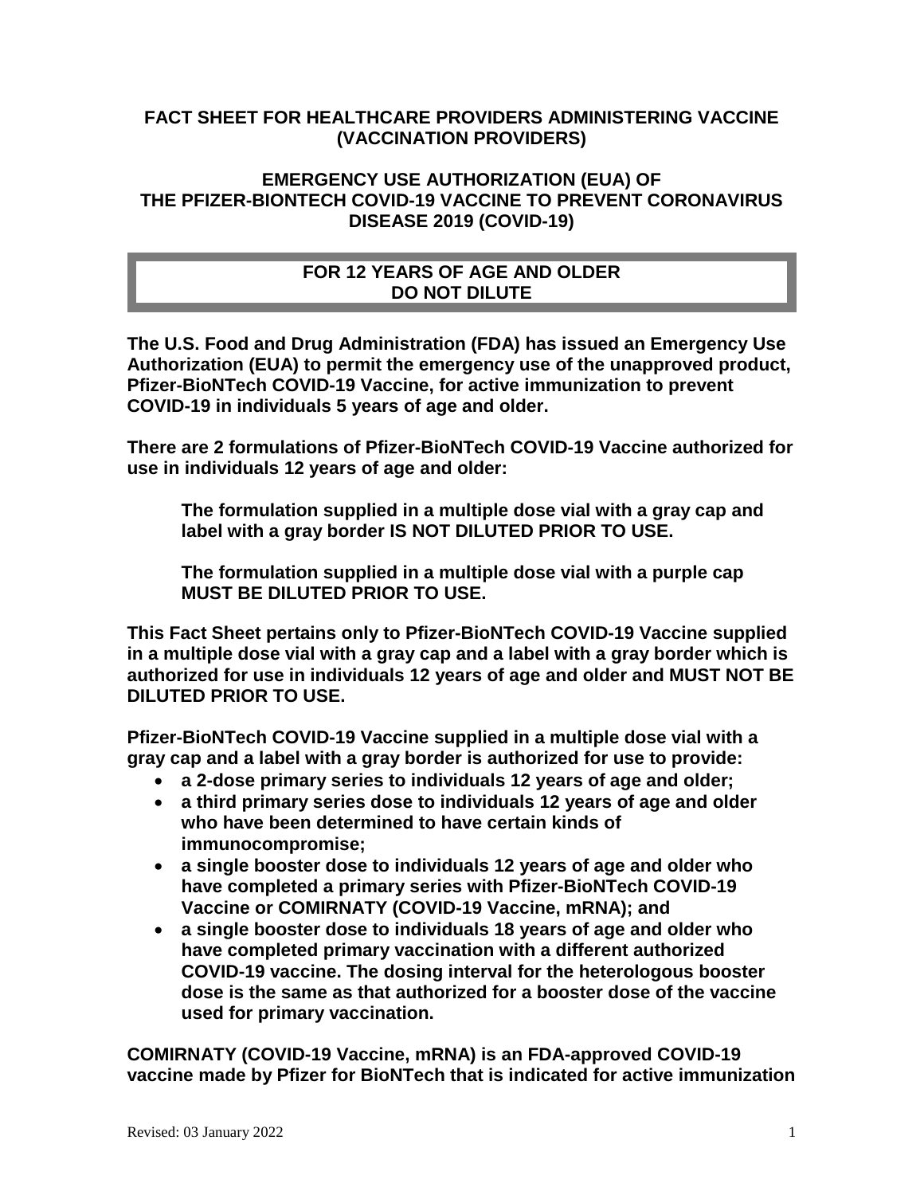# FACT SHEET FOR HEALTHCARE PROVIDERS ADMINISTERING VACCINE (VACCINATION PROVIDERS)

## EMERGENCY USE AUTHORIZATION (EUA) OF THE PFIZER-BIONTECH COVID-19 VACCINE TO PREVENT CORONAVIRUS DISEASE 2019 (COVID-19)

**FOR 12 YEARS OF AGE AND OLDER**
**DO NOT DILUTE**

**The U.S. Food and Drug Administration (FDA) has issued an Emergency Use Authorization (EUA) to permit the emergency use of the unapproved product, Pfizer-BioNTech COVID-19 Vaccine, for active immunization to prevent COVID-19 in individuals 5 years of age and older.**

**There are 2 formulations of Pfizer-BioNTech COVID-19 Vaccine authorized for use in individuals 12 years of age and older:**

> **The formulation supplied in a multiple dose vial with a gray cap and label with a gray border IS NOT DILUTED PRIOR TO USE.**
>
> **The formulation supplied in a multiple dose vial with a purple cap MUST BE DILUTED PRIOR TO USE.**

**This Fact Sheet pertains only to Pfizer-BioNTech COVID-19 Vaccine supplied in a multiple dose vial with a gray cap and a label with a gray border which is authorized for use in individuals 12 years of age and older and MUST NOT BE DILUTED PRIOR TO USE.**

**Pfizer-BioNTech COVID-19 Vaccine supplied in a multiple dose vial with a gray cap and a label with a gray border is authorized for use to provide:**

- **a 2-dose primary series to individuals 12 years of age and older;**
- **a third primary series dose to individuals 12 years of age and older who have been determined to have certain kinds of immunocompromise;**
- **a single booster dose to individuals 12 years of age and older who have completed a primary series with Pfizer-BioNTech COVID-19 Vaccine or COMIRNATY (COVID-19 Vaccine, mRNA); and**
- **a single booster dose to individuals 18 years of age and older who have completed primary vaccination with a different authorized COVID-19 vaccine. The dosing interval for the heterologous booster dose is the same as that authorized for a booster dose of the vaccine used for primary vaccination.**

**COMIRNATY (COVID-19 Vaccine, mRNA) is an FDA-approved COVID-19 vaccine made by Pfizer for BioNTech that is indicated for active immunization**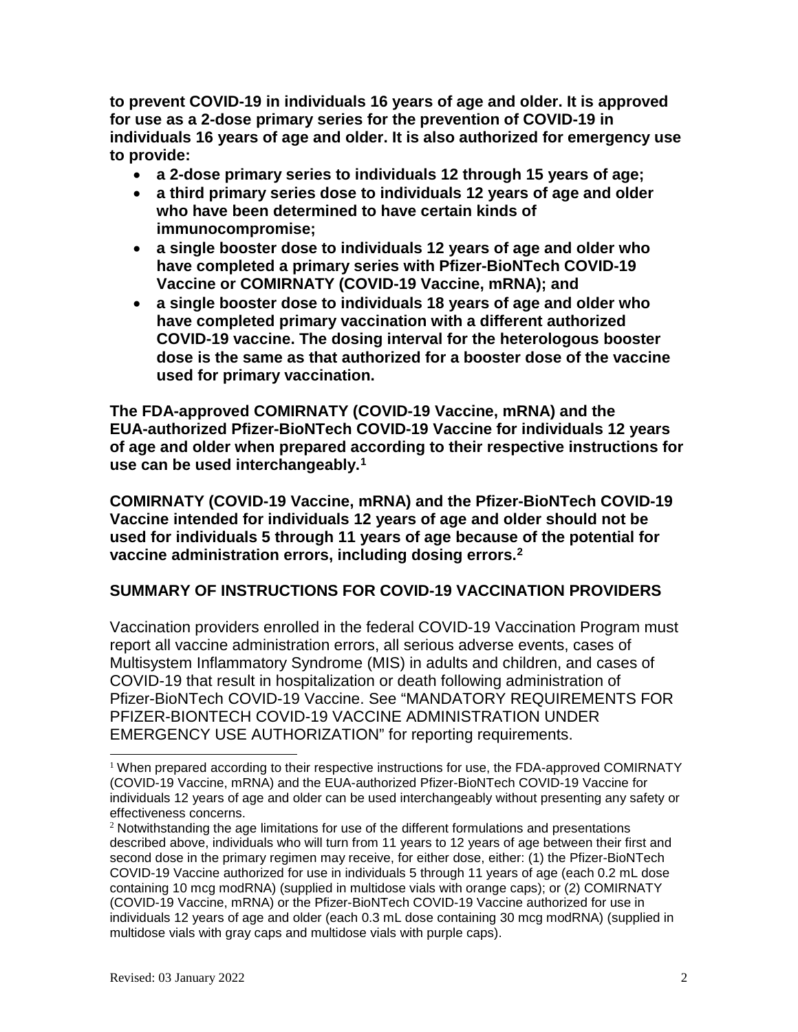**to prevent COVID-19 in individuals 16 years of age and older. It is approved for use as a 2-dose primary series for the prevention of COVID-19 in individuals 16 years of age and older. It is also authorized for emergency use to provide:**

- **a 2-dose primary series to individuals 12 through 15 years of age;**
- **a third primary series dose to individuals 12 years of age and older who have been determined to have certain kinds of immunocompromise;**
- **a single booster dose to individuals 12 years of age and older who have completed a primary series with Pfizer-BioNTech COVID-19 Vaccine or COMIRNATY (COVID-19 Vaccine, mRNA); and**
- **a single booster dose to individuals 18 years of age and older who have completed primary vaccination with a different authorized COVID-19 vaccine. The dosing interval for the heterologous booster dose is the same as that authorized for a booster dose of the vaccine used for primary vaccination.**

**The FDA-approved COMIRNATY (COVID-19 Vaccine, mRNA) and the EUA-authorized Pfizer-BioNTech COVID-19 Vaccine for individuals 12 years of age and older when prepared according to their respective instructions for use can be used interchangeably.[1]**

**COMIRNATY (COVID-19 Vaccine, mRNA) and the Pfizer-BioNTech COVID-19 Vaccine intended for individuals 12 years of age and older should not be used for individuals 5 through 11 years of age because of the potential for vaccine administration errors, including dosing errors.[2]**

## SUMMARY OF INSTRUCTIONS FOR COVID-19 VACCINATION PROVIDERS

Vaccination providers enrolled in the federal COVID-19 Vaccination Program must report all vaccine administration errors, all serious adverse events, cases of Multisystem Inflammatory Syndrome (MIS) in adults and children, and cases of COVID-19 that result in hospitalization or death following administration of Pfizer-BioNTech COVID-19 Vaccine. See "MANDATORY REQUIREMENTS FOR PFIZER-BIONTECH COVID-19 VACCINE ADMINISTRATION UNDER EMERGENCY USE AUTHORIZATION" for reporting requirements.

---

[1] When prepared according to their respective instructions for use, the FDA-approved COMIRNATY (COVID-19 Vaccine, mRNA) and the EUA-authorized Pfizer-BioNTech COVID-19 Vaccine for individuals 12 years of age and older can be used interchangeably without presenting any safety or effectiveness concerns.

[2] Notwithstanding the age limitations for use of the different formulations and presentations described above, individuals who will turn from 11 years to 12 years of age between their first and second dose in the primary regimen may receive, for either dose, either: (1) the Pfizer-BioNTech COVID-19 Vaccine authorized for use in individuals 5 through 11 years of age (each 0.2 mL dose containing 10 mcg modRNA) (supplied in multidose vials with orange caps); or (2) COMIRNATY (COVID-19 Vaccine, mRNA) or the Pfizer-BioNTech COVID-19 Vaccine authorized for use in individuals 12 years of age and older (each 0.3 mL dose containing 30 mcg modRNA) (supplied in multidose vials with gray caps and multidose vials with purple caps).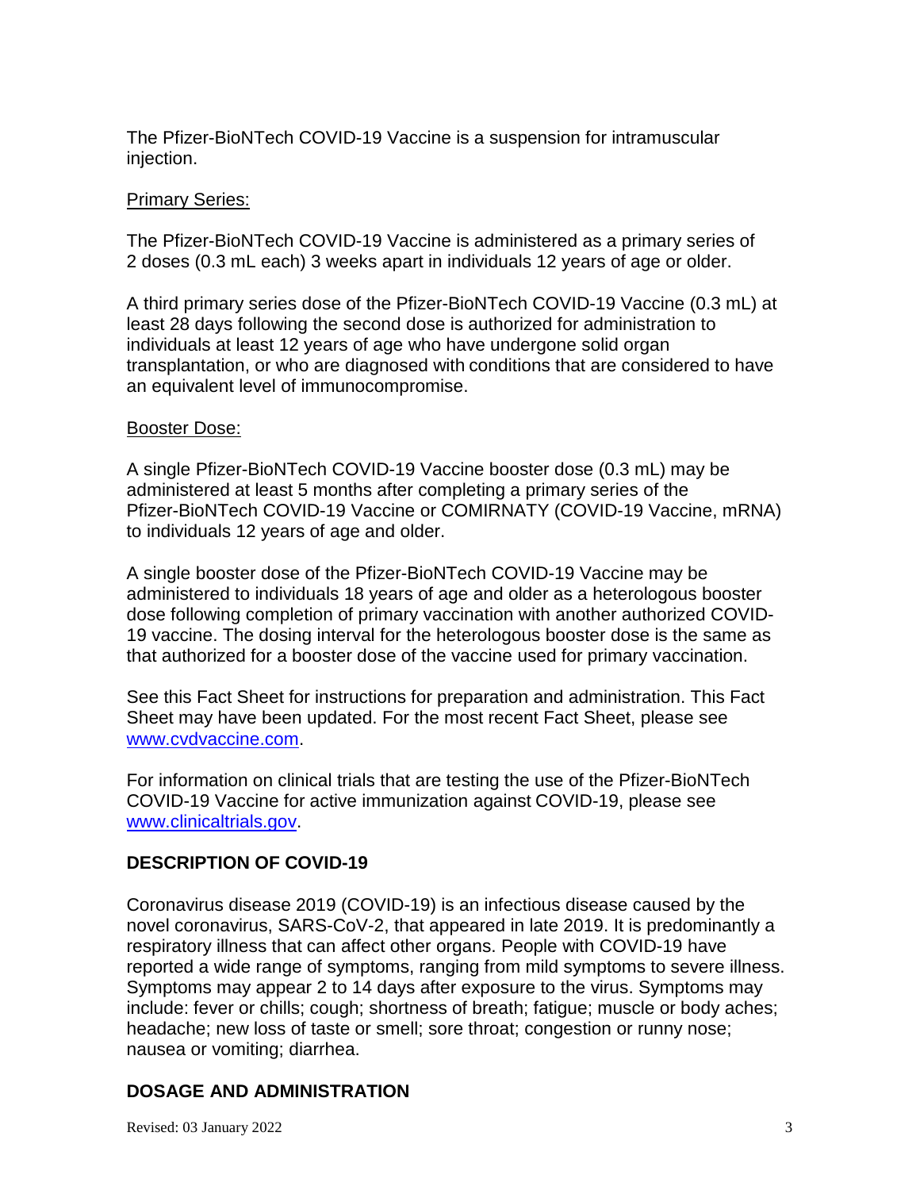The Pfizer-BioNTech COVID-19 Vaccine is a suspension for intramuscular injection.

Primary Series:

The Pfizer-BioNTech COVID-19 Vaccine is administered as a primary series of 2 doses (0.3 mL each) 3 weeks apart in individuals 12 years of age or older.

A third primary series dose of the Pfizer-BioNTech COVID-19 Vaccine (0.3 mL) at least 28 days following the second dose is authorized for administration to individuals at least 12 years of age who have undergone solid organ transplantation, or who are diagnosed with conditions that are considered to have an equivalent level of immunocompromise.

Booster Dose:

A single Pfizer-BioNTech COVID-19 Vaccine booster dose (0.3 mL) may be administered at least 5 months after completing a primary series of the Pfizer-BioNTech COVID-19 Vaccine or COMIRNATY (COVID-19 Vaccine, mRNA) to individuals 12 years of age and older.

A single booster dose of the Pfizer-BioNTech COVID-19 Vaccine may be administered to individuals 18 years of age and older as a heterologous booster dose following completion of primary vaccination with another authorized COVID-19 vaccine. The dosing interval for the heterologous booster dose is the same as that authorized for a booster dose of the vaccine used for primary vaccination.

See this Fact Sheet for instructions for preparation and administration. This Fact Sheet may have been updated. For the most recent Fact Sheet, please see www.cvdvaccine.com.

For information on clinical trials that are testing the use of the Pfizer-BioNTech COVID-19 Vaccine for active immunization against COVID-19, please see www.clinicaltrials.gov.

## DESCRIPTION OF COVID-19

Coronavirus disease 2019 (COVID-19) is an infectious disease caused by the novel coronavirus, SARS-CoV-2, that appeared in late 2019. It is predominantly a respiratory illness that can affect other organs. People with COVID-19 have reported a wide range of symptoms, ranging from mild symptoms to severe illness. Symptoms may appear 2 to 14 days after exposure to the virus. Symptoms may include: fever or chills; cough; shortness of breath; fatigue; muscle or body aches; headache; new loss of taste or smell; sore throat; congestion or runny nose; nausea or vomiting; diarrhea.

## DOSAGE AND ADMINISTRATION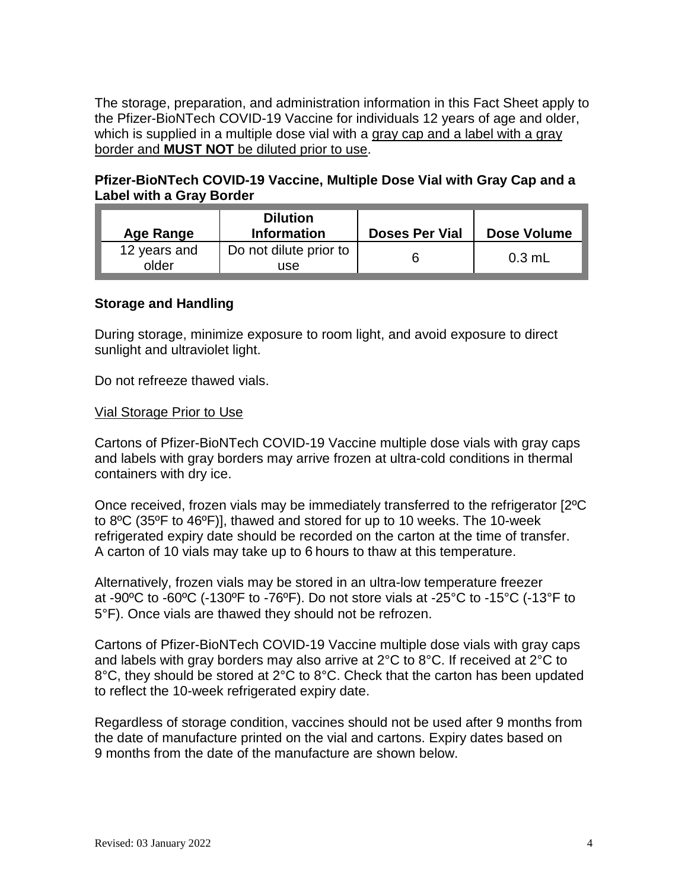The storage, preparation, and administration information in this Fact Sheet apply to the Pfizer-BioNTech COVID-19 Vaccine for individuals 12 years of age and older, which is supplied in a multiple dose vial with a gray cap and a label with a gray border and **MUST NOT** be diluted prior to use.

**Pfizer-BioNTech COVID-19 Vaccine, Multiple Dose Vial with Gray Cap and a Label with a Gray Border**

| Age Range | Dilution Information | Doses Per Vial | Dose Volume |
| --- | --- | --- | --- |
| 12 years and older | Do not dilute prior to use | 6 | 0.3 mL |

**Storage and Handling**

During storage, minimize exposure to room light, and avoid exposure to direct sunlight and ultraviolet light.

Do not refreeze thawed vials.

Vial Storage Prior to Use

Cartons of Pfizer-BioNTech COVID-19 Vaccine multiple dose vials with gray caps and labels with gray borders may arrive frozen at ultra-cold conditions in thermal containers with dry ice.

Once received, frozen vials may be immediately transferred to the refrigerator [2ºC to 8ºC (35ºF to 46ºF)], thawed and stored for up to 10 weeks. The 10-week refrigerated expiry date should be recorded on the carton at the time of transfer. A carton of 10 vials may take up to 6 hours to thaw at this temperature.

Alternatively, frozen vials may be stored in an ultra-low temperature freezer at -90ºC to -60ºC (-130ºF to -76ºF). Do not store vials at -25°C to -15°C (-13°F to 5°F). Once vials are thawed they should not be refrozen.

Cartons of Pfizer-BioNTech COVID-19 Vaccine multiple dose vials with gray caps and labels with gray borders may also arrive at 2°C to 8°C. If received at 2°C to 8°C, they should be stored at 2°C to 8°C. Check that the carton has been updated to reflect the 10-week refrigerated expiry date.

Regardless of storage condition, vaccines should not be used after 9 months from the date of manufacture printed on the vial and cartons. Expiry dates based on 9 months from the date of the manufacture are shown below.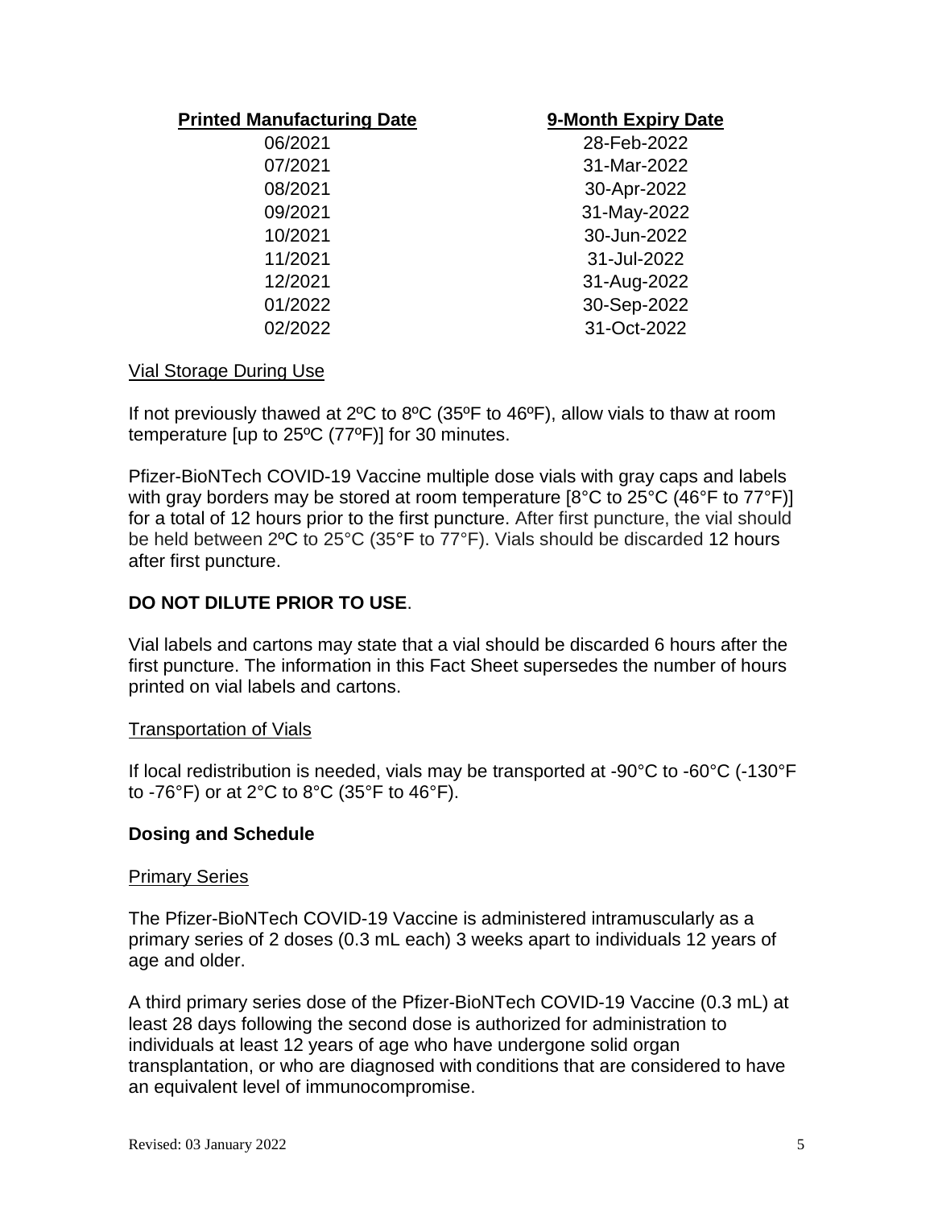| Printed Manufacturing Date | 9-Month Expiry Date |
| --- | --- |
| 06/2021 | 28-Feb-2022 |
| 07/2021 | 31-Mar-2022 |
| 08/2021 | 30-Apr-2022 |
| 09/2021 | 31-May-2022 |
| 10/2021 | 30-Jun-2022 |
| 11/2021 | 31-Jul-2022 |
| 12/2021 | 31-Aug-2022 |
| 01/2022 | 30-Sep-2022 |
| 02/2022 | 31-Oct-2022 |

Vial Storage During Use

If not previously thawed at 2ºC to 8ºC (35ºF to 46ºF), allow vials to thaw at room temperature [up to 25ºC (77ºF)] for 30 minutes.

Pfizer-BioNTech COVID-19 Vaccine multiple dose vials with gray caps and labels with gray borders may be stored at room temperature [8°C to 25°C (46°F to 77°F)] for a total of 12 hours prior to the first puncture. After first puncture, the vial should be held between 2ºC to 25°C (35°F to 77°F). Vials should be discarded 12 hours after first puncture.

**DO NOT DILUTE PRIOR TO USE**.

Vial labels and cartons may state that a vial should be discarded 6 hours after the first puncture. The information in this Fact Sheet supersedes the number of hours printed on vial labels and cartons.

Transportation of Vials

If local redistribution is needed, vials may be transported at -90°C to -60°C (-130°F to -76°F) or at 2°C to 8°C (35°F to 46°F).

**Dosing and Schedule**

Primary Series

The Pfizer-BioNTech COVID-19 Vaccine is administered intramuscularly as a primary series of 2 doses (0.3 mL each) 3 weeks apart to individuals 12 years of age and older.

A third primary series dose of the Pfizer-BioNTech COVID-19 Vaccine (0.3 mL) at least 28 days following the second dose is authorized for administration to individuals at least 12 years of age who have undergone solid organ transplantation, or who are diagnosed with conditions that are considered to have an equivalent level of immunocompromise.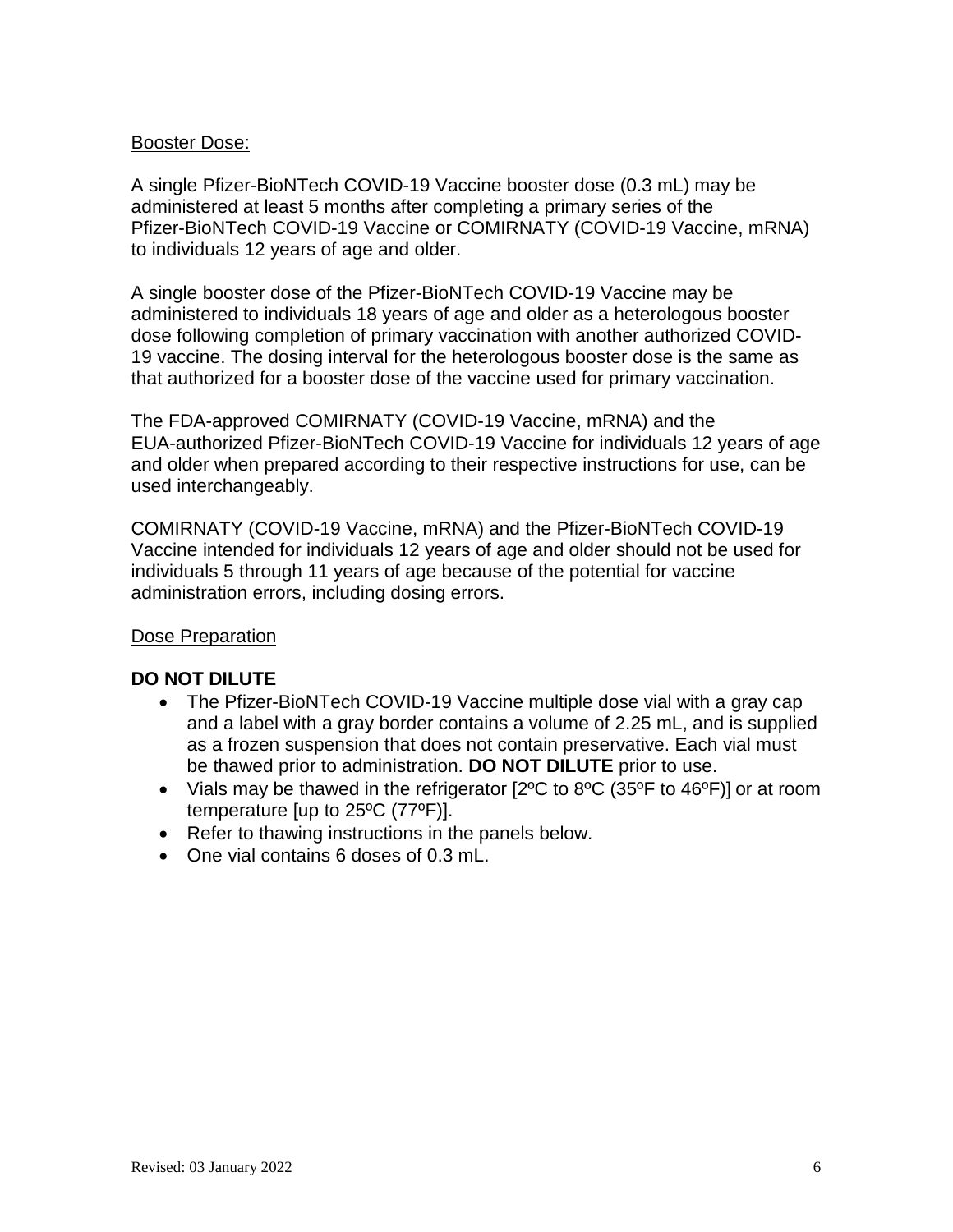Booster Dose:

A single Pfizer-BioNTech COVID-19 Vaccine booster dose (0.3 mL) may be administered at least 5 months after completing a primary series of the Pfizer-BioNTech COVID-19 Vaccine or COMIRNATY (COVID-19 Vaccine, mRNA) to individuals 12 years of age and older.

A single booster dose of the Pfizer-BioNTech COVID-19 Vaccine may be administered to individuals 18 years of age and older as a heterologous booster dose following completion of primary vaccination with another authorized COVID-19 vaccine. The dosing interval for the heterologous booster dose is the same as that authorized for a booster dose of the vaccine used for primary vaccination.

The FDA-approved COMIRNATY (COVID-19 Vaccine, mRNA) and the EUA-authorized Pfizer-BioNTech COVID-19 Vaccine for individuals 12 years of age and older when prepared according to their respective instructions for use, can be used interchangeably.

COMIRNATY (COVID-19 Vaccine, mRNA) and the Pfizer-BioNTech COVID-19 Vaccine intended for individuals 12 years of age and older should not be used for individuals 5 through 11 years of age because of the potential for vaccine administration errors, including dosing errors.

Dose Preparation

**DO NOT DILUTE**

- The Pfizer-BioNTech COVID-19 Vaccine multiple dose vial with a gray cap and a label with a gray border contains a volume of 2.25 mL, and is supplied as a frozen suspension that does not contain preservative. Each vial must be thawed prior to administration. **DO NOT DILUTE** prior to use.
- Vials may be thawed in the refrigerator [2ºC to 8ºC (35ºF to 46ºF)] or at room temperature [up to 25ºC (77ºF)].
- Refer to thawing instructions in the panels below.
- One vial contains 6 doses of 0.3 mL.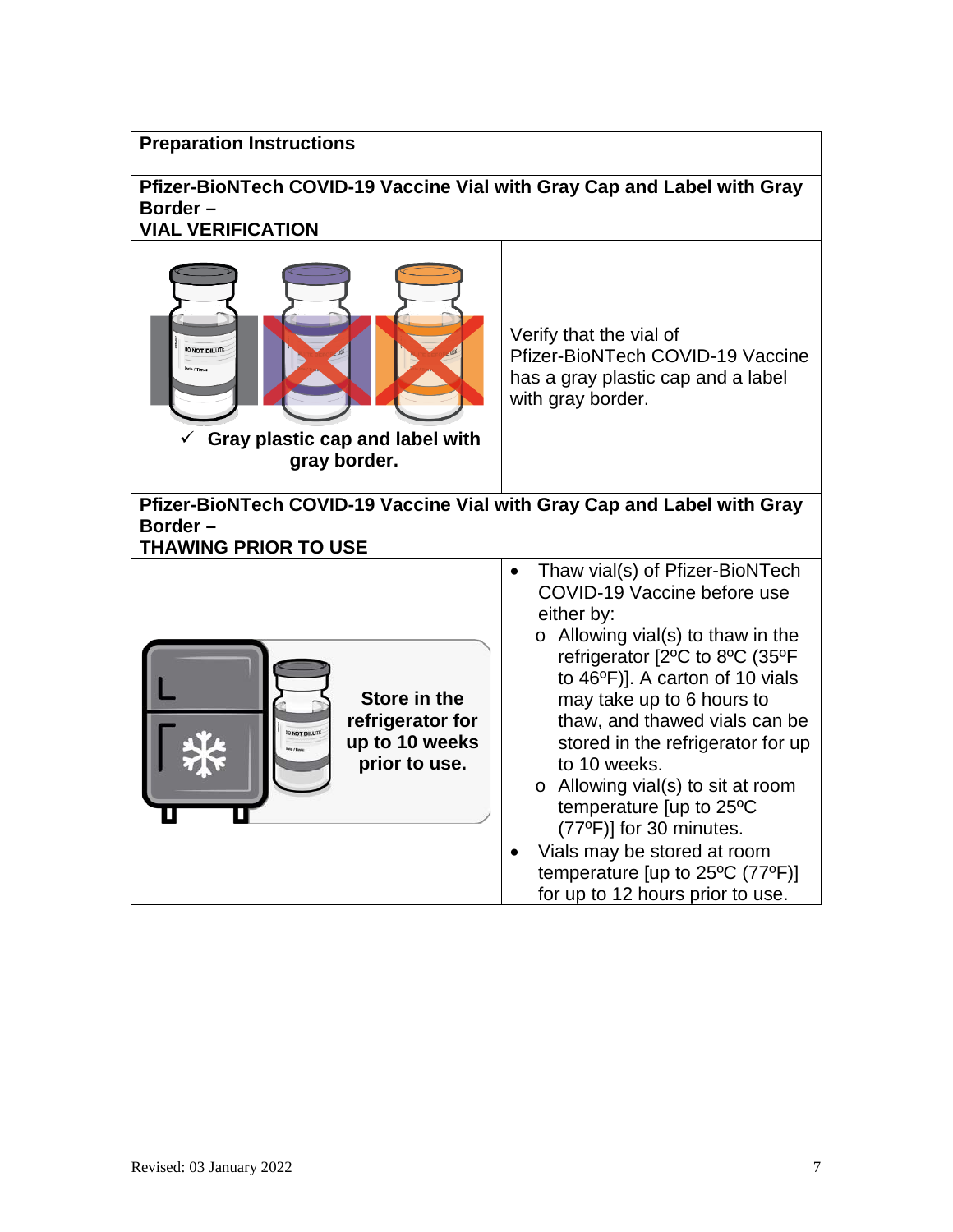| **Preparation Instructions** | |
|---|---|
| **Pfizer-BioNTech COVID-19 Vaccine Vial with Gray Cap and Label with Gray Border – VIAL VERIFICATION** | |
| ✓ **Gray plastic cap and label with gray border.** | Verify that the vial of Pfizer-BioNTech COVID-19 Vaccine has a gray plastic cap and a label with gray border. |
| **Pfizer-BioNTech COVID-19 Vaccine Vial with Gray Cap and Label with Gray Border – THAWING PRIOR TO USE** | |
| **Store in the refrigerator for up to 10 weeks prior to use.** | • Thaw vial(s) of Pfizer-BioNTech COVID-19 Vaccine before use either by:<br>o Allowing vial(s) to thaw in the refrigerator [2ºC to 8ºC (35ºF to 46ºF)]. A carton of 10 vials may take up to 6 hours to thaw, and thawed vials can be stored in the refrigerator for up to 10 weeks.<br>o Allowing vial(s) to sit at room temperature [up to 25ºC (77ºF)] for 30 minutes.<br>• Vials may be stored at room temperature [up to 25ºC (77ºF)] for up to 12 hours prior to use. |

Revised: 03 January 2022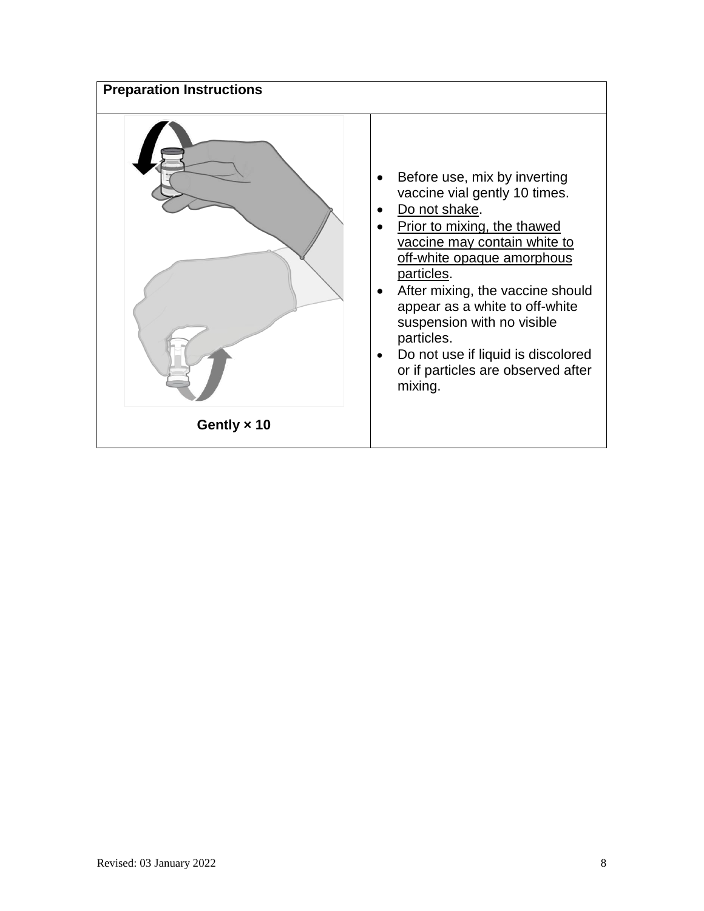| Preparation Instructions | |
|---|---|
| Gently × 10 | • Before use, mix by inverting vaccine vial gently 10 times.<br>• Do not shake.<br>• Prior to mixing, the thawed vaccine may contain white to off-white opaque amorphous particles.<br>• After mixing, the vaccine should appear as a white to off-white suspension with no visible particles.<br>• Do not use if liquid is discolored or if particles are observed after mixing. |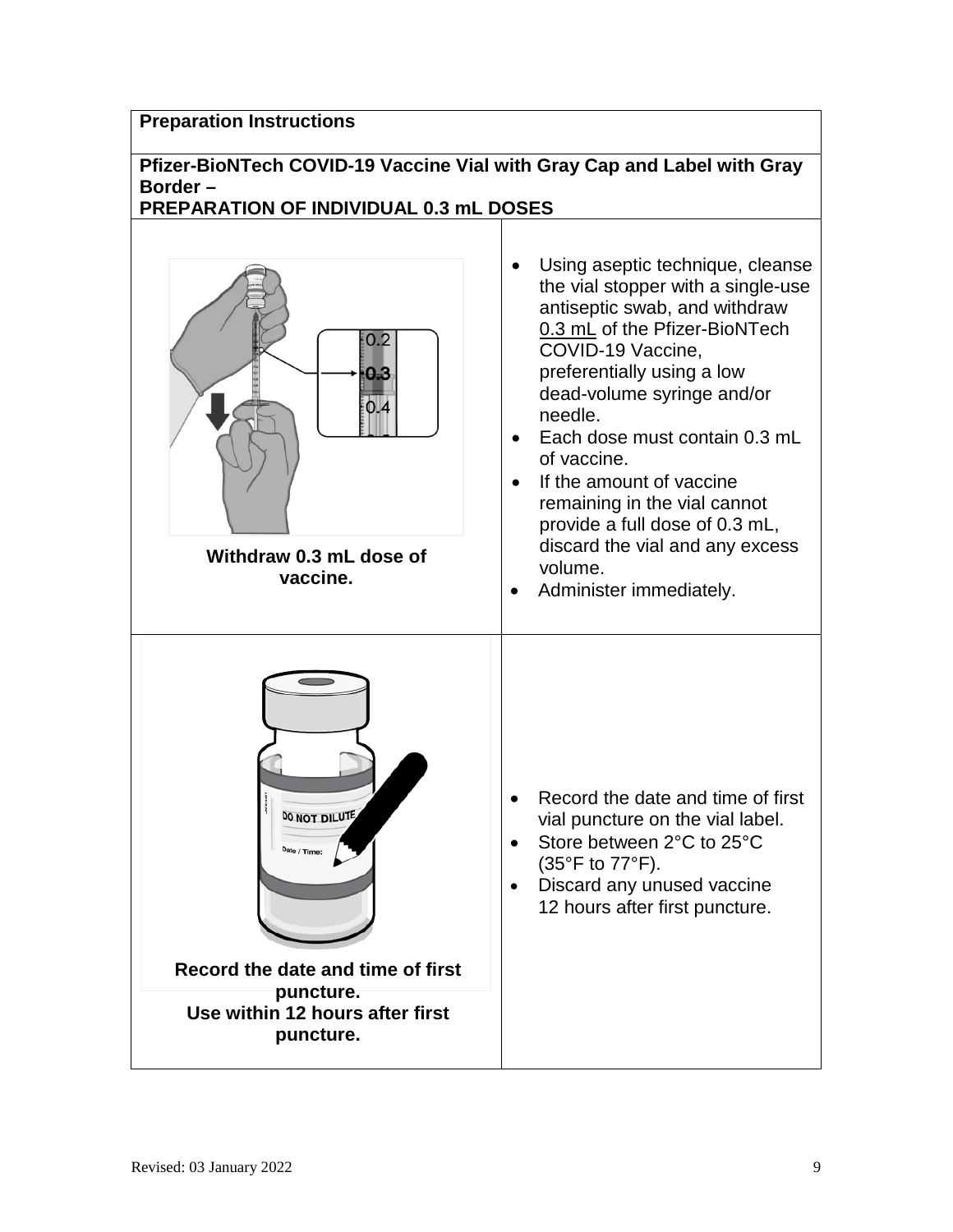| **Preparation Instructions** | |
|---|---|
| **Pfizer-BioNTech COVID-19 Vaccine Vial with Gray Cap and Label with Gray Border – PREPARATION OF INDIVIDUAL 0.3 mL DOSES** | |
| **Withdraw 0.3 mL dose of vaccine.** | • Using aseptic technique, cleanse the vial stopper with a single-use antiseptic swab, and withdraw 0.3 mL of the Pfizer-BioNTech COVID-19 Vaccine, preferentially using a low dead-volume syringe and/or needle.<br>• Each dose must contain 0.3 mL of vaccine.<br>• If the amount of vaccine remaining in the vial cannot provide a full dose of 0.3 mL, discard the vial and any excess volume.<br>• Administer immediately. |
| **Record the date and time of first puncture.**<br>**Use within 12 hours after first puncture.** | • Record the date and time of first vial puncture on the vial label.<br>• Store between 2°C to 25°C (35°F to 77°F).<br>• Discard any unused vaccine 12 hours after first puncture. |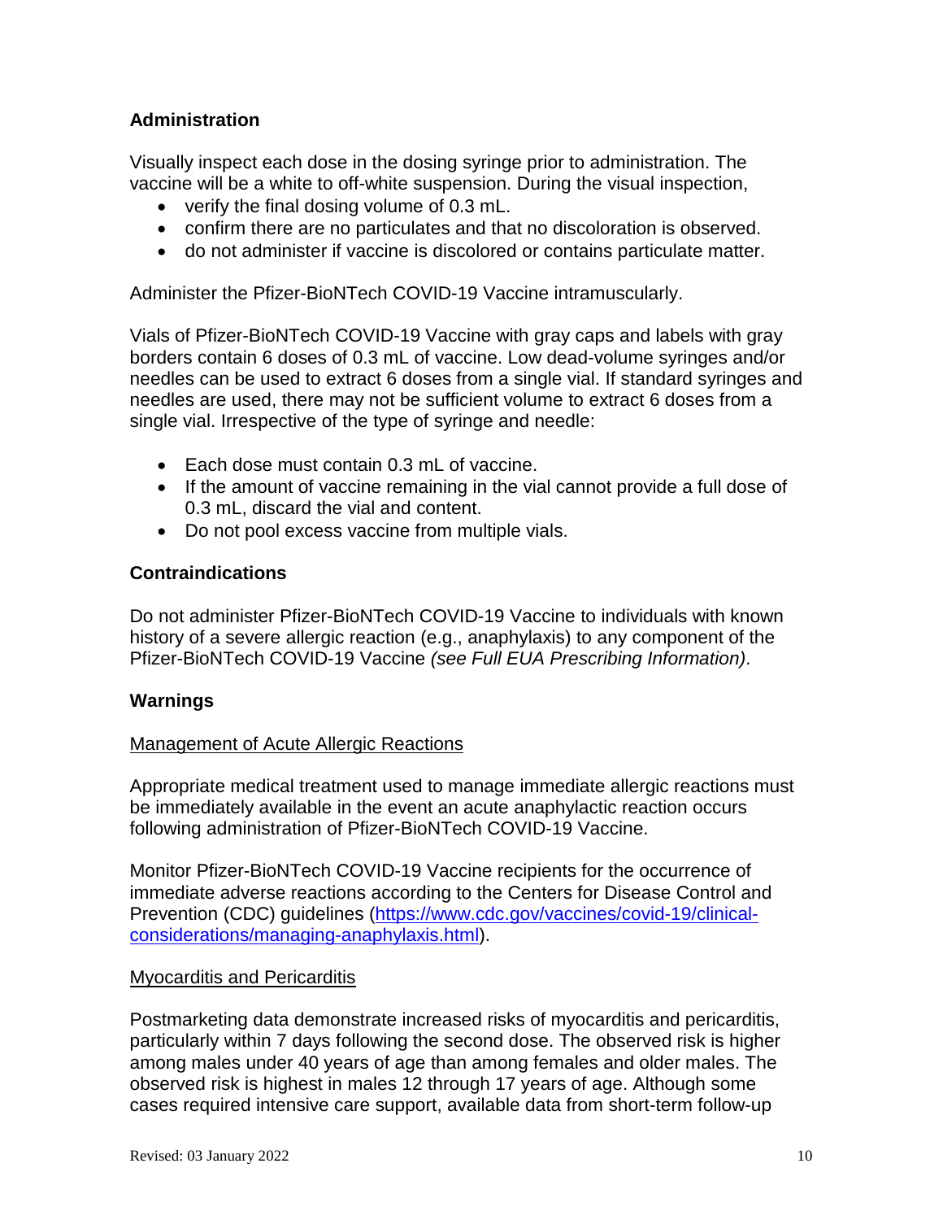## Administration

Visually inspect each dose in the dosing syringe prior to administration. The vaccine will be a white to off-white suspension. During the visual inspection,

- verify the final dosing volume of 0.3 mL.
- confirm there are no particulates and that no discoloration is observed.
- do not administer if vaccine is discolored or contains particulate matter.

Administer the Pfizer-BioNTech COVID-19 Vaccine intramuscularly.

Vials of Pfizer-BioNTech COVID-19 Vaccine with gray caps and labels with gray borders contain 6 doses of 0.3 mL of vaccine. Low dead-volume syringes and/or needles can be used to extract 6 doses from a single vial. If standard syringes and needles are used, there may not be sufficient volume to extract 6 doses from a single vial. Irrespective of the type of syringe and needle:

- Each dose must contain 0.3 mL of vaccine.
- If the amount of vaccine remaining in the vial cannot provide a full dose of 0.3 mL, discard the vial and content.
- Do not pool excess vaccine from multiple vials.

## Contraindications

Do not administer Pfizer-BioNTech COVID-19 Vaccine to individuals with known history of a severe allergic reaction (e.g., anaphylaxis) to any component of the Pfizer-BioNTech COVID-19 Vaccine *(see Full EUA Prescribing Information)*.

## Warnings

Management of Acute Allergic Reactions

Appropriate medical treatment used to manage immediate allergic reactions must be immediately available in the event an acute anaphylactic reaction occurs following administration of Pfizer-BioNTech COVID-19 Vaccine.

Monitor Pfizer-BioNTech COVID-19 Vaccine recipients for the occurrence of immediate adverse reactions according to the Centers for Disease Control and Prevention (CDC) guidelines ([https://www.cdc.gov/vaccines/covid-19/clinical-considerations/managing-anaphylaxis.html](https://www.cdc.gov/vaccines/covid-19/clinical-considerations/managing-anaphylaxis.html)).

Myocarditis and Pericarditis

Postmarketing data demonstrate increased risks of myocarditis and pericarditis, particularly within 7 days following the second dose. The observed risk is higher among males under 40 years of age than among females and older males. The observed risk is highest in males 12 through 17 years of age. Although some cases required intensive care support, available data from short-term follow-up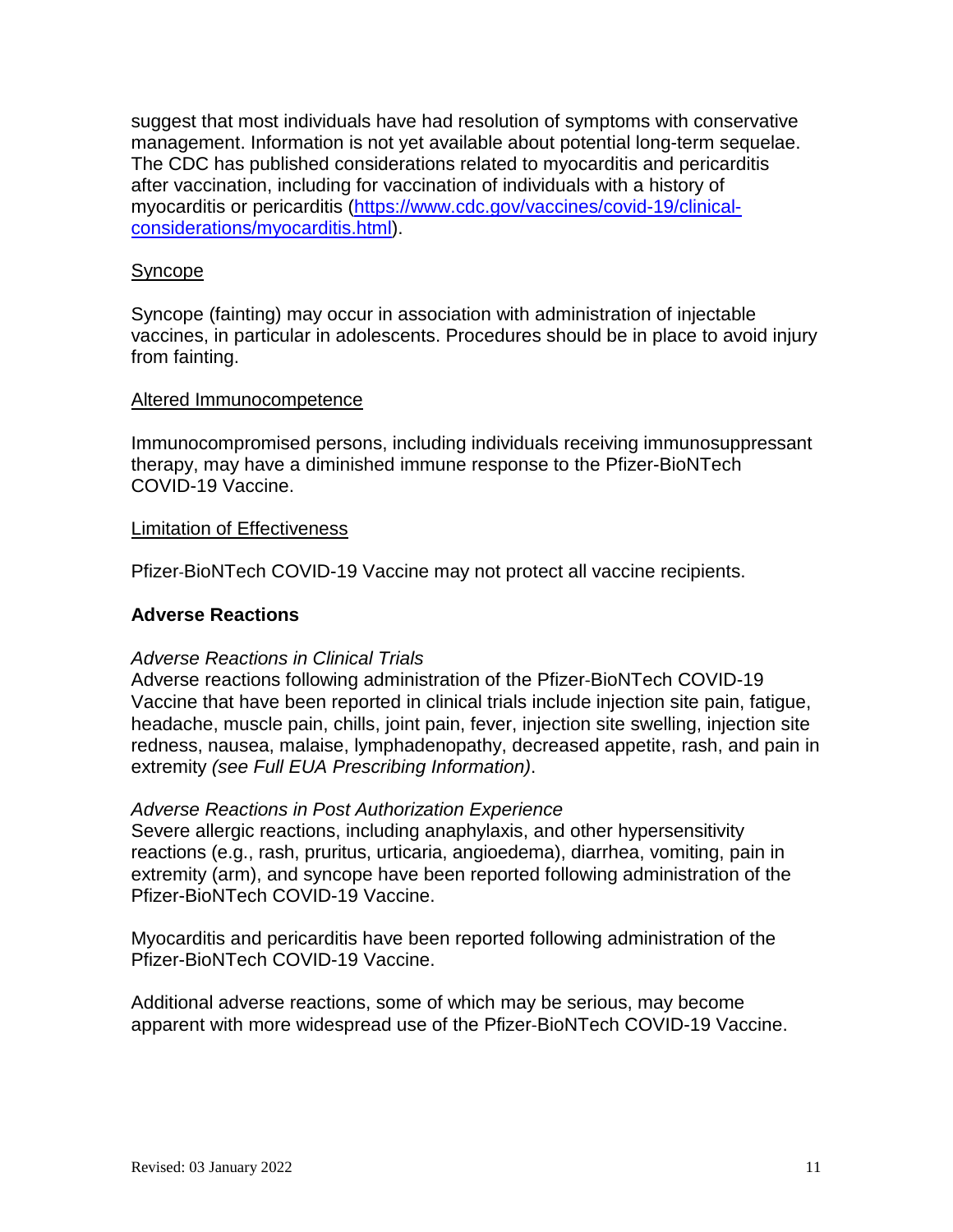suggest that most individuals have had resolution of symptoms with conservative management. Information is not yet available about potential long-term sequelae. The CDC has published considerations related to myocarditis and pericarditis after vaccination, including for vaccination of individuals with a history of myocarditis or pericarditis ([https://www.cdc.gov/vaccines/covid-19/clinical-considerations/myocarditis.html](https://www.cdc.gov/vaccines/covid-19/clinical-considerations/myocarditis.html)).

Syncope

Syncope (fainting) may occur in association with administration of injectable vaccines, in particular in adolescents. Procedures should be in place to avoid injury from fainting.

Altered Immunocompetence

Immunocompromised persons, including individuals receiving immunosuppressant therapy, may have a diminished immune response to the Pfizer-BioNTech COVID-19 Vaccine.

Limitation of Effectiveness

Pfizer-BioNTech COVID-19 Vaccine may not protect all vaccine recipients.

**Adverse Reactions**

*Adverse Reactions in Clinical Trials*
Adverse reactions following administration of the Pfizer-BioNTech COVID-19 Vaccine that have been reported in clinical trials include injection site pain, fatigue, headache, muscle pain, chills, joint pain, fever, injection site swelling, injection site redness, nausea, malaise, lymphadenopathy, decreased appetite, rash, and pain in extremity *(see Full EUA Prescribing Information)*.

*Adverse Reactions in Post Authorization Experience*
Severe allergic reactions, including anaphylaxis, and other hypersensitivity reactions (e.g., rash, pruritus, urticaria, angioedema), diarrhea, vomiting, pain in extremity (arm), and syncope have been reported following administration of the Pfizer-BioNTech COVID-19 Vaccine.

Myocarditis and pericarditis have been reported following administration of the Pfizer-BioNTech COVID-19 Vaccine.

Additional adverse reactions, some of which may be serious, may become apparent with more widespread use of the Pfizer-BioNTech COVID-19 Vaccine.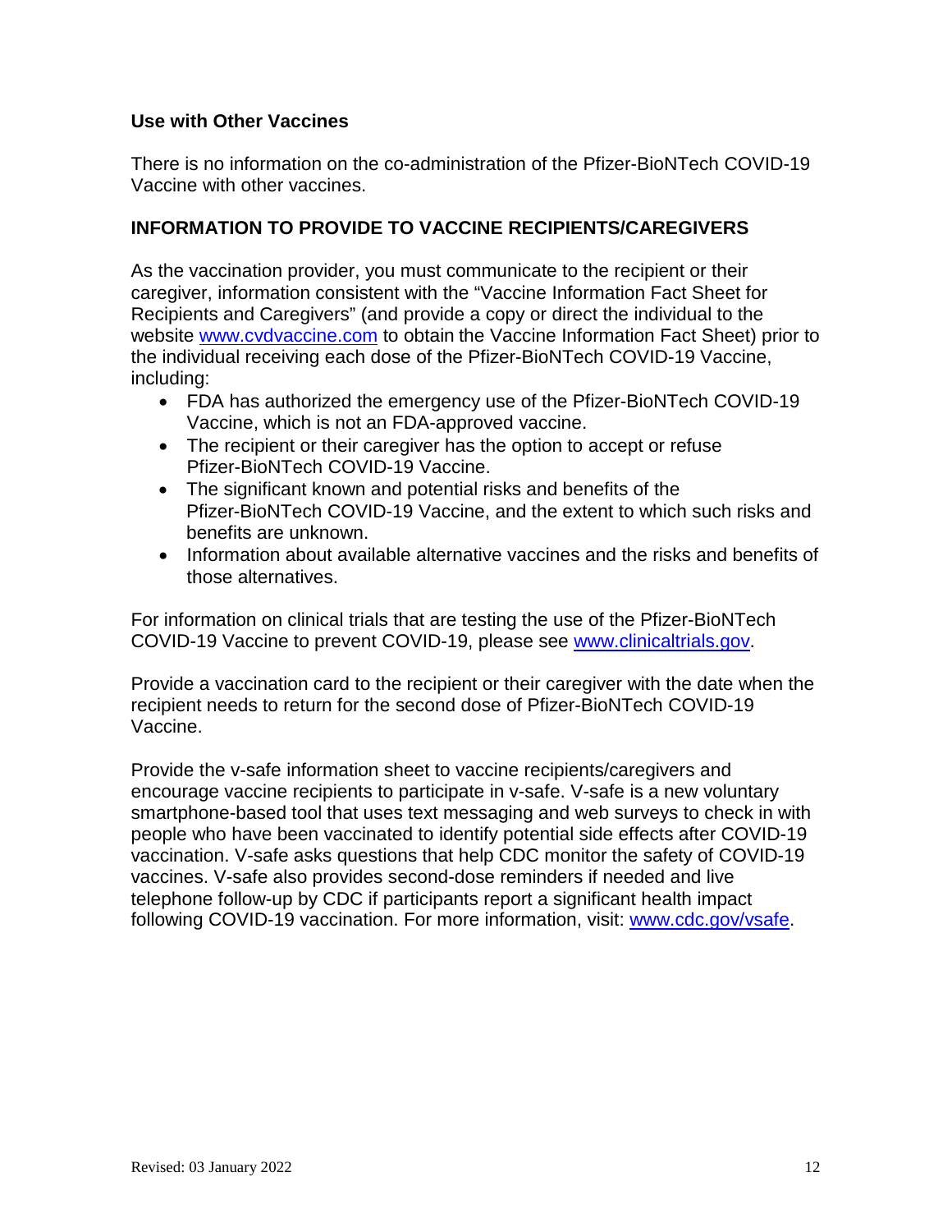### Use with Other Vaccines

There is no information on the co-administration of the Pfizer-BioNTech COVID-19 Vaccine with other vaccines.

## INFORMATION TO PROVIDE TO VACCINE RECIPIENTS/CAREGIVERS

As the vaccination provider, you must communicate to the recipient or their caregiver, information consistent with the "Vaccine Information Fact Sheet for Recipients and Caregivers" (and provide a copy or direct the individual to the website www.cvdvaccine.com to obtain the Vaccine Information Fact Sheet) prior to the individual receiving each dose of the Pfizer-BioNTech COVID-19 Vaccine, including:

- FDA has authorized the emergency use of the Pfizer-BioNTech COVID-19 Vaccine, which is not an FDA-approved vaccine.
- The recipient or their caregiver has the option to accept or refuse Pfizer-BioNTech COVID-19 Vaccine.
- The significant known and potential risks and benefits of the Pfizer-BioNTech COVID-19 Vaccine, and the extent to which such risks and benefits are unknown.
- Information about available alternative vaccines and the risks and benefits of those alternatives.

For information on clinical trials that are testing the use of the Pfizer-BioNTech COVID-19 Vaccine to prevent COVID-19, please see www.clinicaltrials.gov.

Provide a vaccination card to the recipient or their caregiver with the date when the recipient needs to return for the second dose of Pfizer-BioNTech COVID-19 Vaccine.

Provide the v-safe information sheet to vaccine recipients/caregivers and encourage vaccine recipients to participate in v-safe. V-safe is a new voluntary smartphone-based tool that uses text messaging and web surveys to check in with people who have been vaccinated to identify potential side effects after COVID-19 vaccination. V-safe asks questions that help CDC monitor the safety of COVID-19 vaccines. V-safe also provides second-dose reminders if needed and live telephone follow-up by CDC if participants report a significant health impact following COVID-19 vaccination. For more information, visit: www.cdc.gov/vsafe.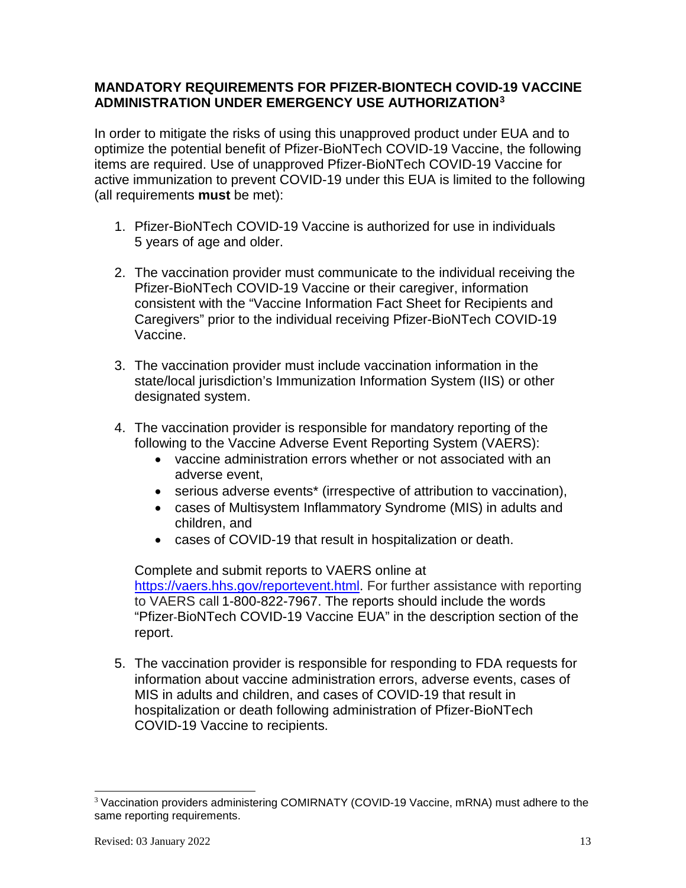## MANDATORY REQUIREMENTS FOR PFIZER-BIONTECH COVID-19 VACCINE ADMINISTRATION UNDER EMERGENCY USE AUTHORIZATION[3]

In order to mitigate the risks of using this unapproved product under EUA and to optimize the potential benefit of Pfizer-BioNTech COVID-19 Vaccine, the following items are required. Use of unapproved Pfizer-BioNTech COVID-19 Vaccine for active immunization to prevent COVID-19 under this EUA is limited to the following (all requirements **must** be met):

1. Pfizer-BioNTech COVID-19 Vaccine is authorized for use in individuals 5 years of age and older.

2. The vaccination provider must communicate to the individual receiving the Pfizer-BioNTech COVID-19 Vaccine or their caregiver, information consistent with the "Vaccine Information Fact Sheet for Recipients and Caregivers" prior to the individual receiving Pfizer-BioNTech COVID-19 Vaccine.

3. The vaccination provider must include vaccination information in the state/local jurisdiction's Immunization Information System (IIS) or other designated system.

4. The vaccination provider is responsible for mandatory reporting of the following to the Vaccine Adverse Event Reporting System (VAERS):
   - vaccine administration errors whether or not associated with an adverse event,
   - serious adverse events* (irrespective of attribution to vaccination),
   - cases of Multisystem Inflammatory Syndrome (MIS) in adults and children, and
   - cases of COVID-19 that result in hospitalization or death.

   Complete and submit reports to VAERS online at https://vaers.hhs.gov/reportevent.html. For further assistance with reporting to VAERS call 1-800-822-7967. The reports should include the words "Pfizer-BioNTech COVID-19 Vaccine EUA" in the description section of the report.

5. The vaccination provider is responsible for responding to FDA requests for information about vaccine administration errors, adverse events, cases of MIS in adults and children, and cases of COVID-19 that result in hospitalization or death following administration of Pfizer-BioNTech COVID-19 Vaccine to recipients.

---

[3] Vaccination providers administering COMIRNATY (COVID-19 Vaccine, mRNA) must adhere to the same reporting requirements.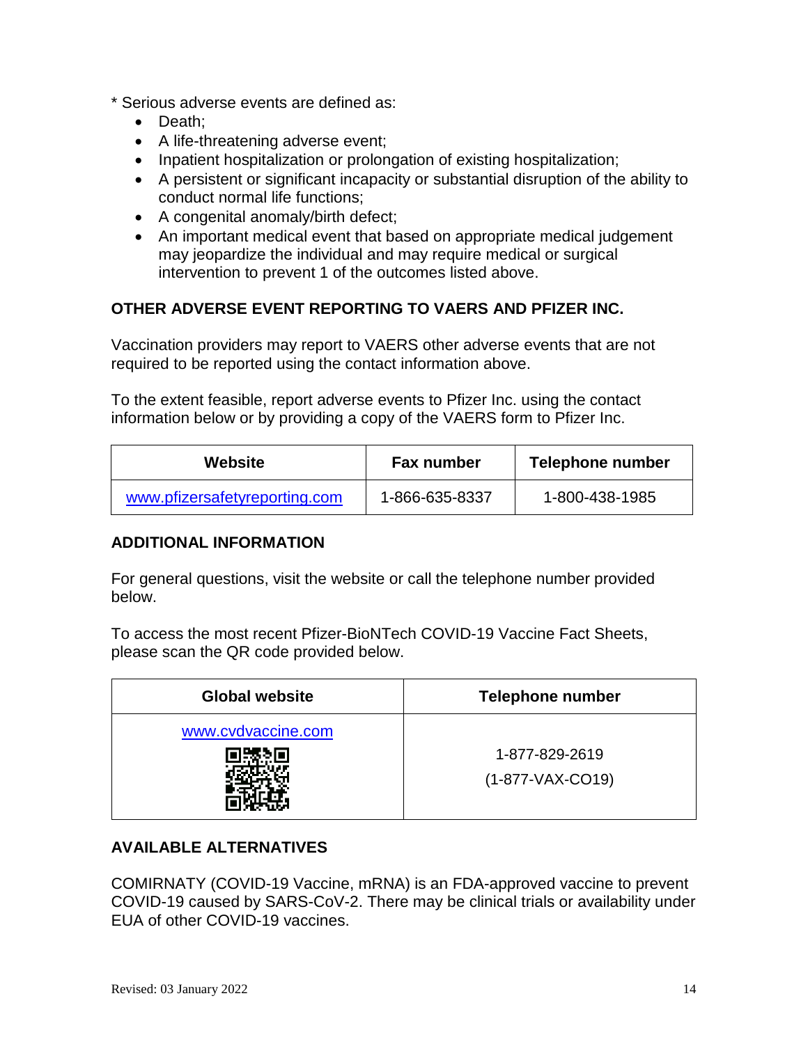* Serious adverse events are defined as:

- Death;
- A life-threatening adverse event;
- Inpatient hospitalization or prolongation of existing hospitalization;
- A persistent or significant incapacity or substantial disruption of the ability to conduct normal life functions;
- A congenital anomaly/birth defect;
- An important medical event that based on appropriate medical judgement may jeopardize the individual and may require medical or surgical intervention to prevent 1 of the outcomes listed above.

## OTHER ADVERSE EVENT REPORTING TO VAERS AND PFIZER INC.

Vaccination providers may report to VAERS other adverse events that are not required to be reported using the contact information above.

To the extent feasible, report adverse events to Pfizer Inc. using the contact information below or by providing a copy of the VAERS form to Pfizer Inc.

| Website | Fax number | Telephone number |
|---|---|---|
| www.pfizersafetyreporting.com | 1-866-635-8337 | 1-800-438-1985 |

## ADDITIONAL INFORMATION

For general questions, visit the website or call the telephone number provided below.

To access the most recent Pfizer-BioNTech COVID-19 Vaccine Fact Sheets, please scan the QR code provided below.

| Global website | Telephone number |
|---|---|
| www.cvdvaccine.com | 1-877-829-2619 (1-877-VAX-CO19) |

## AVAILABLE ALTERNATIVES

COMIRNATY (COVID-19 Vaccine, mRNA) is an FDA-approved vaccine to prevent COVID-19 caused by SARS-CoV-2. There may be clinical trials or availability under EUA of other COVID-19 vaccines.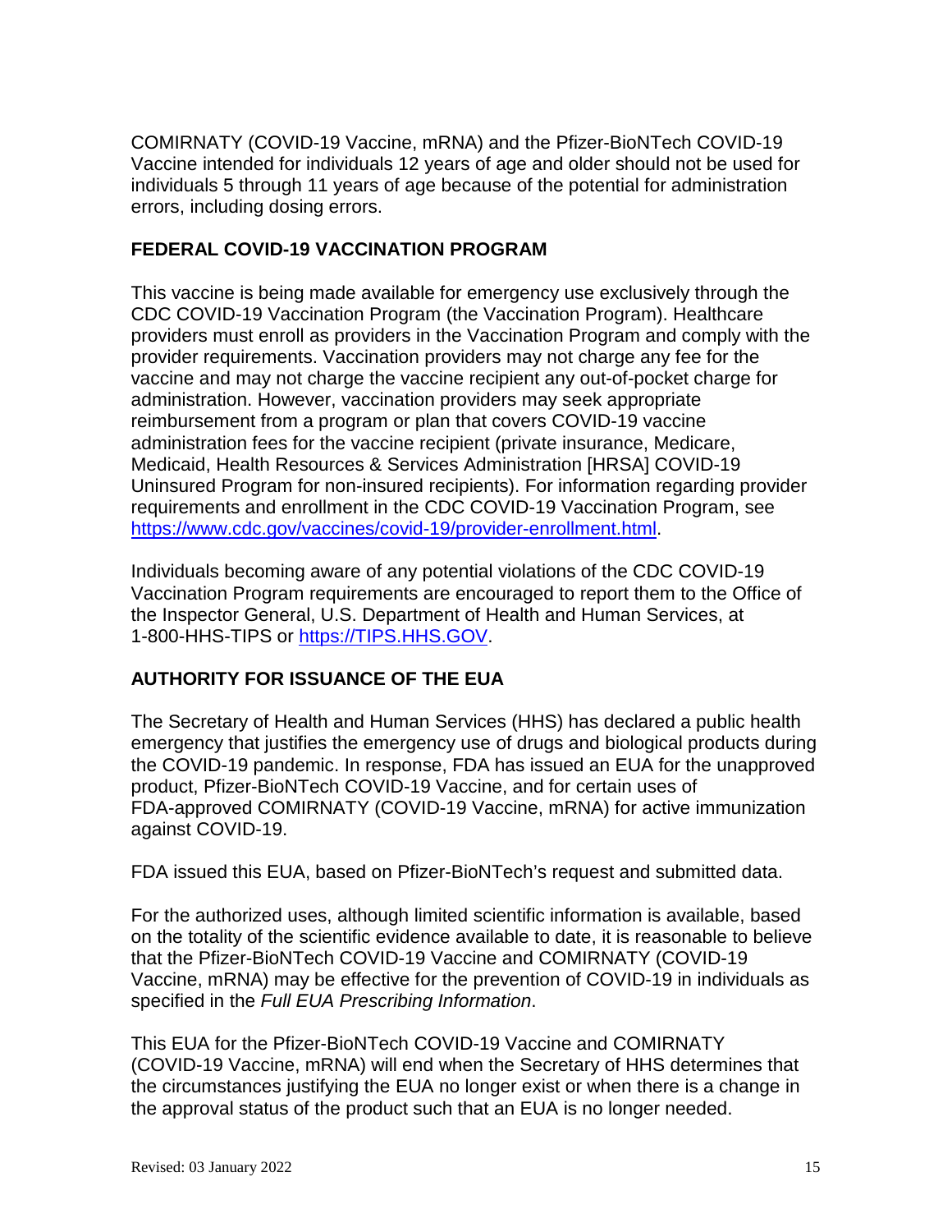COMIRNATY (COVID-19 Vaccine, mRNA) and the Pfizer-BioNTech COVID-19 Vaccine intended for individuals 12 years of age and older should not be used for individuals 5 through 11 years of age because of the potential for administration errors, including dosing errors.

## FEDERAL COVID-19 VACCINATION PROGRAM

This vaccine is being made available for emergency use exclusively through the CDC COVID-19 Vaccination Program (the Vaccination Program). Healthcare providers must enroll as providers in the Vaccination Program and comply with the provider requirements. Vaccination providers may not charge any fee for the vaccine and may not charge the vaccine recipient any out-of-pocket charge for administration. However, vaccination providers may seek appropriate reimbursement from a program or plan that covers COVID-19 vaccine administration fees for the vaccine recipient (private insurance, Medicare, Medicaid, Health Resources & Services Administration [HRSA] COVID-19 Uninsured Program for non-insured recipients). For information regarding provider requirements and enrollment in the CDC COVID-19 Vaccination Program, see [https://www.cdc.gov/vaccines/covid-19/provider-enrollment.html](https://www.cdc.gov/vaccines/covid-19/provider-enrollment.html).

Individuals becoming aware of any potential violations of the CDC COVID-19 Vaccination Program requirements are encouraged to report them to the Office of the Inspector General, U.S. Department of Health and Human Services, at 1-800-HHS-TIPS or [https://TIPS.HHS.GOV](https://TIPS.HHS.GOV).

## AUTHORITY FOR ISSUANCE OF THE EUA

The Secretary of Health and Human Services (HHS) has declared a public health emergency that justifies the emergency use of drugs and biological products during the COVID-19 pandemic. In response, FDA has issued an EUA for the unapproved product, Pfizer-BioNTech COVID-19 Vaccine, and for certain uses of FDA-approved COMIRNATY (COVID-19 Vaccine, mRNA) for active immunization against COVID-19.

FDA issued this EUA, based on Pfizer-BioNTech's request and submitted data.

For the authorized uses, although limited scientific information is available, based on the totality of the scientific evidence available to date, it is reasonable to believe that the Pfizer-BioNTech COVID-19 Vaccine and COMIRNATY (COVID-19 Vaccine, mRNA) may be effective for the prevention of COVID-19 in individuals as specified in the *Full EUA Prescribing Information*.

This EUA for the Pfizer-BioNTech COVID-19 Vaccine and COMIRNATY (COVID-19 Vaccine, mRNA) will end when the Secretary of HHS determines that the circumstances justifying the EUA no longer exist or when there is a change in the approval status of the product such that an EUA is no longer needed.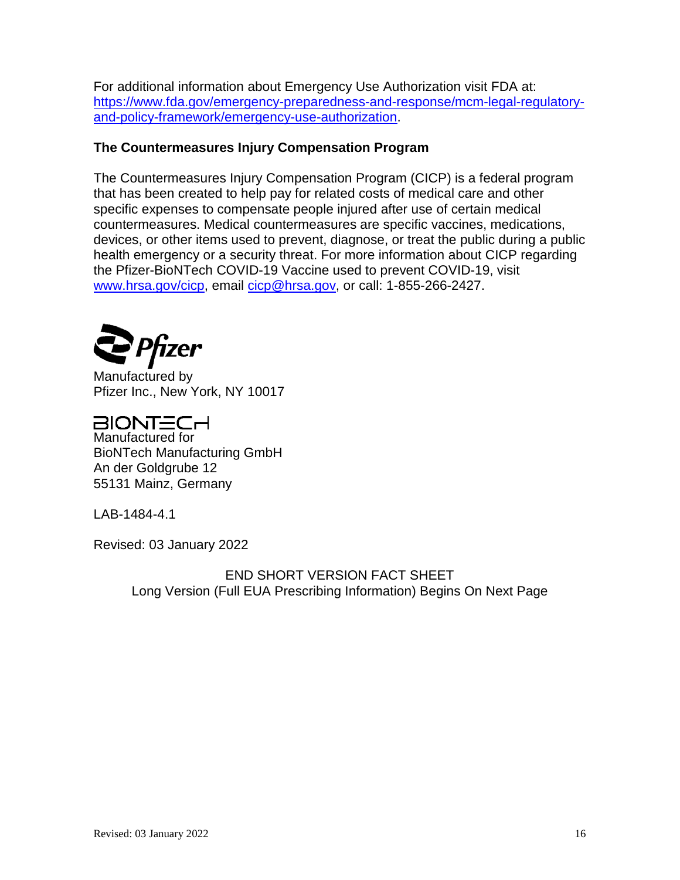For additional information about Emergency Use Authorization visit FDA at: https://www.fda.gov/emergency-preparedness-and-response/mcm-legal-regulatory-and-policy-framework/emergency-use-authorization.

**The Countermeasures Injury Compensation Program**

The Countermeasures Injury Compensation Program (CICP) is a federal program that has been created to help pay for related costs of medical care and other specific expenses to compensate people injured after use of certain medical countermeasures. Medical countermeasures are specific vaccines, medications, devices, or other items used to prevent, diagnose, or treat the public during a public health emergency or a security threat. For more information about CICP regarding the Pfizer-BioNTech COVID-19 Vaccine used to prevent COVID-19, visit www.hrsa.gov/cicp, email cicp@hrsa.gov, or call: 1-855-266-2427.

Pfizer

Manufactured by
Pfizer Inc., New York, NY 10017

BIONTECH

Manufactured for
BioNTech Manufacturing GmbH
An der Goldgrube 12
55131 Mainz, Germany

LAB-1484-4.1

Revised: 03 January 2022

END SHORT VERSION FACT SHEET
Long Version (Full EUA Prescribing Information) Begins On Next Page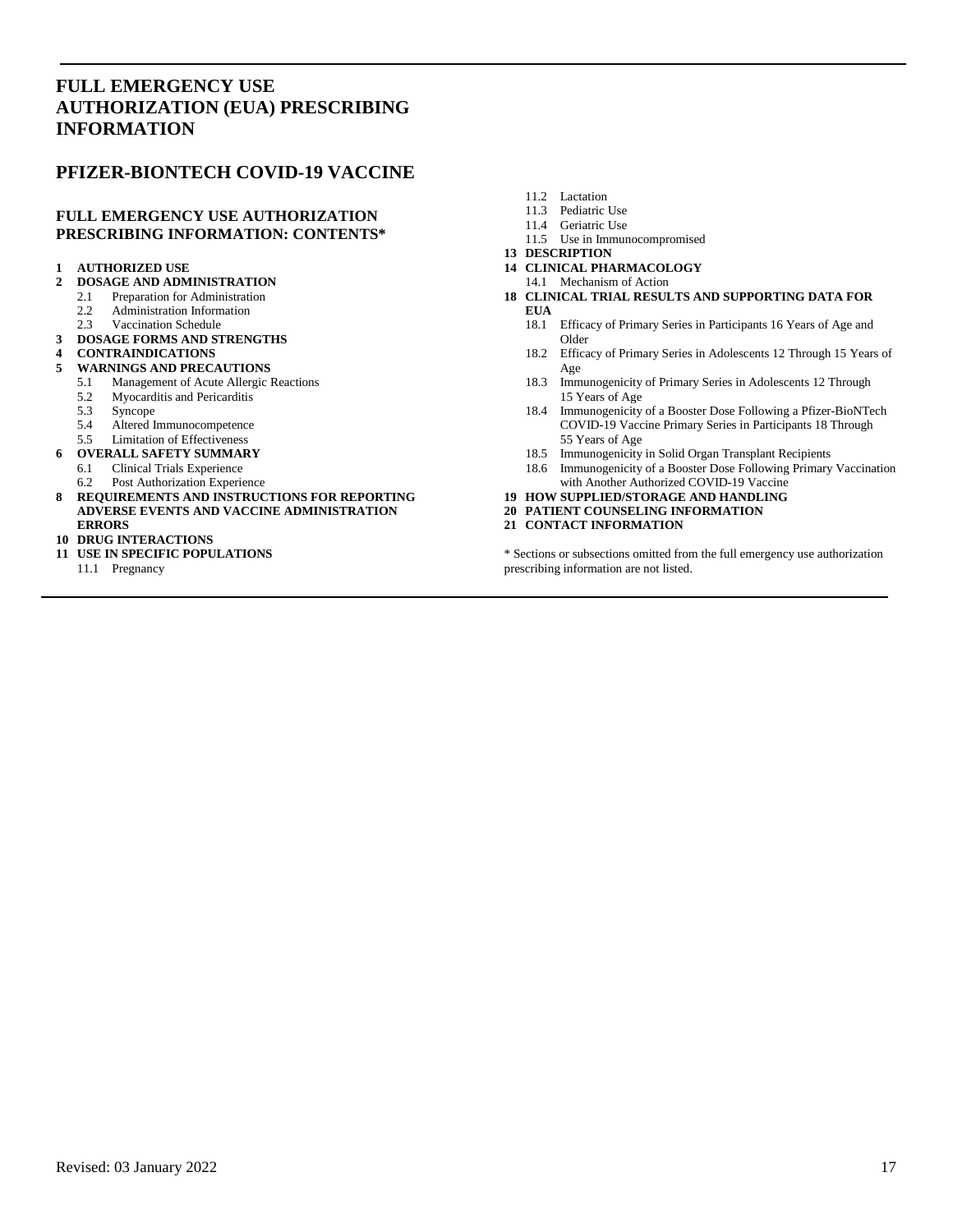# FULL EMERGENCY USE AUTHORIZATION (EUA) PRESCRIBING INFORMATION

# PFIZER-BIONTECH COVID-19 VACCINE

## FULL EMERGENCY USE AUTHORIZATION PRESCRIBING INFORMATION: CONTENTS*

**1 AUTHORIZED USE**

**2 DOSAGE AND ADMINISTRATION**
- 2.1 Preparation for Administration
- 2.2 Administration Information
- 2.3 Vaccination Schedule

**3 DOSAGE FORMS AND STRENGTHS**

**4 CONTRAINDICATIONS**

**5 WARNINGS AND PRECAUTIONS**
- 5.1 Management of Acute Allergic Reactions
- 5.2 Myocarditis and Pericarditis
- 5.3 Syncope
- 5.4 Altered Immunocompetence
- 5.5 Limitation of Effectiveness

**6 OVERALL SAFETY SUMMARY**
- 6.1 Clinical Trials Experience
- 6.2 Post Authorization Experience

**8 REQUIREMENTS AND INSTRUCTIONS FOR REPORTING ADVERSE EVENTS AND VACCINE ADMINISTRATION ERRORS**

**10 DRUG INTERACTIONS**

**11 USE IN SPECIFIC POPULATIONS**
- 11.1 Pregnancy
- 11.2 Lactation
- 11.3 Pediatric Use
- 11.4 Geriatric Use
- 11.5 Use in Immunocompromised

**13 DESCRIPTION**

**14 CLINICAL PHARMACOLOGY**
- 14.1 Mechanism of Action

**18 CLINICAL TRIAL RESULTS AND SUPPORTING DATA FOR EUA**
- 18.1 Efficacy of Primary Series in Participants 16 Years of Age and Older
- 18.2 Efficacy of Primary Series in Adolescents 12 Through 15 Years of Age
- 18.3 Immunogenicity of Primary Series in Adolescents 12 Through 15 Years of Age
- 18.4 Immunogenicity of a Booster Dose Following a Pfizer-BioNTech COVID-19 Vaccine Primary Series in Participants 18 Through 55 Years of Age
- 18.5 Immunogenicity in Solid Organ Transplant Recipients
- 18.6 Immunogenicity of a Booster Dose Following Primary Vaccination with Another Authorized COVID-19 Vaccine

**19 HOW SUPPLIED/STORAGE AND HANDLING**

**20 PATIENT COUNSELING INFORMATION**

**21 CONTACT INFORMATION**

* Sections or subsections omitted from the full emergency use authorization prescribing information are not listed.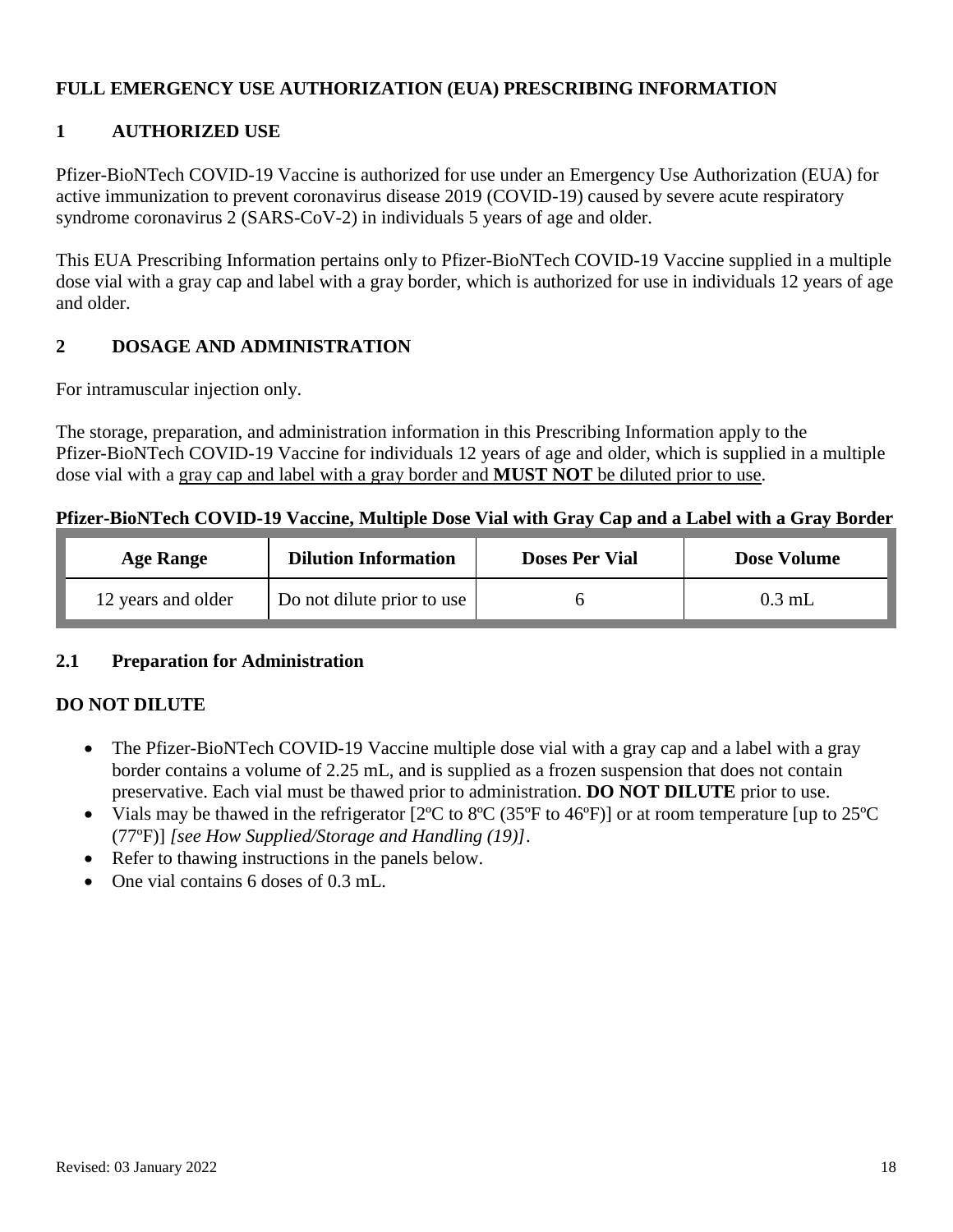# FULL EMERGENCY USE AUTHORIZATION (EUA) PRESCRIBING INFORMATION

## 1 AUTHORIZED USE

Pfizer-BioNTech COVID-19 Vaccine is authorized for use under an Emergency Use Authorization (EUA) for active immunization to prevent coronavirus disease 2019 (COVID-19) caused by severe acute respiratory syndrome coronavirus 2 (SARS-CoV-2) in individuals 5 years of age and older.

This EUA Prescribing Information pertains only to Pfizer-BioNTech COVID-19 Vaccine supplied in a multiple dose vial with a gray cap and label with a gray border, which is authorized for use in individuals 12 years of age and older.

## 2 DOSAGE AND ADMINISTRATION

For intramuscular injection only.

The storage, preparation, and administration information in this Prescribing Information apply to the Pfizer-BioNTech COVID-19 Vaccine for individuals 12 years of age and older, which is supplied in a multiple dose vial with a gray cap and label with a gray border and **MUST NOT** be diluted prior to use.

**Pfizer-BioNTech COVID-19 Vaccine, Multiple Dose Vial with Gray Cap and a Label with a Gray Border**

| Age Range | Dilution Information | Doses Per Vial | Dose Volume |
|---|---|---|---|
| 12 years and older | Do not dilute prior to use | 6 | 0.3 mL |

### 2.1 Preparation for Administration

**DO NOT DILUTE**

- The Pfizer-BioNTech COVID-19 Vaccine multiple dose vial with a gray cap and a label with a gray border contains a volume of 2.25 mL, and is supplied as a frozen suspension that does not contain preservative. Each vial must be thawed prior to administration. **DO NOT DILUTE** prior to use.
- Vials may be thawed in the refrigerator [2ºC to 8ºC (35ºF to 46ºF)] or at room temperature [up to 25ºC (77ºF)] *[see How Supplied/Storage and Handling (19)]*.
- Refer to thawing instructions in the panels below.
- One vial contains 6 doses of 0.3 mL.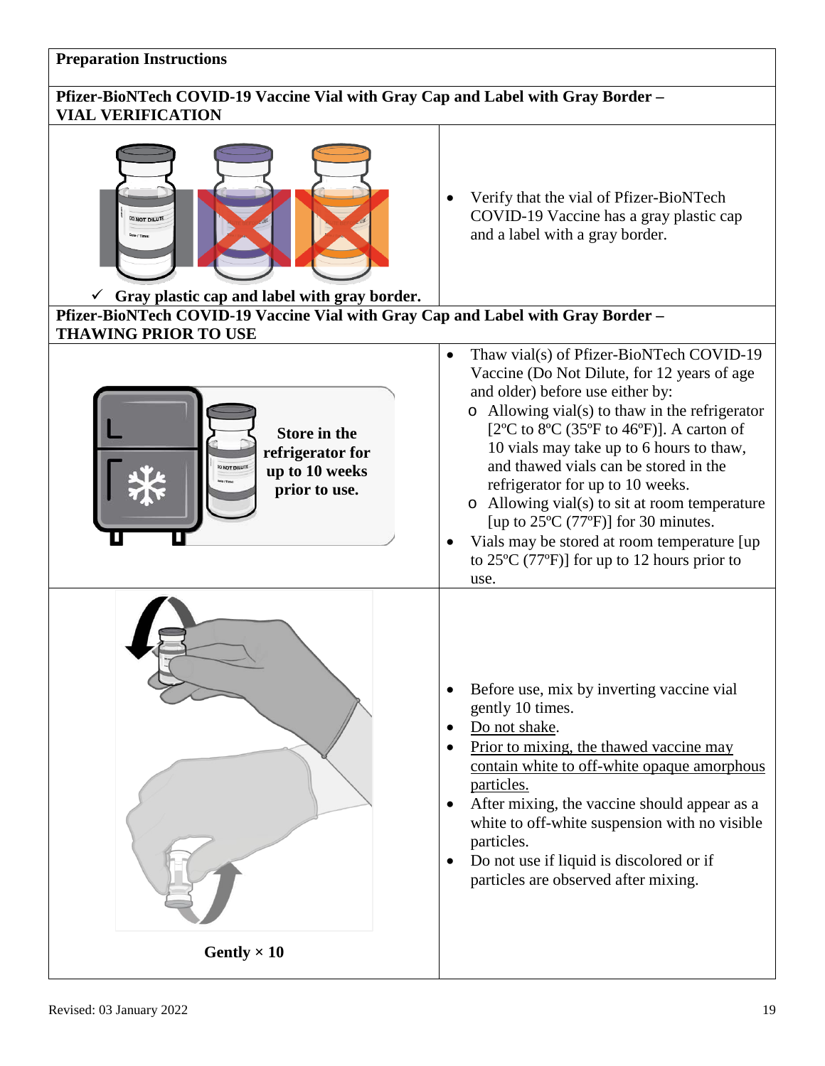**Preparation Instructions**

**Pfizer-BioNTech COVID-19 Vaccine Vial with Gray Cap and Label with Gray Border – VIAL VERIFICATION**

✓ **Gray plastic cap and label with gray border.**

- Verify that the vial of Pfizer-BioNTech COVID-19 Vaccine has a gray plastic cap and a label with a gray border.

**Pfizer-BioNTech COVID-19 Vaccine Vial with Gray Cap and Label with Gray Border – THAWING PRIOR TO USE**

**Store in the refrigerator for up to 10 weeks prior to use.**

- Thaw vial(s) of Pfizer-BioNTech COVID-19 Vaccine (Do Not Dilute, for 12 years of age and older) before use either by:
  - Allowing vial(s) to thaw in the refrigerator [2ºC to 8ºC (35ºF to 46ºF)]. A carton of 10 vials may take up to 6 hours to thaw, and thawed vials can be stored in the refrigerator for up to 10 weeks.
  - Allowing vial(s) to sit at room temperature [up to 25ºC (77ºF)] for 30 minutes.
- Vials may be stored at room temperature [up to 25ºC (77ºF)] for up to 12 hours prior to use.

**Gently × 10**

- Before use, mix by inverting vaccine vial gently 10 times.
- Do not shake.
- Prior to mixing, the thawed vaccine may contain white to off-white opaque amorphous particles.
- After mixing, the vaccine should appear as a white to off-white suspension with no visible particles.
- Do not use if liquid is discolored or if particles are observed after mixing.

Revised: 03 January 2022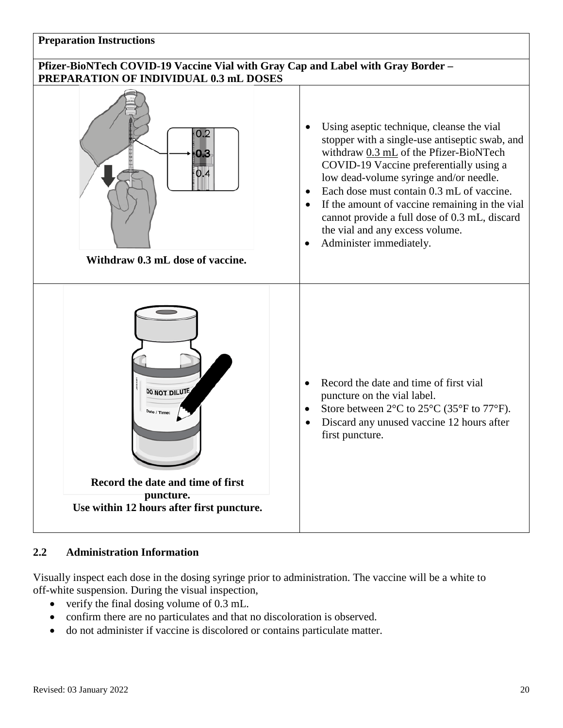| **Preparation Instructions** | |
|---|---|
| **Pfizer-BioNTech COVID-19 Vaccine Vial with Gray Cap and Label with Gray Border – PREPARATION OF INDIVIDUAL 0.3 mL DOSES** | |
| **Withdraw 0.3 mL dose of vaccine.** | • Using aseptic technique, cleanse the vial stopper with a single-use antiseptic swab, and withdraw 0.3 mL of the Pfizer-BioNTech COVID-19 Vaccine preferentially using a low dead-volume syringe and/or needle.<br>• Each dose must contain 0.3 mL of vaccine.<br>• If the amount of vaccine remaining in the vial cannot provide a full dose of 0.3 mL, discard the vial and any excess volume.<br>• Administer immediately. |
| **Record the date and time of first puncture. Use within 12 hours after first puncture.** | • Record the date and time of first vial puncture on the vial label.<br>• Store between 2°C to 25°C (35°F to 77°F).<br>• Discard any unused vaccine 12 hours after first puncture. |

## 2.2 Administration Information

Visually inspect each dose in the dosing syringe prior to administration. The vaccine will be a white to off-white suspension. During the visual inspection,

- verify the final dosing volume of 0.3 mL.
- confirm there are no particulates and that no discoloration is observed.
- do not administer if vaccine is discolored or contains particulate matter.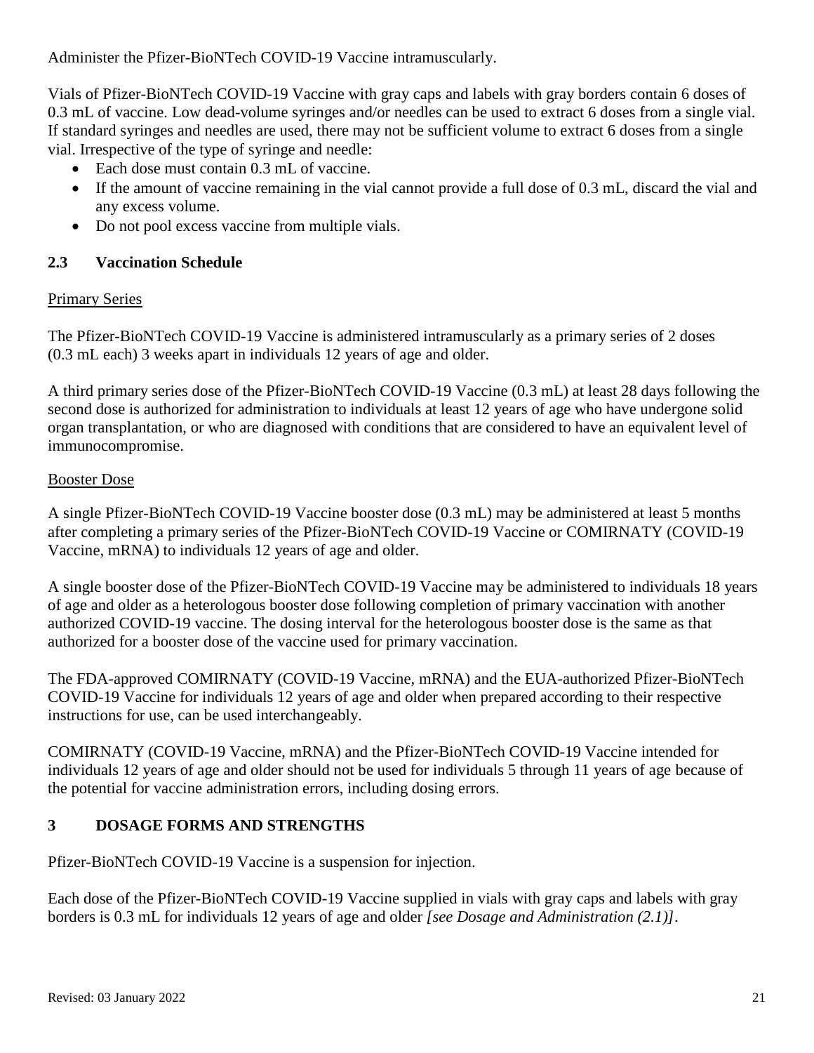Administer the Pfizer-BioNTech COVID-19 Vaccine intramuscularly.

Vials of Pfizer-BioNTech COVID-19 Vaccine with gray caps and labels with gray borders contain 6 doses of 0.3 mL of vaccine. Low dead-volume syringes and/or needles can be used to extract 6 doses from a single vial. If standard syringes and needles are used, there may not be sufficient volume to extract 6 doses from a single vial. Irrespective of the type of syringe and needle:

- Each dose must contain 0.3 mL of vaccine.
- If the amount of vaccine remaining in the vial cannot provide a full dose of 0.3 mL, discard the vial and any excess volume.
- Do not pool excess vaccine from multiple vials.

### 2.3 Vaccination Schedule

Primary Series

The Pfizer-BioNTech COVID-19 Vaccine is administered intramuscularly as a primary series of 2 doses (0.3 mL each) 3 weeks apart in individuals 12 years of age and older.

A third primary series dose of the Pfizer-BioNTech COVID-19 Vaccine (0.3 mL) at least 28 days following the second dose is authorized for administration to individuals at least 12 years of age who have undergone solid organ transplantation, or who are diagnosed with conditions that are considered to have an equivalent level of immunocompromise.

Booster Dose

A single Pfizer-BioNTech COVID-19 Vaccine booster dose (0.3 mL) may be administered at least 5 months after completing a primary series of the Pfizer-BioNTech COVID-19 Vaccine or COMIRNATY (COVID-19 Vaccine, mRNA) to individuals 12 years of age and older.

A single booster dose of the Pfizer-BioNTech COVID-19 Vaccine may be administered to individuals 18 years of age and older as a heterologous booster dose following completion of primary vaccination with another authorized COVID-19 vaccine. The dosing interval for the heterologous booster dose is the same as that authorized for a booster dose of the vaccine used for primary vaccination.

The FDA-approved COMIRNATY (COVID-19 Vaccine, mRNA) and the EUA-authorized Pfizer-BioNTech COVID-19 Vaccine for individuals 12 years of age and older when prepared according to their respective instructions for use, can be used interchangeably.

COMIRNATY (COVID-19 Vaccine, mRNA) and the Pfizer-BioNTech COVID-19 Vaccine intended for individuals 12 years of age and older should not be used for individuals 5 through 11 years of age because of the potential for vaccine administration errors, including dosing errors.

## 3 DOSAGE FORMS AND STRENGTHS

Pfizer-BioNTech COVID-19 Vaccine is a suspension for injection.

Each dose of the Pfizer-BioNTech COVID-19 Vaccine supplied in vials with gray caps and labels with gray borders is 0.3 mL for individuals 12 years of age and older *[see Dosage and Administration (2.1)]*.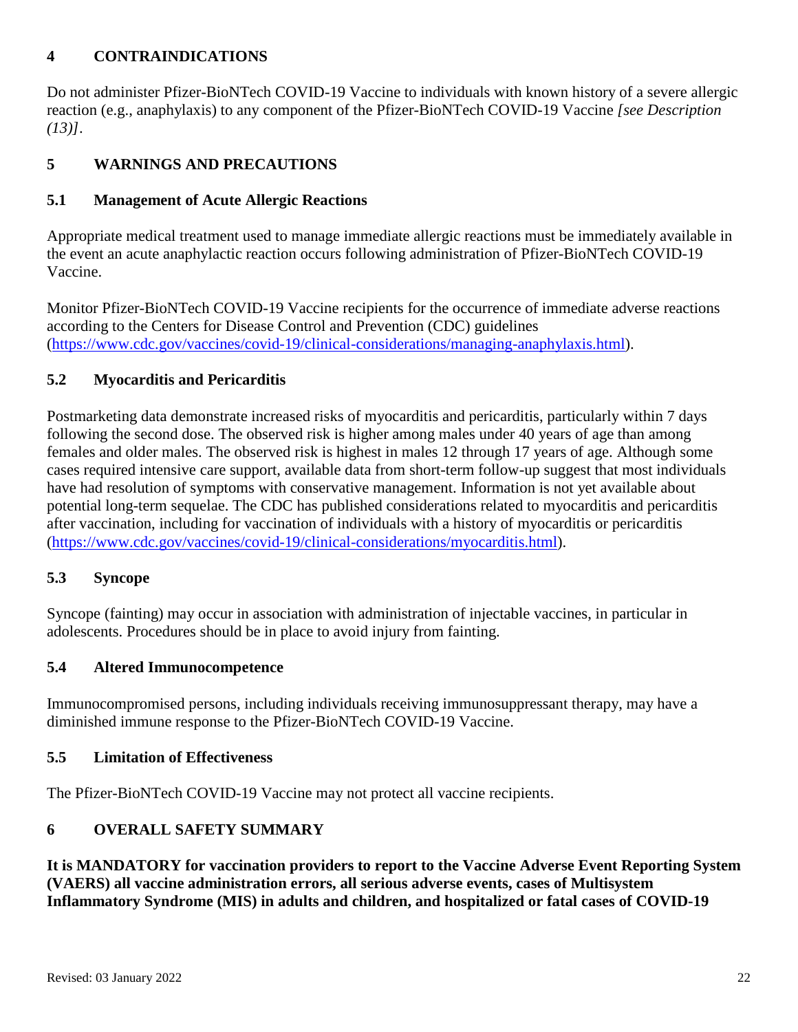## 4 CONTRAINDICATIONS

Do not administer Pfizer-BioNTech COVID-19 Vaccine to individuals with known history of a severe allergic reaction (e.g., anaphylaxis) to any component of the Pfizer-BioNTech COVID-19 Vaccine *[see Description (13)]*.

## 5 WARNINGS AND PRECAUTIONS

### 5.1 Management of Acute Allergic Reactions

Appropriate medical treatment used to manage immediate allergic reactions must be immediately available in the event an acute anaphylactic reaction occurs following administration of Pfizer-BioNTech COVID-19 Vaccine.

Monitor Pfizer-BioNTech COVID-19 Vaccine recipients for the occurrence of immediate adverse reactions according to the Centers for Disease Control and Prevention (CDC) guidelines (https://www.cdc.gov/vaccines/covid-19/clinical-considerations/managing-anaphylaxis.html).

### 5.2 Myocarditis and Pericarditis

Postmarketing data demonstrate increased risks of myocarditis and pericarditis, particularly within 7 days following the second dose. The observed risk is higher among males under 40 years of age than among females and older males. The observed risk is highest in males 12 through 17 years of age. Although some cases required intensive care support, available data from short-term follow-up suggest that most individuals have had resolution of symptoms with conservative management. Information is not yet available about potential long-term sequelae. The CDC has published considerations related to myocarditis and pericarditis after vaccination, including for vaccination of individuals with a history of myocarditis or pericarditis (https://www.cdc.gov/vaccines/covid-19/clinical-considerations/myocarditis.html).

### 5.3 Syncope

Syncope (fainting) may occur in association with administration of injectable vaccines, in particular in adolescents. Procedures should be in place to avoid injury from fainting.

### 5.4 Altered Immunocompetence

Immunocompromised persons, including individuals receiving immunosuppressant therapy, may have a diminished immune response to the Pfizer-BioNTech COVID-19 Vaccine.

### 5.5 Limitation of Effectiveness

The Pfizer-BioNTech COVID-19 Vaccine may not protect all vaccine recipients.

## 6 OVERALL SAFETY SUMMARY

**It is MANDATORY for vaccination providers to report to the Vaccine Adverse Event Reporting System (VAERS) all vaccine administration errors, all serious adverse events, cases of Multisystem Inflammatory Syndrome (MIS) in adults and children, and hospitalized or fatal cases of COVID-19**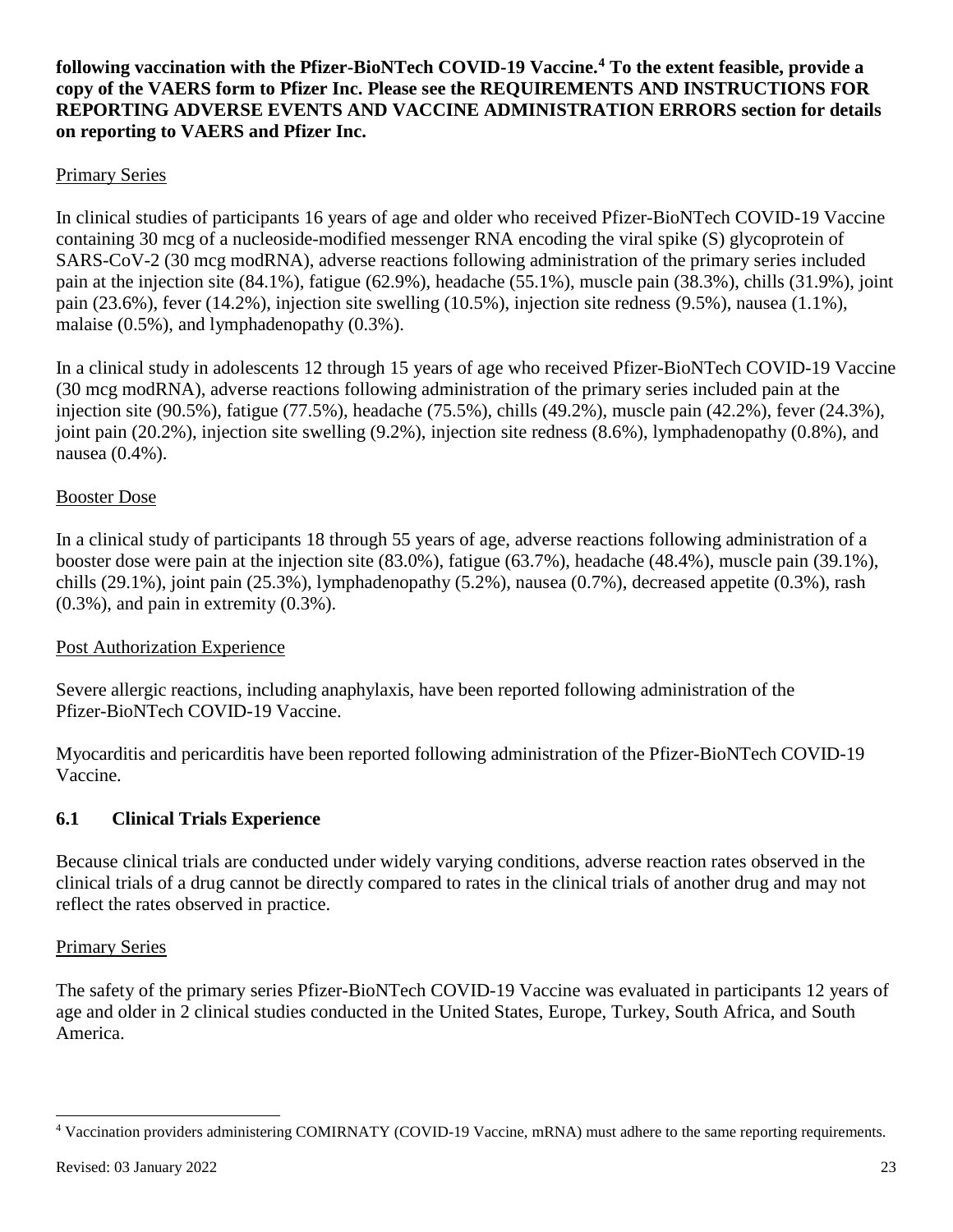**following vaccination with the Pfizer-BioNTech COVID-19 Vaccine.[4] To the extent feasible, provide a copy of the VAERS form to Pfizer Inc. Please see the REQUIREMENTS AND INSTRUCTIONS FOR REPORTING ADVERSE EVENTS AND VACCINE ADMINISTRATION ERRORS section for details on reporting to VAERS and Pfizer Inc.**

Primary Series

In clinical studies of participants 16 years of age and older who received Pfizer-BioNTech COVID-19 Vaccine containing 30 mcg of a nucleoside-modified messenger RNA encoding the viral spike (S) glycoprotein of SARS-CoV-2 (30 mcg modRNA), adverse reactions following administration of the primary series included pain at the injection site (84.1%), fatigue (62.9%), headache (55.1%), muscle pain (38.3%), chills (31.9%), joint pain (23.6%), fever (14.2%), injection site swelling (10.5%), injection site redness (9.5%), nausea (1.1%), malaise (0.5%), and lymphadenopathy (0.3%).

In a clinical study in adolescents 12 through 15 years of age who received Pfizer-BioNTech COVID-19 Vaccine (30 mcg modRNA), adverse reactions following administration of the primary series included pain at the injection site (90.5%), fatigue (77.5%), headache (75.5%), chills (49.2%), muscle pain (42.2%), fever (24.3%), joint pain (20.2%), injection site swelling (9.2%), injection site redness (8.6%), lymphadenopathy (0.8%), and nausea (0.4%).

Booster Dose

In a clinical study of participants 18 through 55 years of age, adverse reactions following administration of a booster dose were pain at the injection site (83.0%), fatigue (63.7%), headache (48.4%), muscle pain (39.1%), chills (29.1%), joint pain (25.3%), lymphadenopathy (5.2%), nausea (0.7%), decreased appetite (0.3%), rash (0.3%), and pain in extremity (0.3%).

Post Authorization Experience

Severe allergic reactions, including anaphylaxis, have been reported following administration of the Pfizer-BioNTech COVID-19 Vaccine.

Myocarditis and pericarditis have been reported following administration of the Pfizer-BioNTech COVID-19 Vaccine.

## 6.1 Clinical Trials Experience

Because clinical trials are conducted under widely varying conditions, adverse reaction rates observed in the clinical trials of a drug cannot be directly compared to rates in the clinical trials of another drug and may not reflect the rates observed in practice.

Primary Series

The safety of the primary series Pfizer-BioNTech COVID-19 Vaccine was evaluated in participants 12 years of age and older in 2 clinical studies conducted in the United States, Europe, Turkey, South Africa, and South America.

[4] Vaccination providers administering COMIRNATY (COVID-19 Vaccine, mRNA) must adhere to the same reporting requirements.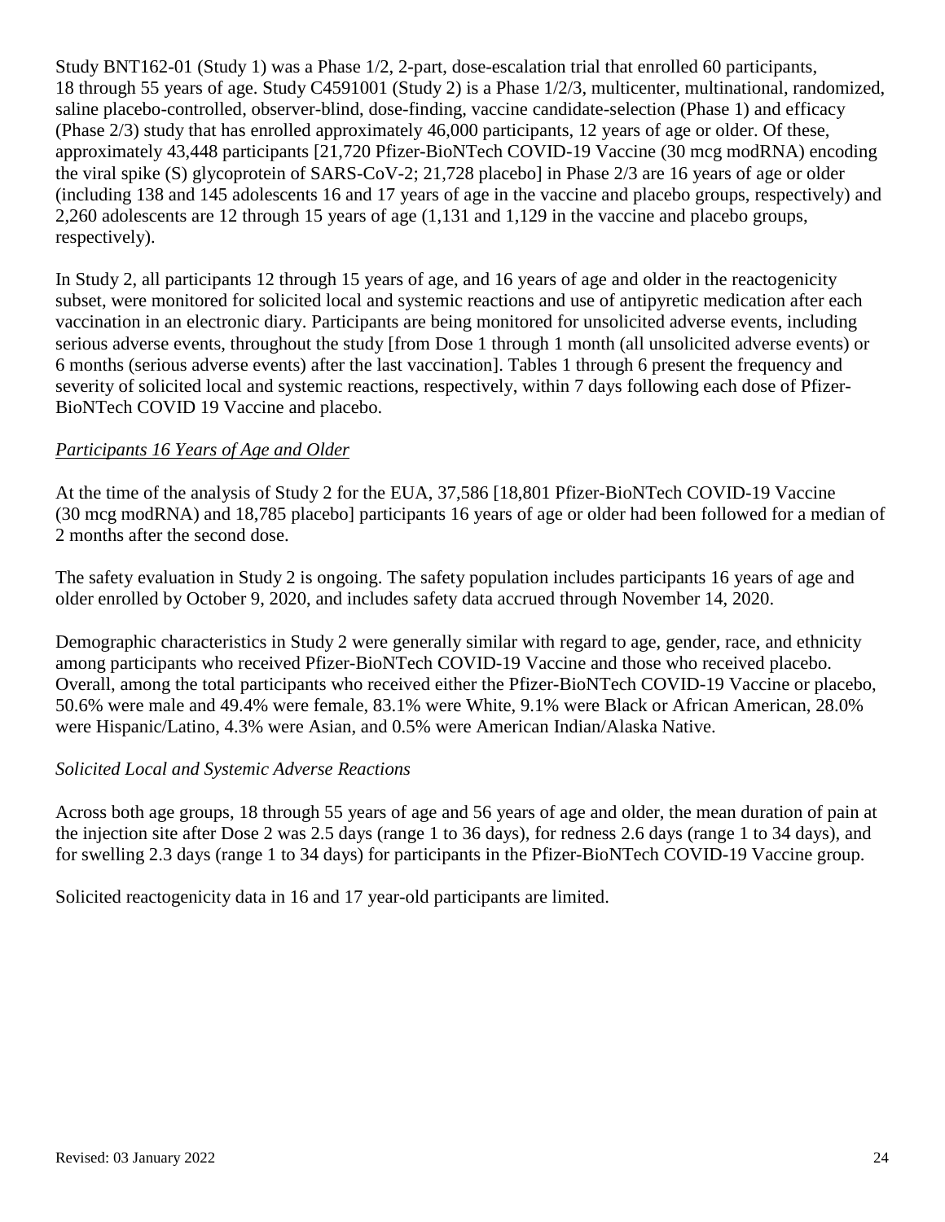Study BNT162-01 (Study 1) was a Phase 1/2, 2-part, dose-escalation trial that enrolled 60 participants, 18 through 55 years of age. Study C4591001 (Study 2) is a Phase 1/2/3, multicenter, multinational, randomized, saline placebo-controlled, observer-blind, dose-finding, vaccine candidate-selection (Phase 1) and efficacy (Phase 2/3) study that has enrolled approximately 46,000 participants, 12 years of age or older. Of these, approximately 43,448 participants [21,720 Pfizer-BioNTech COVID-19 Vaccine (30 mcg modRNA) encoding the viral spike (S) glycoprotein of SARS-CoV-2; 21,728 placebo] in Phase 2/3 are 16 years of age or older (including 138 and 145 adolescents 16 and 17 years of age in the vaccine and placebo groups, respectively) and 2,260 adolescents are 12 through 15 years of age (1,131 and 1,129 in the vaccine and placebo groups, respectively).

In Study 2, all participants 12 through 15 years of age, and 16 years of age and older in the reactogenicity subset, were monitored for solicited local and systemic reactions and use of antipyretic medication after each vaccination in an electronic diary. Participants are being monitored for unsolicited adverse events, including serious adverse events, throughout the study [from Dose 1 through 1 month (all unsolicited adverse events) or 6 months (serious adverse events) after the last vaccination]. Tables 1 through 6 present the frequency and severity of solicited local and systemic reactions, respectively, within 7 days following each dose of Pfizer-BioNTech COVID 19 Vaccine and placebo.

_Participants 16 Years of Age and Older_

At the time of the analysis of Study 2 for the EUA, 37,586 [18,801 Pfizer-BioNTech COVID-19 Vaccine (30 mcg modRNA) and 18,785 placebo] participants 16 years of age or older had been followed for a median of 2 months after the second dose.

The safety evaluation in Study 2 is ongoing. The safety population includes participants 16 years of age and older enrolled by October 9, 2020, and includes safety data accrued through November 14, 2020.

Demographic characteristics in Study 2 were generally similar with regard to age, gender, race, and ethnicity among participants who received Pfizer-BioNTech COVID-19 Vaccine and those who received placebo. Overall, among the total participants who received either the Pfizer-BioNTech COVID-19 Vaccine or placebo, 50.6% were male and 49.4% were female, 83.1% were White, 9.1% were Black or African American, 28.0% were Hispanic/Latino, 4.3% were Asian, and 0.5% were American Indian/Alaska Native.

*Solicited Local and Systemic Adverse Reactions*

Across both age groups, 18 through 55 years of age and 56 years of age and older, the mean duration of pain at the injection site after Dose 2 was 2.5 days (range 1 to 36 days), for redness 2.6 days (range 1 to 34 days), and for swelling 2.3 days (range 1 to 34 days) for participants in the Pfizer-BioNTech COVID-19 Vaccine group.

Solicited reactogenicity data in 16 and 17 year-old participants are limited.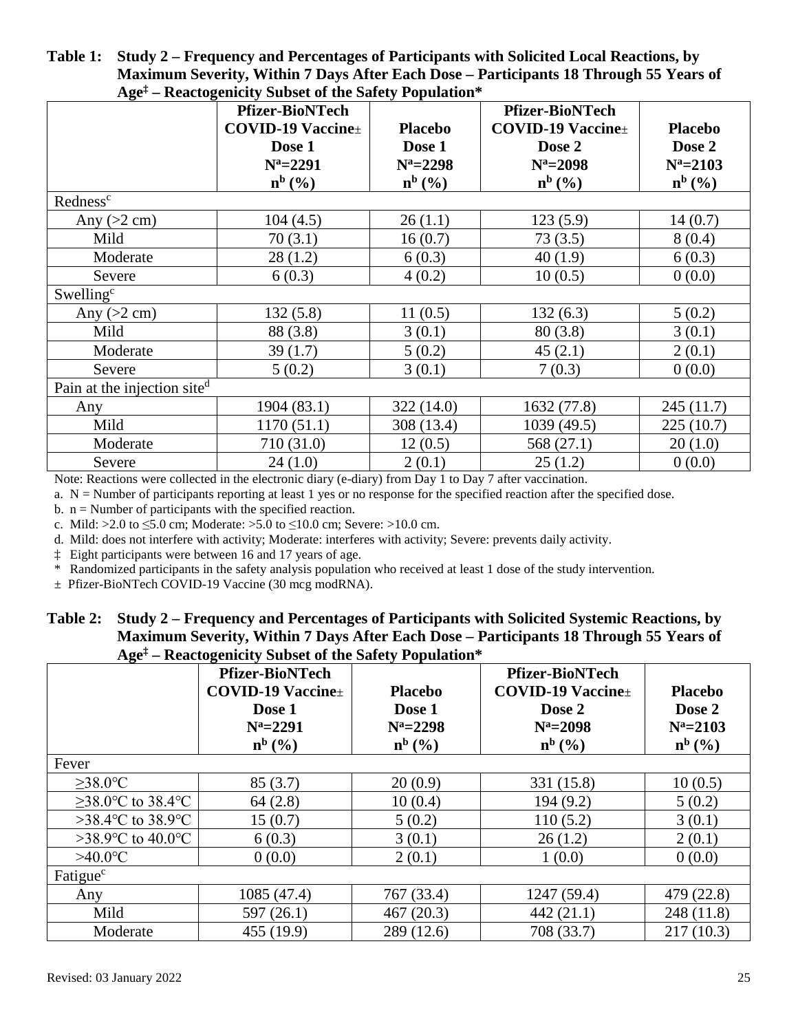**Table 1: Study 2 – Frequency and Percentages of Participants with Solicited Local Reactions, by Maximum Severity, Within 7 Days After Each Dose – Participants 18 Through 55 Years of Age‡ – Reactogenicity Subset of the Safety Population***

| | Pfizer-BioNTech COVID-19 Vaccine± Dose 1 N[a]=2291 n[b] (%) | Placebo Dose 1 N[a]=2298 n[b] (%) | Pfizer-BioNTech COVID-19 Vaccine± Dose 2 N[a]=2098 n[b] (%) | Placebo Dose 2 N[a]=2103 n[b] (%) |
|---|---|---|---|---|
| Redness[c] | | | | |
| Any (>2 cm) | 104 (4.5) | 26 (1.1) | 123 (5.9) | 14 (0.7) |
| Mild | 70 (3.1) | 16 (0.7) | 73 (3.5) | 8 (0.4) |
| Moderate | 28 (1.2) | 6 (0.3) | 40 (1.9) | 6 (0.3) |
| Severe | 6 (0.3) | 4 (0.2) | 10 (0.5) | 0 (0.0) |
| Swelling[c] | | | | |
| Any (>2 cm) | 132 (5.8) | 11 (0.5) | 132 (6.3) | 5 (0.2) |
| Mild | 88 (3.8) | 3 (0.1) | 80 (3.8) | 3 (0.1) |
| Moderate | 39 (1.7) | 5 (0.2) | 45 (2.1) | 2 (0.1) |
| Severe | 5 (0.2) | 3 (0.1) | 7 (0.3) | 0 (0.0) |
| Pain at the injection site[d] | | | | |
| Any | 1904 (83.1) | 322 (14.0) | 1632 (77.8) | 245 (11.7) |
| Mild | 1170 (51.1) | 308 (13.4) | 1039 (49.5) | 225 (10.7) |
| Moderate | 710 (31.0) | 12 (0.5) | 568 (27.1) | 20 (1.0) |
| Severe | 24 (1.0) | 2 (0.1) | 25 (1.2) | 0 (0.0) |

Note: Reactions were collected in the electronic diary (e-diary) from Day 1 to Day 7 after vaccination.

a. N = Number of participants reporting at least 1 yes or no response for the specified reaction after the specified dose.

b. n = Number of participants with the specified reaction.

c. Mild: >2.0 to ≤5.0 cm; Moderate: >5.0 to ≤10.0 cm; Severe: >10.0 cm.

d. Mild: does not interfere with activity; Moderate: interferes with activity; Severe: prevents daily activity.

‡ Eight participants were between 16 and 17 years of age.

\* Randomized participants in the safety analysis population who received at least 1 dose of the study intervention.

± Pfizer-BioNTech COVID-19 Vaccine (30 mcg modRNA).

**Table 2: Study 2 – Frequency and Percentages of Participants with Solicited Systemic Reactions, by Maximum Severity, Within 7 Days After Each Dose – Participants 18 Through 55 Years of Age‡ – Reactogenicity Subset of the Safety Population***

| | Pfizer-BioNTech COVID-19 Vaccine± Dose 1 N[a]=2291 n[b] (%) | Placebo Dose 1 N[a]=2298 n[b] (%) | Pfizer-BioNTech COVID-19 Vaccine± Dose 2 N[a]=2098 n[b] (%) | Placebo Dose 2 N[a]=2103 n[b] (%) |
|---|---|---|---|---|
| Fever | | | | |
| ≥38.0℃ | 85 (3.7) | 20 (0.9) | 331 (15.8) | 10 (0.5) |
| ≥38.0℃ to 38.4℃ | 64 (2.8) | 10 (0.4) | 194 (9.2) | 5 (0.2) |
| >38.4℃ to 38.9℃ | 15 (0.7) | 5 (0.2) | 110 (5.2) | 3 (0.1) |
| >38.9℃ to 40.0℃ | 6 (0.3) | 3 (0.1) | 26 (1.2) | 2 (0.1) |
| >40.0℃ | 0 (0.0) | 2 (0.1) | 1 (0.0) | 0 (0.0) |
| Fatigue[c] | | | | |
| Any | 1085 (47.4) | 767 (33.4) | 1247 (59.4) | 479 (22.8) |
| Mild | 597 (26.1) | 467 (20.3) | 442 (21.1) | 248 (11.8) |
| Moderate | 455 (19.9) | 289 (12.6) | 708 (33.7) | 217 (10.3) |

Revised: 03 January 2022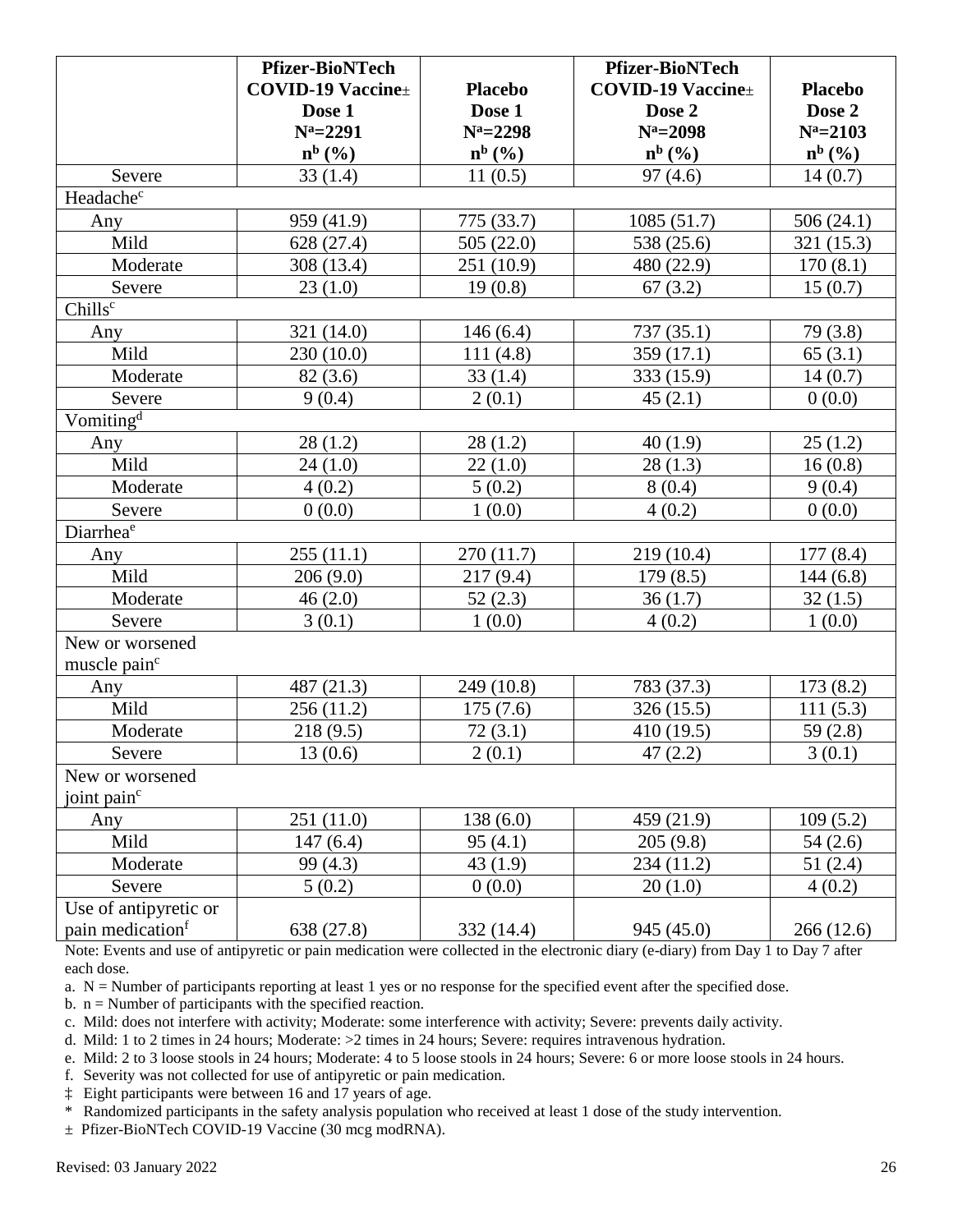| | Pfizer-BioNTech COVID-19 Vaccine± Dose 1 N[a]=2291 n[b] (%) | Placebo Dose 1 N[a]=2298 n[b] (%) | Pfizer-BioNTech COVID-19 Vaccine± Dose 2 N[a]=2098 n[b] (%) | Placebo Dose 2 N[a]=2103 n[b] (%) |
|---|---|---|---|---|
| Severe | 33 (1.4) | 11 (0.5) | 97 (4.6) | 14 (0.7) |
| Headache[c] | | | | |
| Any | 959 (41.9) | 775 (33.7) | 1085 (51.7) | 506 (24.1) |
| Mild | 628 (27.4) | 505 (22.0) | 538 (25.6) | 321 (15.3) |
| Moderate | 308 (13.4) | 251 (10.9) | 480 (22.9) | 170 (8.1) |
| Severe | 23 (1.0) | 19 (0.8) | 67 (3.2) | 15 (0.7) |
| Chills[c] | | | | |
| Any | 321 (14.0) | 146 (6.4) | 737 (35.1) | 79 (3.8) |
| Mild | 230 (10.0) | 111 (4.8) | 359 (17.1) | 65 (3.1) |
| Moderate | 82 (3.6) | 33 (1.4) | 333 (15.9) | 14 (0.7) |
| Severe | 9 (0.4) | 2 (0.1) | 45 (2.1) | 0 (0.0) |
| Vomiting[d] | | | | |
| Any | 28 (1.2) | 28 (1.2) | 40 (1.9) | 25 (1.2) |
| Mild | 24 (1.0) | 22 (1.0) | 28 (1.3) | 16 (0.8) |
| Moderate | 4 (0.2) | 5 (0.2) | 8 (0.4) | 9 (0.4) |
| Severe | 0 (0.0) | 1 (0.0) | 4 (0.2) | 0 (0.0) |
| Diarrhea[e] | | | | |
| Any | 255 (11.1) | 270 (11.7) | 219 (10.4) | 177 (8.4) |
| Mild | 206 (9.0) | 217 (9.4) | 179 (8.5) | 144 (6.8) |
| Moderate | 46 (2.0) | 52 (2.3) | 36 (1.7) | 32 (1.5) |
| Severe | 3 (0.1) | 1 (0.0) | 4 (0.2) | 1 (0.0) |
| New or worsened muscle pain[c] | | | | |
| Any | 487 (21.3) | 249 (10.8) | 783 (37.3) | 173 (8.2) |
| Mild | 256 (11.2) | 175 (7.6) | 326 (15.5) | 111 (5.3) |
| Moderate | 218 (9.5) | 72 (3.1) | 410 (19.5) | 59 (2.8) |
| Severe | 13 (0.6) | 2 (0.1) | 47 (2.2) | 3 (0.1) |
| New or worsened joint pain[c] | | | | |
| Any | 251 (11.0) | 138 (6.0) | 459 (21.9) | 109 (5.2) |
| Mild | 147 (6.4) | 95 (4.1) | 205 (9.8) | 54 (2.6) |
| Moderate | 99 (4.3) | 43 (1.9) | 234 (11.2) | 51 (2.4) |
| Severe | 5 (0.2) | 0 (0.0) | 20 (1.0) | 4 (0.2) |
| Use of antipyretic or pain medication[f] | 638 (27.8) | 332 (14.4) | 945 (45.0) | 266 (12.6) |

Note: Events and use of antipyretic or pain medication were collected in the electronic diary (e-diary) from Day 1 to Day 7 after each dose.

a. N = Number of participants reporting at least 1 yes or no response for the specified event after the specified dose.

b. n = Number of participants with the specified reaction.

c. Mild: does not interfere with activity; Moderate: some interference with activity; Severe: prevents daily activity.

d. Mild: 1 to 2 times in 24 hours; Moderate: >2 times in 24 hours; Severe: requires intravenous hydration.

e. Mild: 2 to 3 loose stools in 24 hours; Moderate: 4 to 5 loose stools in 24 hours; Severe: 6 or more loose stools in 24 hours.

f. Severity was not collected for use of antipyretic or pain medication.

‡ Eight participants were between 16 and 17 years of age.

\* Randomized participants in the safety analysis population who received at least 1 dose of the study intervention.

± Pfizer-BioNTech COVID-19 Vaccine (30 mcg modRNA).

Revised: 03 January 2022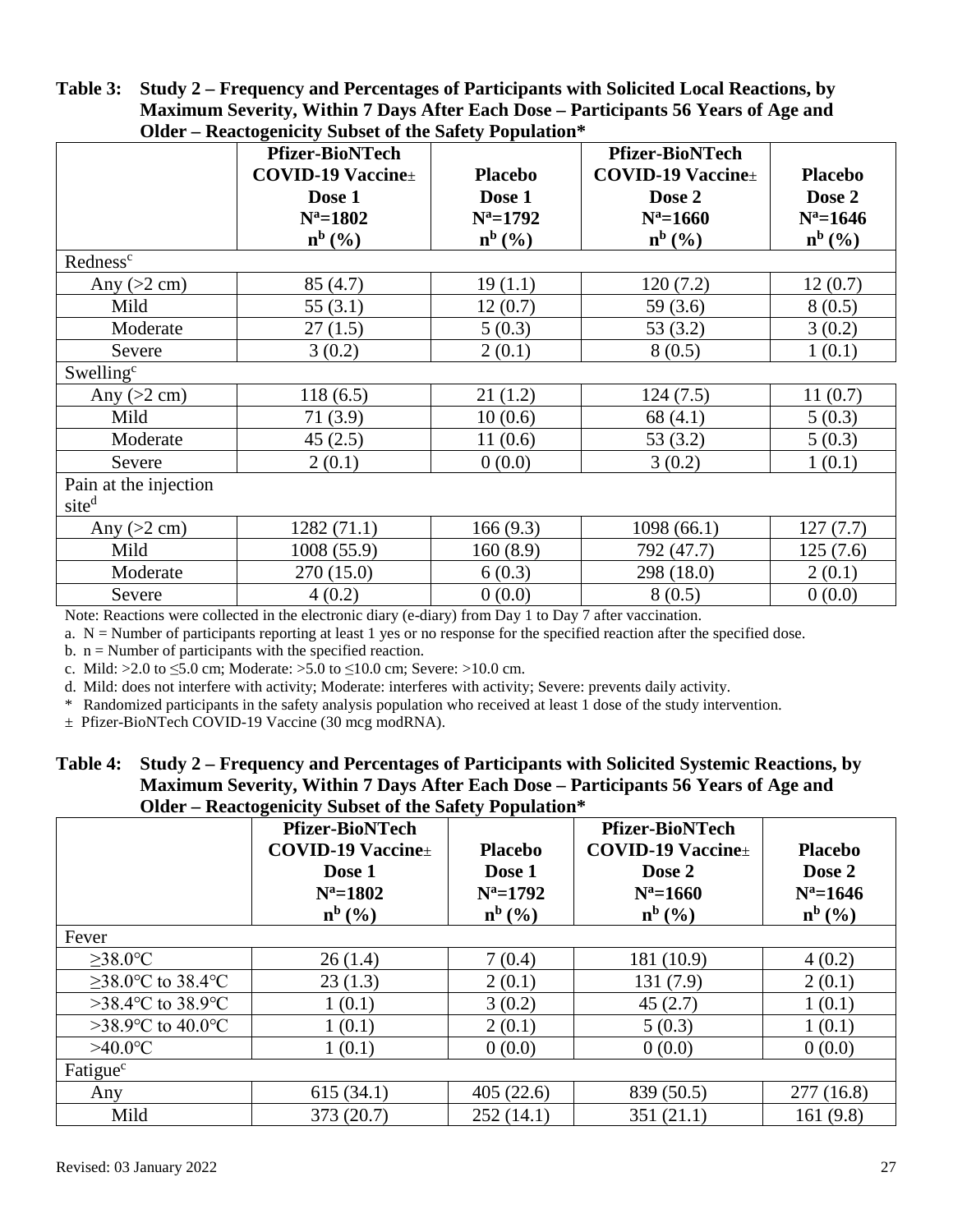**Table 3: Study 2 – Frequency and Percentages of Participants with Solicited Local Reactions, by Maximum Severity, Within 7 Days After Each Dose – Participants 56 Years of Age and Older – Reactogenicity Subset of the Safety Population***

| | Pfizer-BioNTech COVID-19 Vaccine± Dose 1 N[a]=1802 n[b] (%) | Placebo Dose 1 N[a]=1792 n[b] (%) | Pfizer-BioNTech COVID-19 Vaccine± Dose 2 N[a]=1660 n[b] (%) | Placebo Dose 2 N[a]=1646 n[b] (%) |
|---|---|---|---|---|
| Redness[c] | | | | |
| Any (>2 cm) | 85 (4.7) | 19 (1.1) | 120 (7.2) | 12 (0.7) |
| Mild | 55 (3.1) | 12 (0.7) | 59 (3.6) | 8 (0.5) |
| Moderate | 27 (1.5) | 5 (0.3) | 53 (3.2) | 3 (0.2) |
| Severe | 3 (0.2) | 2 (0.1) | 8 (0.5) | 1 (0.1) |
| Swelling[c] | | | | |
| Any (>2 cm) | 118 (6.5) | 21 (1.2) | 124 (7.5) | 11 (0.7) |
| Mild | 71 (3.9) | 10 (0.6) | 68 (4.1) | 5 (0.3) |
| Moderate | 45 (2.5) | 11 (0.6) | 53 (3.2) | 5 (0.3) |
| Severe | 2 (0.1) | 0 (0.0) | 3 (0.2) | 1 (0.1) |
| Pain at the injection site[d] | | | | |
| Any (>2 cm) | 1282 (71.1) | 166 (9.3) | 1098 (66.1) | 127 (7.7) |
| Mild | 1008 (55.9) | 160 (8.9) | 792 (47.7) | 125 (7.6) |
| Moderate | 270 (15.0) | 6 (0.3) | 298 (18.0) | 2 (0.1) |
| Severe | 4 (0.2) | 0 (0.0) | 8 (0.5) | 0 (0.0) |

Note: Reactions were collected in the electronic diary (e-diary) from Day 1 to Day 7 after vaccination.

a. N = Number of participants reporting at least 1 yes or no response for the specified reaction after the specified dose.

b. n = Number of participants with the specified reaction.

c. Mild: >2.0 to ≤5.0 cm; Moderate: >5.0 to ≤10.0 cm; Severe: >10.0 cm.

d. Mild: does not interfere with activity; Moderate: interferes with activity; Severe: prevents daily activity.

\* Randomized participants in the safety analysis population who received at least 1 dose of the study intervention.

± Pfizer-BioNTech COVID-19 Vaccine (30 mcg modRNA).

**Table 4: Study 2 – Frequency and Percentages of Participants with Solicited Systemic Reactions, by Maximum Severity, Within 7 Days After Each Dose – Participants 56 Years of Age and Older – Reactogenicity Subset of the Safety Population***

| | Pfizer-BioNTech COVID-19 Vaccine± Dose 1 N[a]=1802 n[b] (%) | Placebo Dose 1 N[a]=1792 n[b] (%) | Pfizer-BioNTech COVID-19 Vaccine± Dose 2 N[a]=1660 n[b] (%) | Placebo Dose 2 N[a]=1646 n[b] (%) |
|---|---|---|---|---|
| Fever | | | | |
| ≥38.0℃ | 26 (1.4) | 7 (0.4) | 181 (10.9) | 4 (0.2) |
| ≥38.0℃ to 38.4℃ | 23 (1.3) | 2 (0.1) | 131 (7.9) | 2 (0.1) |
| >38.4℃ to 38.9℃ | 1 (0.1) | 3 (0.2) | 45 (2.7) | 1 (0.1) |
| >38.9℃ to 40.0℃ | 1 (0.1) | 2 (0.1) | 5 (0.3) | 1 (0.1) |
| >40.0℃ | 1 (0.1) | 0 (0.0) | 0 (0.0) | 0 (0.0) |
| Fatigue[c] | | | | |
| Any | 615 (34.1) | 405 (22.6) | 839 (50.5) | 277 (16.8) |
| Mild | 373 (20.7) | 252 (14.1) | 351 (21.1) | 161 (9.8) |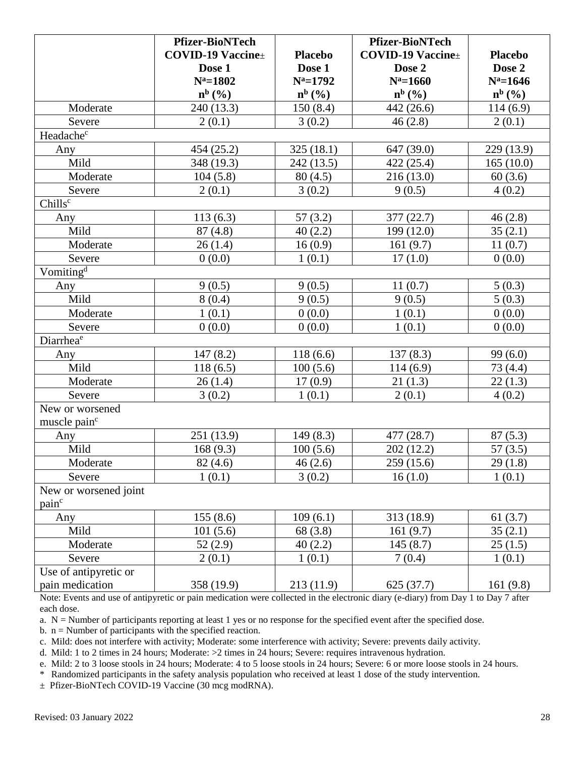| | Pfizer-BioNTech COVID-19 Vaccine± Dose 1 N[a]=1802 n[b] (%) | Placebo Dose 1 N[a]=1792 n[b] (%) | Pfizer-BioNTech COVID-19 Vaccine± Dose 2 N[a]=1660 n[b] (%) | Placebo Dose 2 N[a]=1646 n[b] (%) |
|---|---|---|---|---|
| Moderate | 240 (13.3) | 150 (8.4) | 442 (26.6) | 114 (6.9) |
| Severe | 2 (0.1) | 3 (0.2) | 46 (2.8) | 2 (0.1) |
| Headache[c] | | | | |
| Any | 454 (25.2) | 325 (18.1) | 647 (39.0) | 229 (13.9) |
| Mild | 348 (19.3) | 242 (13.5) | 422 (25.4) | 165 (10.0) |
| Moderate | 104 (5.8) | 80 (4.5) | 216 (13.0) | 60 (3.6) |
| Severe | 2 (0.1) | 3 (0.2) | 9 (0.5) | 4 (0.2) |
| Chills[c] | | | | |
| Any | 113 (6.3) | 57 (3.2) | 377 (22.7) | 46 (2.8) |
| Mild | 87 (4.8) | 40 (2.2) | 199 (12.0) | 35 (2.1) |
| Moderate | 26 (1.4) | 16 (0.9) | 161 (9.7) | 11 (0.7) |
| Severe | 0 (0.0) | 1 (0.1) | 17 (1.0) | 0 (0.0) |
| Vomiting[d] | | | | |
| Any | 9 (0.5) | 9 (0.5) | 11 (0.7) | 5 (0.3) |
| Mild | 8 (0.4) | 9 (0.5) | 9 (0.5) | 5 (0.3) |
| Moderate | 1 (0.1) | 0 (0.0) | 1 (0.1) | 0 (0.0) |
| Severe | 0 (0.0) | 0 (0.0) | 1 (0.1) | 0 (0.0) |
| Diarrhea[e] | | | | |
| Any | 147 (8.2) | 118 (6.6) | 137 (8.3) | 99 (6.0) |
| Mild | 118 (6.5) | 100 (5.6) | 114 (6.9) | 73 (4.4) |
| Moderate | 26 (1.4) | 17 (0.9) | 21 (1.3) | 22 (1.3) |
| Severe | 3 (0.2) | 1 (0.1) | 2 (0.1) | 4 (0.2) |
| New or worsened muscle pain[c] | | | | |
| Any | 251 (13.9) | 149 (8.3) | 477 (28.7) | 87 (5.3) |
| Mild | 168 (9.3) | 100 (5.6) | 202 (12.2) | 57 (3.5) |
| Moderate | 82 (4.6) | 46 (2.6) | 259 (15.6) | 29 (1.8) |
| Severe | 1 (0.1) | 3 (0.2) | 16 (1.0) | 1 (0.1) |
| New or worsened joint pain[c] | | | | |
| Any | 155 (8.6) | 109 (6.1) | 313 (18.9) | 61 (3.7) |
| Mild | 101 (5.6) | 68 (3.8) | 161 (9.7) | 35 (2.1) |
| Moderate | 52 (2.9) | 40 (2.2) | 145 (8.7) | 25 (1.5) |
| Severe | 2 (0.1) | 1 (0.1) | 7 (0.4) | 1 (0.1) |
| Use of antipyretic or pain medication | 358 (19.9) | 213 (11.9) | 625 (37.7) | 161 (9.8) |

Note: Events and use of antipyretic or pain medication were collected in the electronic diary (e-diary) from Day 1 to Day 7 after each dose.

a. N = Number of participants reporting at least 1 yes or no response for the specified event after the specified dose.

b. n = Number of participants with the specified reaction.

c. Mild: does not interfere with activity; Moderate: some interference with activity; Severe: prevents daily activity.

d. Mild: 1 to 2 times in 24 hours; Moderate: >2 times in 24 hours; Severe: requires intravenous hydration.

e. Mild: 2 to 3 loose stools in 24 hours; Moderate: 4 to 5 loose stools in 24 hours; Severe: 6 or more loose stools in 24 hours.

\* Randomized participants in the safety analysis population who received at least 1 dose of the study intervention.

± Pfizer-BioNTech COVID-19 Vaccine (30 mcg modRNA).

Revised: 03 January 2022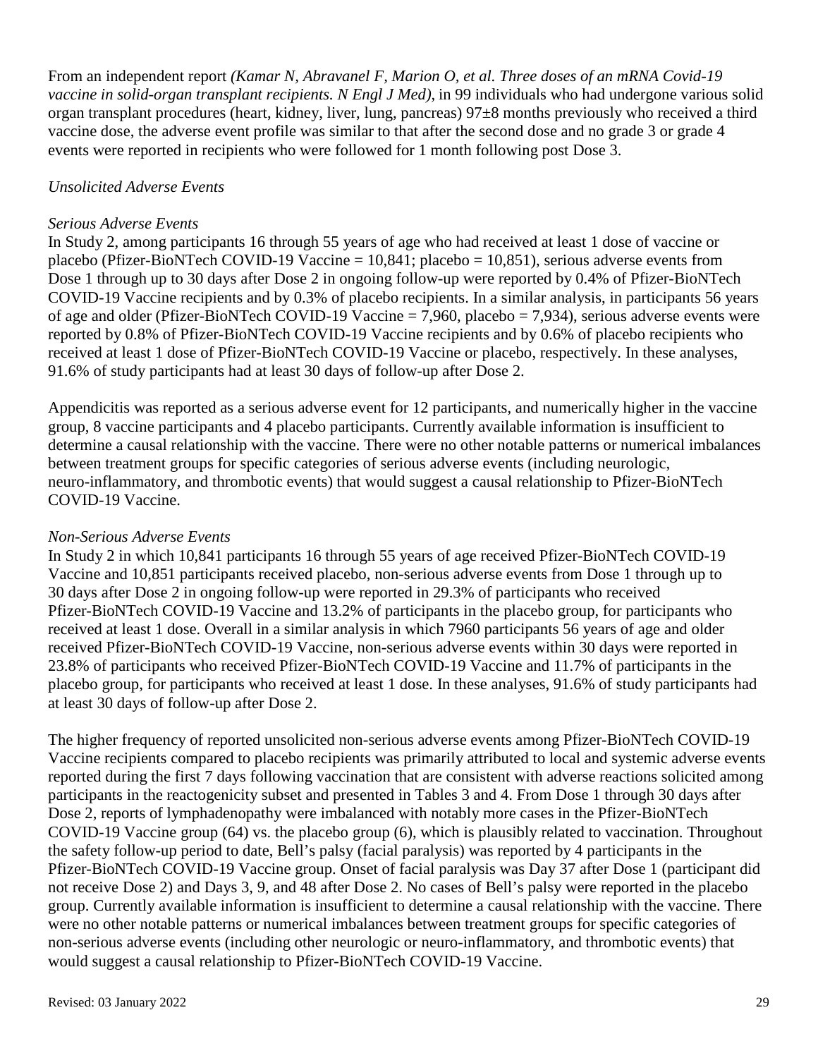From an independent report *(Kamar N, Abravanel F, Marion O, et al. Three doses of an mRNA Covid-19 vaccine in solid-organ transplant recipients. N Engl J Med)*, in 99 individuals who had undergone various solid organ transplant procedures (heart, kidney, liver, lung, pancreas) 97±8 months previously who received a third vaccine dose, the adverse event profile was similar to that after the second dose and no grade 3 or grade 4 events were reported in recipients who were followed for 1 month following post Dose 3.

*Unsolicited Adverse Events*

*Serious Adverse Events*

In Study 2, among participants 16 through 55 years of age who had received at least 1 dose of vaccine or placebo (Pfizer-BioNTech COVID-19 Vaccine = 10,841; placebo = 10,851), serious adverse events from Dose 1 through up to 30 days after Dose 2 in ongoing follow-up were reported by 0.4% of Pfizer-BioNTech COVID-19 Vaccine recipients and by 0.3% of placebo recipients. In a similar analysis, in participants 56 years of age and older (Pfizer-BioNTech COVID-19 Vaccine = 7,960, placebo = 7,934), serious adverse events were reported by 0.8% of Pfizer-BioNTech COVID-19 Vaccine recipients and by 0.6% of placebo recipients who received at least 1 dose of Pfizer-BioNTech COVID-19 Vaccine or placebo, respectively. In these analyses, 91.6% of study participants had at least 30 days of follow-up after Dose 2.

Appendicitis was reported as a serious adverse event for 12 participants, and numerically higher in the vaccine group, 8 vaccine participants and 4 placebo participants. Currently available information is insufficient to determine a causal relationship with the vaccine. There were no other notable patterns or numerical imbalances between treatment groups for specific categories of serious adverse events (including neurologic, neuro-inflammatory, and thrombotic events) that would suggest a causal relationship to Pfizer-BioNTech COVID-19 Vaccine.

*Non-Serious Adverse Events*

In Study 2 in which 10,841 participants 16 through 55 years of age received Pfizer-BioNTech COVID-19 Vaccine and 10,851 participants received placebo, non-serious adverse events from Dose 1 through up to 30 days after Dose 2 in ongoing follow-up were reported in 29.3% of participants who received Pfizer-BioNTech COVID-19 Vaccine and 13.2% of participants in the placebo group, for participants who received at least 1 dose. Overall in a similar analysis in which 7960 participants 56 years of age and older received Pfizer-BioNTech COVID-19 Vaccine, non-serious adverse events within 30 days were reported in 23.8% of participants who received Pfizer-BioNTech COVID-19 Vaccine and 11.7% of participants in the placebo group, for participants who received at least 1 dose. In these analyses, 91.6% of study participants had at least 30 days of follow-up after Dose 2.

The higher frequency of reported unsolicited non-serious adverse events among Pfizer-BioNTech COVID-19 Vaccine recipients compared to placebo recipients was primarily attributed to local and systemic adverse events reported during the first 7 days following vaccination that are consistent with adverse reactions solicited among participants in the reactogenicity subset and presented in Tables 3 and 4. From Dose 1 through 30 days after Dose 2, reports of lymphadenopathy were imbalanced with notably more cases in the Pfizer-BioNTech COVID-19 Vaccine group (64) vs. the placebo group (6), which is plausibly related to vaccination. Throughout the safety follow-up period to date, Bell's palsy (facial paralysis) was reported by 4 participants in the Pfizer-BioNTech COVID-19 Vaccine group. Onset of facial paralysis was Day 37 after Dose 1 (participant did not receive Dose 2) and Days 3, 9, and 48 after Dose 2. No cases of Bell's palsy were reported in the placebo group. Currently available information is insufficient to determine a causal relationship with the vaccine. There were no other notable patterns or numerical imbalances between treatment groups for specific categories of non-serious adverse events (including other neurologic or neuro-inflammatory, and thrombotic events) that would suggest a causal relationship to Pfizer-BioNTech COVID-19 Vaccine.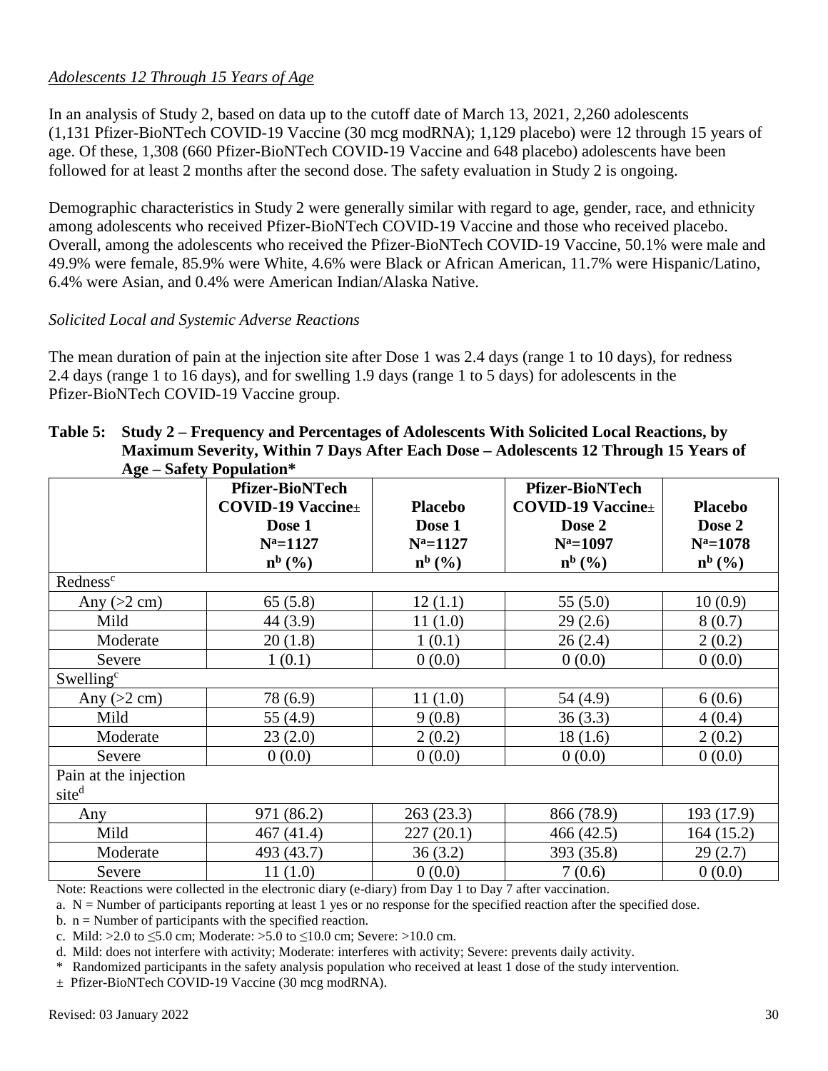*Adolescents 12 Through 15 Years of Age*

In an analysis of Study 2, based on data up to the cutoff date of March 13, 2021, 2,260 adolescents (1,131 Pfizer-BioNTech COVID-19 Vaccine (30 mcg modRNA); 1,129 placebo) were 12 through 15 years of age. Of these, 1,308 (660 Pfizer-BioNTech COVID-19 Vaccine and 648 placebo) adolescents have been followed for at least 2 months after the second dose. The safety evaluation in Study 2 is ongoing.

Demographic characteristics in Study 2 were generally similar with regard to age, gender, race, and ethnicity among adolescents who received Pfizer-BioNTech COVID-19 Vaccine and those who received placebo. Overall, among the adolescents who received the Pfizer-BioNTech COVID-19 Vaccine, 50.1% were male and 49.9% were female, 85.9% were White, 4.6% were Black or African American, 11.7% were Hispanic/Latino, 6.4% were Asian, and 0.4% were American Indian/Alaska Native.

*Solicited Local and Systemic Adverse Reactions*

The mean duration of pain at the injection site after Dose 1 was 2.4 days (range 1 to 10 days), for redness 2.4 days (range 1 to 16 days), and for swelling 1.9 days (range 1 to 5 days) for adolescents in the Pfizer-BioNTech COVID-19 Vaccine group.

**Table 5: Study 2 – Frequency and Percentages of Adolescents With Solicited Local Reactions, by Maximum Severity, Within 7 Days After Each Dose – Adolescents 12 Through 15 Years of Age – Safety Population***

| | Pfizer-BioNTech COVID-19 Vaccine± Dose 1 N[a]=1127 n[b] (%) | Placebo Dose 1 N[a]=1127 n[b] (%) | Pfizer-BioNTech COVID-19 Vaccine± Dose 2 N[a]=1097 n[b] (%) | Placebo Dose 2 N[a]=1078 n[b] (%) |
|---|---|---|---|---|
| Redness[c] | | | | |
| Any (>2 cm) | 65 (5.8) | 12 (1.1) | 55 (5.0) | 10 (0.9) |
| Mild | 44 (3.9) | 11 (1.0) | 29 (2.6) | 8 (0.7) |
| Moderate | 20 (1.8) | 1 (0.1) | 26 (2.4) | 2 (0.2) |
| Severe | 1 (0.1) | 0 (0.0) | 0 (0.0) | 0 (0.0) |
| Swelling[c] | | | | |
| Any (>2 cm) | 78 (6.9) | 11 (1.0) | 54 (4.9) | 6 (0.6) |
| Mild | 55 (4.9) | 9 (0.8) | 36 (3.3) | 4 (0.4) |
| Moderate | 23 (2.0) | 2 (0.2) | 18 (1.6) | 2 (0.2) |
| Severe | 0 (0.0) | 0 (0.0) | 0 (0.0) | 0 (0.0) |
| Pain at the injection site[d] | | | | |
| Any | 971 (86.2) | 263 (23.3) | 866 (78.9) | 193 (17.9) |
| Mild | 467 (41.4) | 227 (20.1) | 466 (42.5) | 164 (15.2) |
| Moderate | 493 (43.7) | 36 (3.2) | 393 (35.8) | 29 (2.7) |
| Severe | 11 (1.0) | 0 (0.0) | 7 (0.6) | 0 (0.0) |

Note: Reactions were collected in the electronic diary (e-diary) from Day 1 to Day 7 after vaccination.

a. N = Number of participants reporting at least 1 yes or no response for the specified reaction after the specified dose.

b. n = Number of participants with the specified reaction.

c. Mild: >2.0 to ≤5.0 cm; Moderate: >5.0 to ≤10.0 cm; Severe: >10.0 cm.

d. Mild: does not interfere with activity; Moderate: interferes with activity; Severe: prevents daily activity.

\* Randomized participants in the safety analysis population who received at least 1 dose of the study intervention.

± Pfizer-BioNTech COVID-19 Vaccine (30 mcg modRNA).

Revised: 03 January 2022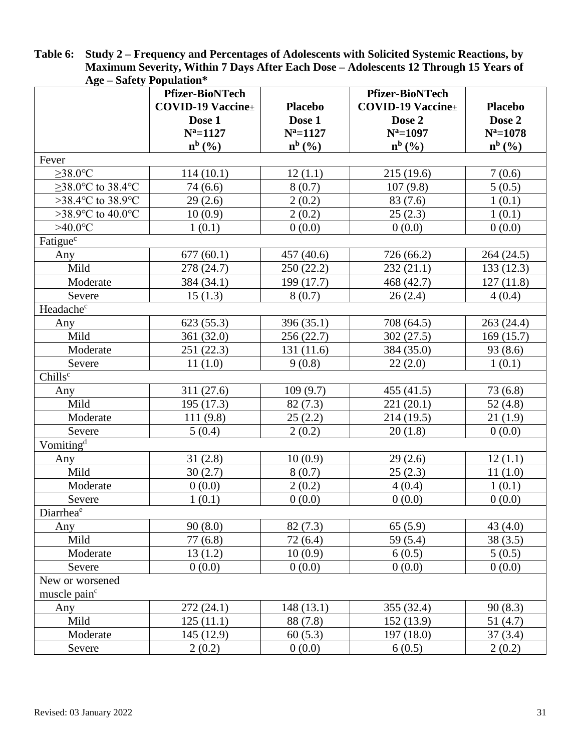**Table 6: Study 2 – Frequency and Percentages of Adolescents with Solicited Systemic Reactions, by Maximum Severity, Within 7 Days After Each Dose – Adolescents 12 Through 15 Years of Age – Safety Population***

| | Pfizer-BioNTech COVID-19 Vaccine± Dose 1 N[a]=1127 n[b] (%) | Placebo Dose 1 N[a]=1127 n[b] (%) | Pfizer-BioNTech COVID-19 Vaccine± Dose 2 N[a]=1097 n[b] (%) | Placebo Dose 2 N[a]=1078 n[b] (%) |
|---|---|---|---|---|
| Fever | | | | |
| ≥38.0°C | 114 (10.1) | 12 (1.1) | 215 (19.6) | 7 (0.6) |
| ≥38.0°C to 38.4°C | 74 (6.6) | 8 (0.7) | 107 (9.8) | 5 (0.5) |
| >38.4°C to 38.9°C | 29 (2.6) | 2 (0.2) | 83 (7.6) | 1 (0.1) |
| >38.9°C to 40.0°C | 10 (0.9) | 2 (0.2) | 25 (2.3) | 1 (0.1) |
| >40.0°C | 1 (0.1) | 0 (0.0) | 0 (0.0) | 0 (0.0) |
| Fatigue[c] | | | | |
| Any | 677 (60.1) | 457 (40.6) | 726 (66.2) | 264 (24.5) |
| Mild | 278 (24.7) | 250 (22.2) | 232 (21.1) | 133 (12.3) |
| Moderate | 384 (34.1) | 199 (17.7) | 468 (42.7) | 127 (11.8) |
| Severe | 15 (1.3) | 8 (0.7) | 26 (2.4) | 4 (0.4) |
| Headache[c] | | | | |
| Any | 623 (55.3) | 396 (35.1) | 708 (64.5) | 263 (24.4) |
| Mild | 361 (32.0) | 256 (22.7) | 302 (27.5) | 169 (15.7) |
| Moderate | 251 (22.3) | 131 (11.6) | 384 (35.0) | 93 (8.6) |
| Severe | 11 (1.0) | 9 (0.8) | 22 (2.0) | 1 (0.1) |
| Chills[c] | | | | |
| Any | 311 (27.6) | 109 (9.7) | 455 (41.5) | 73 (6.8) |
| Mild | 195 (17.3) | 82 (7.3) | 221 (20.1) | 52 (4.8) |
| Moderate | 111 (9.8) | 25 (2.2) | 214 (19.5) | 21 (1.9) |
| Severe | 5 (0.4) | 2 (0.2) | 20 (1.8) | 0 (0.0) |
| Vomiting[d] | | | | |
| Any | 31 (2.8) | 10 (0.9) | 29 (2.6) | 12 (1.1) |
| Mild | 30 (2.7) | 8 (0.7) | 25 (2.3) | 11 (1.0) |
| Moderate | 0 (0.0) | 2 (0.2) | 4 (0.4) | 1 (0.1) |
| Severe | 1 (0.1) | 0 (0.0) | 0 (0.0) | 0 (0.0) |
| Diarrhea[e] | | | | |
| Any | 90 (8.0) | 82 (7.3) | 65 (5.9) | 43 (4.0) |
| Mild | 77 (6.8) | 72 (6.4) | 59 (5.4) | 38 (3.5) |
| Moderate | 13 (1.2) | 10 (0.9) | 6 (0.5) | 5 (0.5) |
| Severe | 0 (0.0) | 0 (0.0) | 0 (0.0) | 0 (0.0) |
| New or worsened muscle pain[c] | | | | |
| Any | 272 (24.1) | 148 (13.1) | 355 (32.4) | 90 (8.3) |
| Mild | 125 (11.1) | 88 (7.8) | 152 (13.9) | 51 (4.7) |
| Moderate | 145 (12.9) | 60 (5.3) | 197 (18.0) | 37 (3.4) |
| Severe | 2 (0.2) | 0 (0.0) | 6 (0.5) | 2 (0.2) |

Revised: 03 January 2022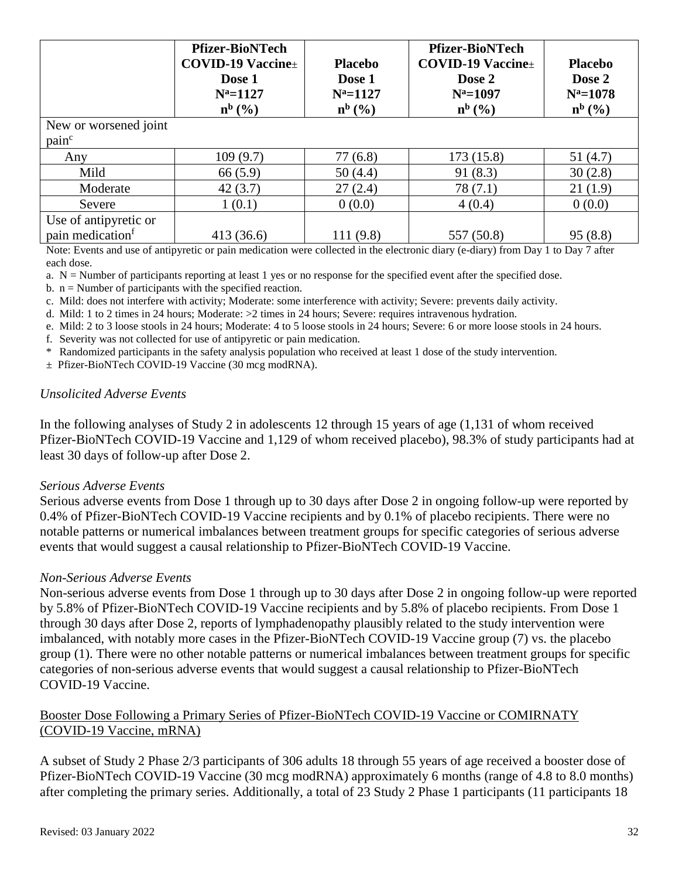| | Pfizer-BioNTech COVID-19 Vaccine± Dose 1 N[a]=1127 n[b] (%) | Placebo Dose 1 N[a]=1127 n[b] (%) | Pfizer-BioNTech COVID-19 Vaccine± Dose 2 N[a]=1097 n[b] (%) | Placebo Dose 2 N[a]=1078 n[b] (%) |
|---|---|---|---|---|
| New or worsened joint pain[c] | | | | |
| Any | 109 (9.7) | 77 (6.8) | 173 (15.8) | 51 (4.7) |
| Mild | 66 (5.9) | 50 (4.4) | 91 (8.3) | 30 (2.8) |
| Moderate | 42 (3.7) | 27 (2.4) | 78 (7.1) | 21 (1.9) |
| Severe | 1 (0.1) | 0 (0.0) | 4 (0.4) | 0 (0.0) |
| Use of antipyretic or pain medication[f] | 413 (36.6) | 111 (9.8) | 557 (50.8) | 95 (8.8) |

Note: Events and use of antipyretic or pain medication were collected in the electronic diary (e-diary) from Day 1 to Day 7 after each dose.

a. N = Number of participants reporting at least 1 yes or no response for the specified event after the specified dose.

b. n = Number of participants with the specified reaction.

c. Mild: does not interfere with activity; Moderate: some interference with activity; Severe: prevents daily activity.

d. Mild: 1 to 2 times in 24 hours; Moderate: >2 times in 24 hours; Severe: requires intravenous hydration.

e. Mild: 2 to 3 loose stools in 24 hours; Moderate: 4 to 5 loose stools in 24 hours; Severe: 6 or more loose stools in 24 hours.

f. Severity was not collected for use of antipyretic or pain medication.

\* Randomized participants in the safety analysis population who received at least 1 dose of the study intervention.

± Pfizer-BioNTech COVID-19 Vaccine (30 mcg modRNA).

*Unsolicited Adverse Events*

In the following analyses of Study 2 in adolescents 12 through 15 years of age (1,131 of whom received Pfizer-BioNTech COVID-19 Vaccine and 1,129 of whom received placebo), 98.3% of study participants had at least 30 days of follow-up after Dose 2.

*Serious Adverse Events*

Serious adverse events from Dose 1 through up to 30 days after Dose 2 in ongoing follow-up were reported by 0.4% of Pfizer-BioNTech COVID-19 Vaccine recipients and by 0.1% of placebo recipients. There were no notable patterns or numerical imbalances between treatment groups for specific categories of serious adverse events that would suggest a causal relationship to Pfizer-BioNTech COVID-19 Vaccine.

*Non-Serious Adverse Events*

Non-serious adverse events from Dose 1 through up to 30 days after Dose 2 in ongoing follow-up were reported by 5.8% of Pfizer-BioNTech COVID-19 Vaccine recipients and by 5.8% of placebo recipients. From Dose 1 through 30 days after Dose 2, reports of lymphadenopathy plausibly related to the study intervention were imbalanced, with notably more cases in the Pfizer-BioNTech COVID-19 Vaccine group (7) vs. the placebo group (1). There were no other notable patterns or numerical imbalances between treatment groups for specific categories of non-serious adverse events that would suggest a causal relationship to Pfizer-BioNTech COVID-19 Vaccine.

<u>Booster Dose Following a Primary Series of Pfizer-BioNTech COVID-19 Vaccine or COMIRNATY (COVID-19 Vaccine, mRNA)</u>

A subset of Study 2 Phase 2/3 participants of 306 adults 18 through 55 years of age received a booster dose of Pfizer-BioNTech COVID-19 Vaccine (30 mcg modRNA) approximately 6 months (range of 4.8 to 8.0 months) after completing the primary series. Additionally, a total of 23 Study 2 Phase 1 participants (11 participants 18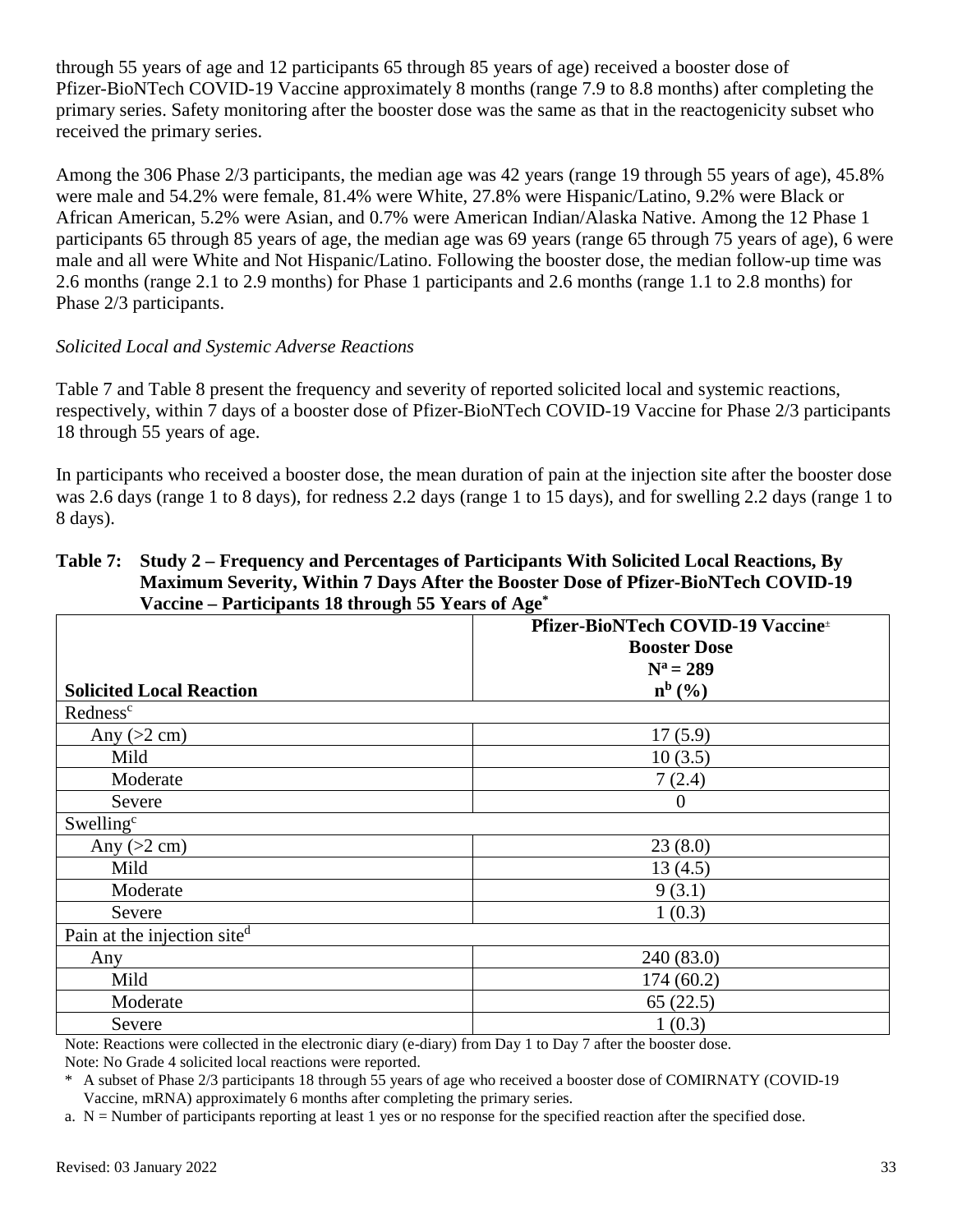through 55 years of age and 12 participants 65 through 85 years of age) received a booster dose of Pfizer-BioNTech COVID-19 Vaccine approximately 8 months (range 7.9 to 8.8 months) after completing the primary series. Safety monitoring after the booster dose was the same as that in the reactogenicity subset who received the primary series.

Among the 306 Phase 2/3 participants, the median age was 42 years (range 19 through 55 years of age), 45.8% were male and 54.2% were female, 81.4% were White, 27.8% were Hispanic/Latino, 9.2% were Black or African American, 5.2% were Asian, and 0.7% were American Indian/Alaska Native. Among the 12 Phase 1 participants 65 through 85 years of age, the median age was 69 years (range 65 through 75 years of age), 6 were male and all were White and Not Hispanic/Latino. Following the booster dose, the median follow-up time was 2.6 months (range 2.1 to 2.9 months) for Phase 1 participants and 2.6 months (range 1.1 to 2.8 months) for Phase 2/3 participants.

*Solicited Local and Systemic Adverse Reactions*

Table 7 and Table 8 present the frequency and severity of reported solicited local and systemic reactions, respectively, within 7 days of a booster dose of Pfizer-BioNTech COVID-19 Vaccine for Phase 2/3 participants 18 through 55 years of age.

In participants who received a booster dose, the mean duration of pain at the injection site after the booster dose was 2.6 days (range 1 to 8 days), for redness 2.2 days (range 1 to 15 days), and for swelling 2.2 days (range 1 to 8 days).

**Table 7: Study 2 – Frequency and Percentages of Participants With Solicited Local Reactions, By Maximum Severity, Within 7 Days After the Booster Dose of Pfizer-BioNTech COVID-19 Vaccine – Participants 18 through 55 Years of Age***

| Solicited Local Reaction | Pfizer-BioNTech COVID-19 Vaccine± Booster Dose N[a] = 289 n[b] (%) |
|---|---|
| Redness[c] | |
| Any (>2 cm) | 17 (5.9) |
| Mild | 10 (3.5) |
| Moderate | 7 (2.4) |
| Severe | 0 |
| Swelling[c] | |
| Any (>2 cm) | 23 (8.0) |
| Mild | 13 (4.5) |
| Moderate | 9 (3.1) |
| Severe | 1 (0.3) |
| Pain at the injection site[d] | |
| Any | 240 (83.0) |
| Mild | 174 (60.2) |
| Moderate | 65 (22.5) |
| Severe | 1 (0.3) |

Note: Reactions were collected in the electronic diary (e-diary) from Day 1 to Day 7 after the booster dose.

Note: No Grade 4 solicited local reactions were reported.

\* A subset of Phase 2/3 participants 18 through 55 years of age who received a booster dose of COMIRNATY (COVID-19 Vaccine, mRNA) approximately 6 months after completing the primary series.

a. N = Number of participants reporting at least 1 yes or no response for the specified reaction after the specified dose.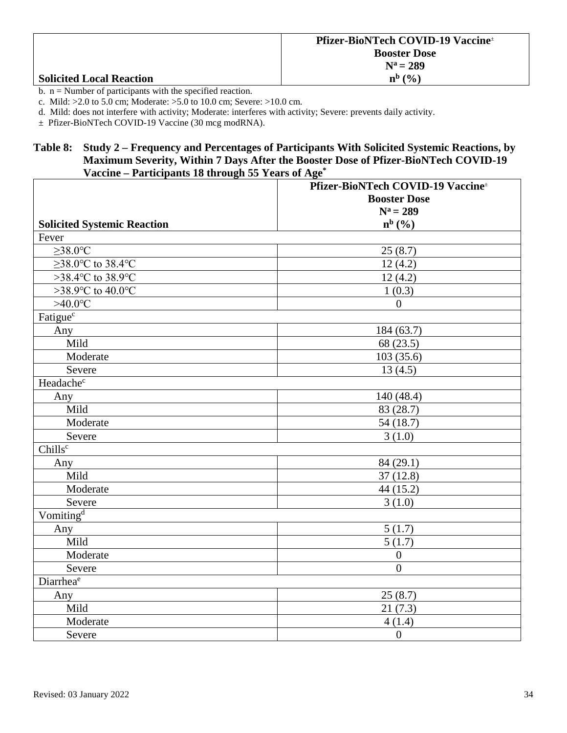| Solicited Local Reaction | Pfizer-BioNTech COVID-19 Vaccine[±] Booster Dose N[a] = 289 n[b] (%) |
|---|---|

b. n = Number of participants with the specified reaction.
c. Mild: >2.0 to 5.0 cm; Moderate: >5.0 to 10.0 cm; Severe: >10.0 cm.
d. Mild: does not interfere with activity; Moderate: interferes with activity; Severe: prevents daily activity.
± Pfizer-BioNTech COVID-19 Vaccine (30 mcg modRNA).

**Table 8: Study 2 – Frequency and Percentages of Participants With Solicited Systemic Reactions, by Maximum Severity, Within 7 Days After the Booster Dose of Pfizer-BioNTech COVID-19 Vaccine – Participants 18 through 55 Years of Age[*]**

| Solicited Systemic Reaction | Pfizer-BioNTech COVID-19 Vaccine[±] Booster Dose N[a] = 289 n[b] (%) |
|---|---|
| Fever | |
| ≥38.0℃ | 25 (8.7) |
| ≥38.0℃ to 38.4℃ | 12 (4.2) |
| >38.4℃ to 38.9℃ | 12 (4.2) |
| >38.9℃ to 40.0℃ | 1 (0.3) |
| >40.0℃ | 0 |
| Fatigue[c] | |
| Any | 184 (63.7) |
| Mild | 68 (23.5) |
| Moderate | 103 (35.6) |
| Severe | 13 (4.5) |
| Headache[c] | |
| Any | 140 (48.4) |
| Mild | 83 (28.7) |
| Moderate | 54 (18.7) |
| Severe | 3 (1.0) |
| Chills[c] | |
| Any | 84 (29.1) |
| Mild | 37 (12.8) |
| Moderate | 44 (15.2) |
| Severe | 3 (1.0) |
| Vomiting[d] | |
| Any | 5 (1.7) |
| Mild | 5 (1.7) |
| Moderate | 0 |
| Severe | 0 |
| Diarrhea[e] | |
| Any | 25 (8.7) |
| Mild | 21 (7.3) |
| Moderate | 4 (1.4) |
| Severe | 0 |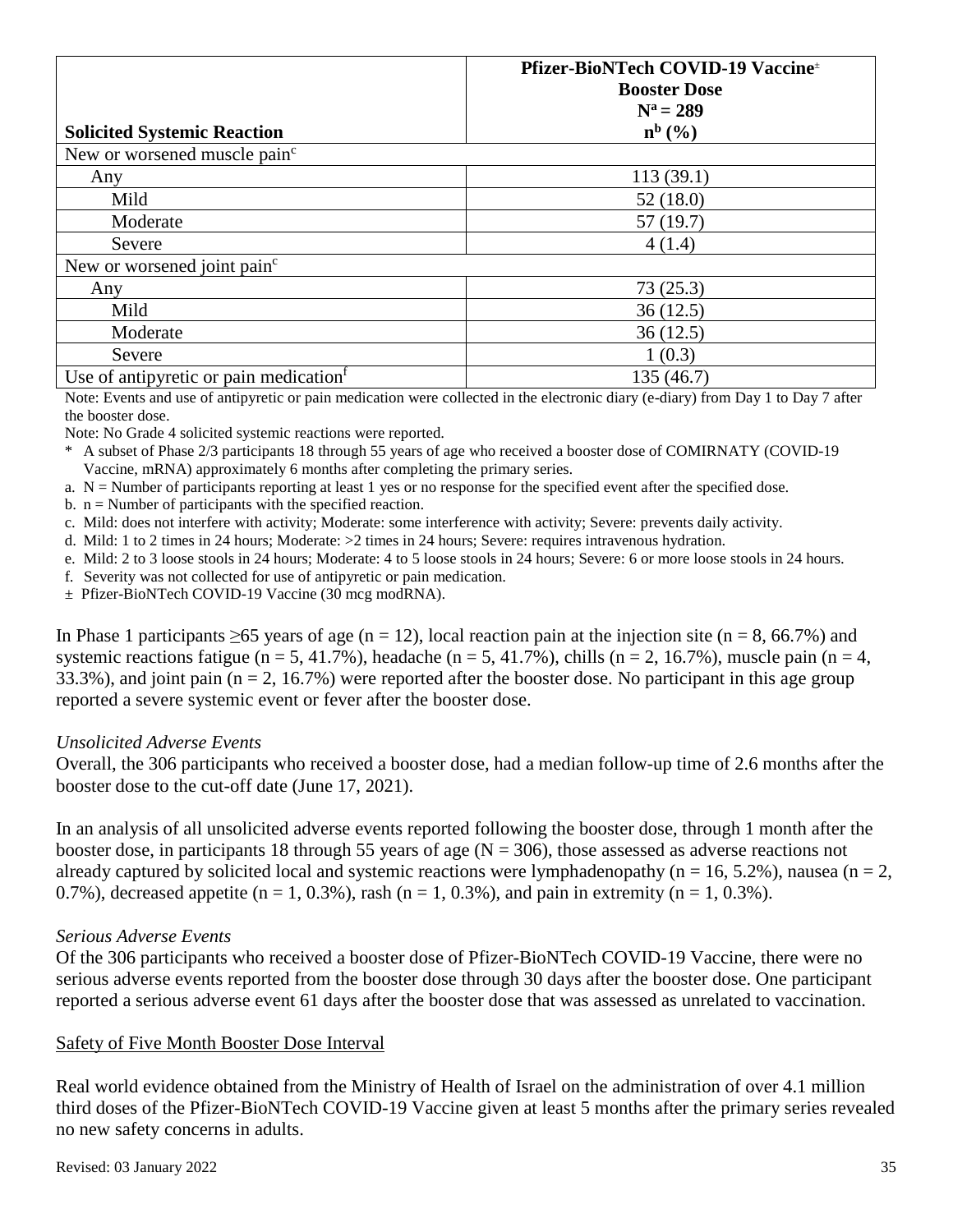| Solicited Systemic Reaction | Pfizer-BioNTech COVID-19 Vaccine± Booster Dose N[a] = 289 n[b] (%) |
|---|---|
| New or worsened muscle pain[c] | |
| Any | 113 (39.1) |
| Mild | 52 (18.0) |
| Moderate | 57 (19.7) |
| Severe | 4 (1.4) |
| New or worsened joint pain[c] | |
| Any | 73 (25.3) |
| Mild | 36 (12.5) |
| Moderate | 36 (12.5) |
| Severe | 1 (0.3) |
| Use of antipyretic or pain medication[f] | 135 (46.7) |

Note: Events and use of antipyretic or pain medication were collected in the electronic diary (e-diary) from Day 1 to Day 7 after the booster dose.

Note: No Grade 4 solicited systemic reactions were reported.

\* A subset of Phase 2/3 participants 18 through 55 years of age who received a booster dose of COMIRNATY (COVID-19 Vaccine, mRNA) approximately 6 months after completing the primary series.

a. N = Number of participants reporting at least 1 yes or no response for the specified event after the specified dose.

b. n = Number of participants with the specified reaction.

c. Mild: does not interfere with activity; Moderate: some interference with activity; Severe: prevents daily activity.

d. Mild: 1 to 2 times in 24 hours; Moderate: >2 times in 24 hours; Severe: requires intravenous hydration.

e. Mild: 2 to 3 loose stools in 24 hours; Moderate: 4 to 5 loose stools in 24 hours; Severe: 6 or more loose stools in 24 hours.

f. Severity was not collected for use of antipyretic or pain medication.

± Pfizer-BioNTech COVID-19 Vaccine (30 mcg modRNA).

In Phase 1 participants ≥65 years of age (n = 12), local reaction pain at the injection site (n = 8, 66.7%) and systemic reactions fatigue (n = 5, 41.7%), headache (n = 5, 41.7%), chills (n = 2, 16.7%), muscle pain (n = 4, 33.3%), and joint pain (n = 2, 16.7%) were reported after the booster dose. No participant in this age group reported a severe systemic event or fever after the booster dose.

*Unsolicited Adverse Events*

Overall, the 306 participants who received a booster dose, had a median follow-up time of 2.6 months after the booster dose to the cut-off date (June 17, 2021).

In an analysis of all unsolicited adverse events reported following the booster dose, through 1 month after the booster dose, in participants 18 through 55 years of age (N = 306), those assessed as adverse reactions not already captured by solicited local and systemic reactions were lymphadenopathy (n = 16, 5.2%), nausea (n = 2, 0.7%), decreased appetite (n = 1, 0.3%), rash (n = 1, 0.3%), and pain in extremity (n = 1, 0.3%).

*Serious Adverse Events*

Of the 306 participants who received a booster dose of Pfizer-BioNTech COVID-19 Vaccine, there were no serious adverse events reported from the booster dose through 30 days after the booster dose. One participant reported a serious adverse event 61 days after the booster dose that was assessed as unrelated to vaccination.

<u>Safety of Five Month Booster Dose Interval</u>

Real world evidence obtained from the Ministry of Health of Israel on the administration of over 4.1 million third doses of the Pfizer-BioNTech COVID-19 Vaccine given at least 5 months after the primary series revealed no new safety concerns in adults.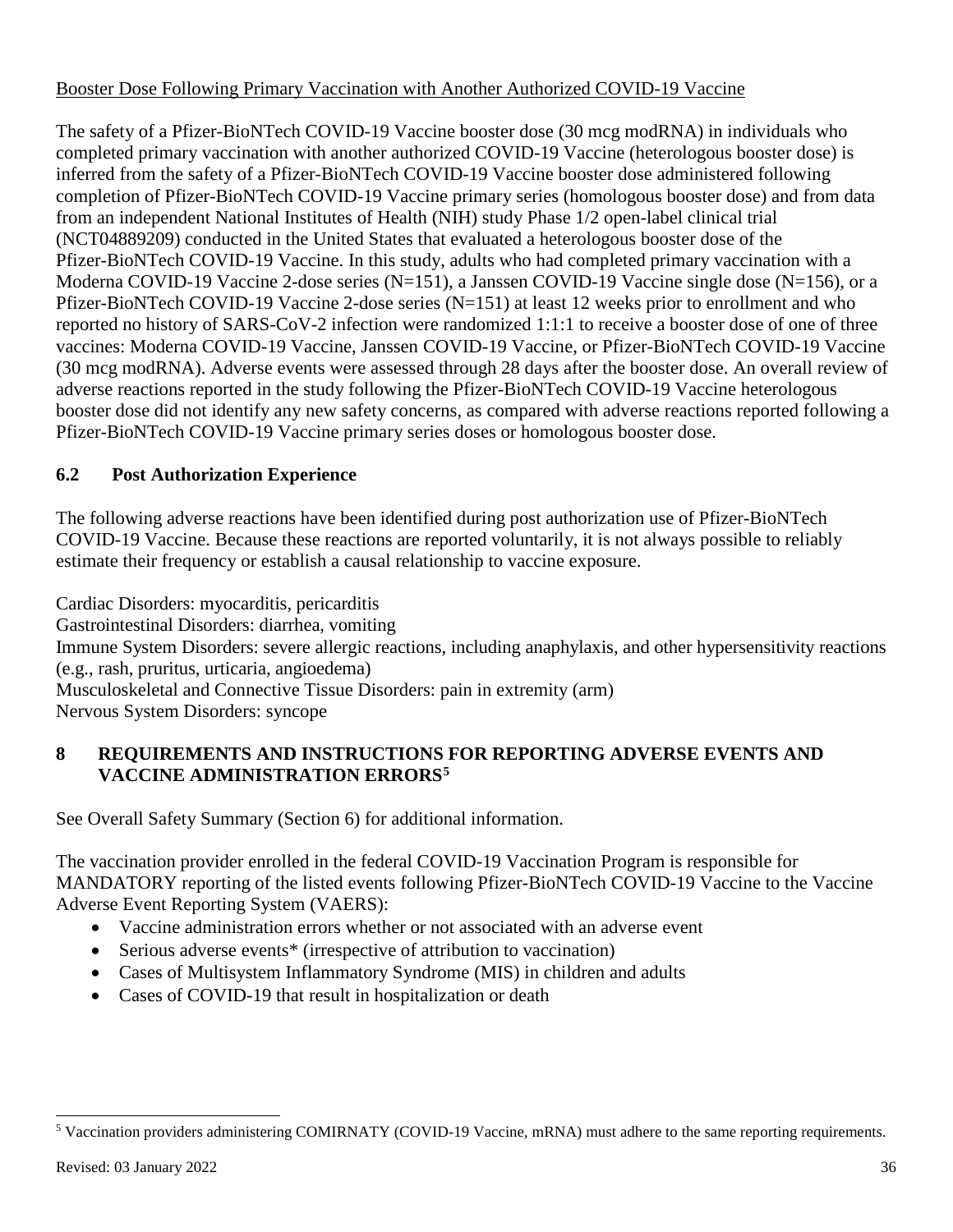Booster Dose Following Primary Vaccination with Another Authorized COVID-19 Vaccine

The safety of a Pfizer-BioNTech COVID-19 Vaccine booster dose (30 mcg modRNA) in individuals who completed primary vaccination with another authorized COVID-19 Vaccine (heterologous booster dose) is inferred from the safety of a Pfizer-BioNTech COVID-19 Vaccine booster dose administered following completion of Pfizer-BioNTech COVID-19 Vaccine primary series (homologous booster dose) and from data from an independent National Institutes of Health (NIH) study Phase 1/2 open-label clinical trial (NCT04889209) conducted in the United States that evaluated a heterologous booster dose of the Pfizer-BioNTech COVID-19 Vaccine. In this study, adults who had completed primary vaccination with a Moderna COVID-19 Vaccine 2-dose series (N=151), a Janssen COVID-19 Vaccine single dose (N=156), or a Pfizer-BioNTech COVID-19 Vaccine 2-dose series (N=151) at least 12 weeks prior to enrollment and who reported no history of SARS-CoV-2 infection were randomized 1:1:1 to receive a booster dose of one of three vaccines: Moderna COVID-19 Vaccine, Janssen COVID-19 Vaccine, or Pfizer-BioNTech COVID-19 Vaccine (30 mcg modRNA). Adverse events were assessed through 28 days after the booster dose. An overall review of adverse reactions reported in the study following the Pfizer-BioNTech COVID-19 Vaccine heterologous booster dose did not identify any new safety concerns, as compared with adverse reactions reported following a Pfizer-BioNTech COVID-19 Vaccine primary series doses or homologous booster dose.

## 6.2 Post Authorization Experience

The following adverse reactions have been identified during post authorization use of Pfizer-BioNTech COVID-19 Vaccine. Because these reactions are reported voluntarily, it is not always possible to reliably estimate their frequency or establish a causal relationship to vaccine exposure.

Cardiac Disorders: myocarditis, pericarditis
Gastrointestinal Disorders: diarrhea, vomiting
Immune System Disorders: severe allergic reactions, including anaphylaxis, and other hypersensitivity reactions (e.g., rash, pruritus, urticaria, angioedema)
Musculoskeletal and Connective Tissue Disorders: pain in extremity (arm)
Nervous System Disorders: syncope

# 8 REQUIREMENTS AND INSTRUCTIONS FOR REPORTING ADVERSE EVENTS AND VACCINE ADMINISTRATION ERRORS[5]

See Overall Safety Summary (Section 6) for additional information.

The vaccination provider enrolled in the federal COVID-19 Vaccination Program is responsible for MANDATORY reporting of the listed events following Pfizer-BioNTech COVID-19 Vaccine to the Vaccine Adverse Event Reporting System (VAERS):

- Vaccine administration errors whether or not associated with an adverse event
- Serious adverse events* (irrespective of attribution to vaccination)
- Cases of Multisystem Inflammatory Syndrome (MIS) in children and adults
- Cases of COVID-19 that result in hospitalization or death

[5] Vaccination providers administering COMIRNATY (COVID-19 Vaccine, mRNA) must adhere to the same reporting requirements.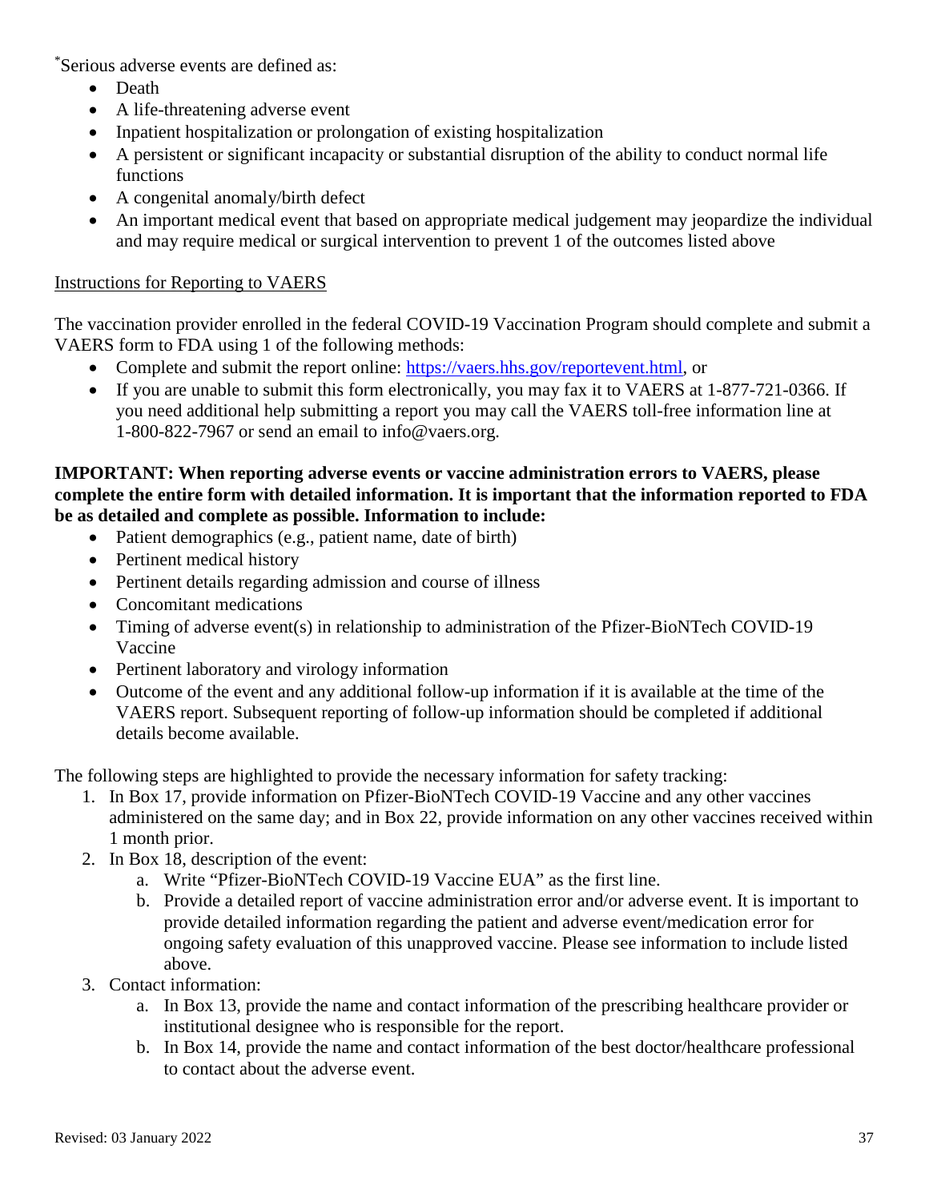*Serious adverse events are defined as:

- Death
- A life-threatening adverse event
- Inpatient hospitalization or prolongation of existing hospitalization
- A persistent or significant incapacity or substantial disruption of the ability to conduct normal life functions
- A congenital anomaly/birth defect
- An important medical event that based on appropriate medical judgement may jeopardize the individual and may require medical or surgical intervention to prevent 1 of the outcomes listed above

Instructions for Reporting to VAERS

The vaccination provider enrolled in the federal COVID-19 Vaccination Program should complete and submit a VAERS form to FDA using 1 of the following methods:

- Complete and submit the report online: https://vaers.hhs.gov/reportevent.html, or
- If you are unable to submit this form electronically, you may fax it to VAERS at 1-877-721-0366. If you need additional help submitting a report you may call the VAERS toll-free information line at 1-800-822-7967 or send an email to info@vaers.org.

**IMPORTANT: When reporting adverse events or vaccine administration errors to VAERS, please complete the entire form with detailed information. It is important that the information reported to FDA be as detailed and complete as possible. Information to include:**

- Patient demographics (e.g., patient name, date of birth)
- Pertinent medical history
- Pertinent details regarding admission and course of illness
- Concomitant medications
- Timing of adverse event(s) in relationship to administration of the Pfizer-BioNTech COVID-19 Vaccine
- Pertinent laboratory and virology information
- Outcome of the event and any additional follow-up information if it is available at the time of the VAERS report. Subsequent reporting of follow-up information should be completed if additional details become available.

The following steps are highlighted to provide the necessary information for safety tracking:

1. In Box 17, provide information on Pfizer-BioNTech COVID-19 Vaccine and any other vaccines administered on the same day; and in Box 22, provide information on any other vaccines received within 1 month prior.
2. In Box 18, description of the event:
   a. Write "Pfizer-BioNTech COVID-19 Vaccine EUA" as the first line.
   b. Provide a detailed report of vaccine administration error and/or adverse event. It is important to provide detailed information regarding the patient and adverse event/medication error for ongoing safety evaluation of this unapproved vaccine. Please see information to include listed above.
3. Contact information:
   a. In Box 13, provide the name and contact information of the prescribing healthcare provider or institutional designee who is responsible for the report.
   b. In Box 14, provide the name and contact information of the best doctor/healthcare professional to contact about the adverse event.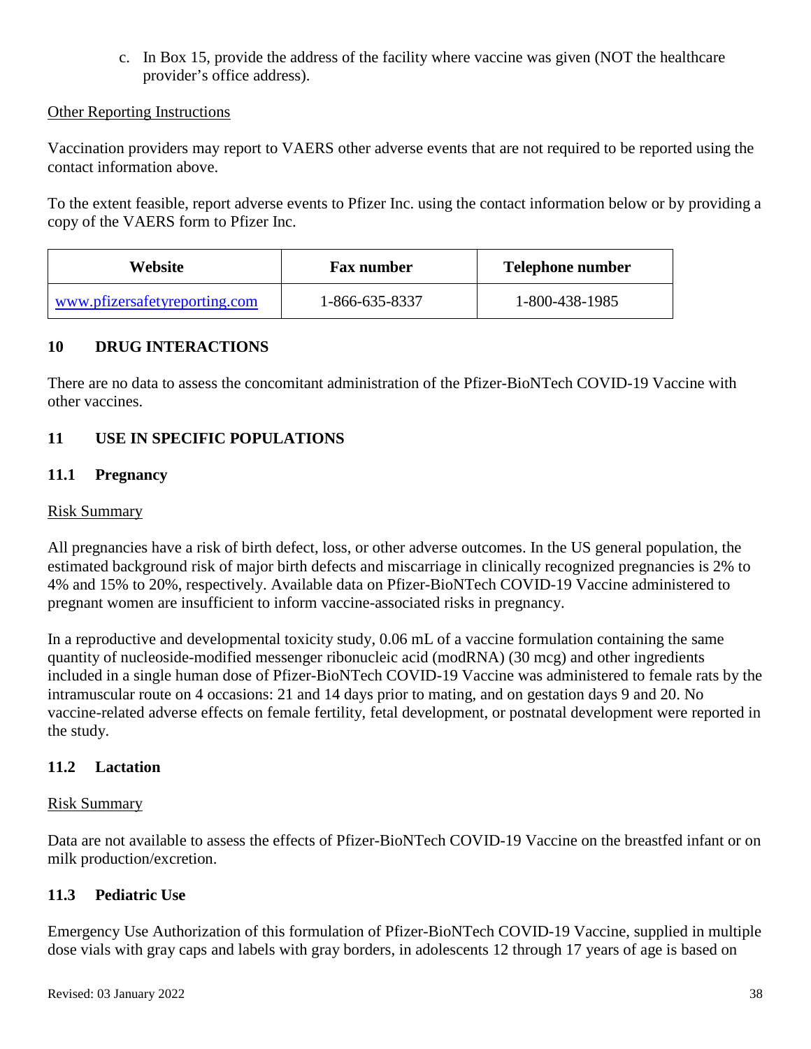c. In Box 15, provide the address of the facility where vaccine was given (NOT the healthcare provider's office address).

Other Reporting Instructions

Vaccination providers may report to VAERS other adverse events that are not required to be reported using the contact information above.

To the extent feasible, report adverse events to Pfizer Inc. using the contact information below or by providing a copy of the VAERS form to Pfizer Inc.

| Website | Fax number | Telephone number |
|---|---|---|
| www.pfizersafetyreporting.com | 1-866-635-8337 | 1-800-438-1985 |

## 10 DRUG INTERACTIONS

There are no data to assess the concomitant administration of the Pfizer-BioNTech COVID-19 Vaccine with other vaccines.

## 11 USE IN SPECIFIC POPULATIONS

### 11.1 Pregnancy

Risk Summary

All pregnancies have a risk of birth defect, loss, or other adverse outcomes. In the US general population, the estimated background risk of major birth defects and miscarriage in clinically recognized pregnancies is 2% to 4% and 15% to 20%, respectively. Available data on Pfizer-BioNTech COVID-19 Vaccine administered to pregnant women are insufficient to inform vaccine-associated risks in pregnancy.

In a reproductive and developmental toxicity study, 0.06 mL of a vaccine formulation containing the same quantity of nucleoside-modified messenger ribonucleic acid (modRNA) (30 mcg) and other ingredients included in a single human dose of Pfizer-BioNTech COVID-19 Vaccine was administered to female rats by the intramuscular route on 4 occasions: 21 and 14 days prior to mating, and on gestation days 9 and 20. No vaccine-related adverse effects on female fertility, fetal development, or postnatal development were reported in the study.

### 11.2 Lactation

Risk Summary

Data are not available to assess the effects of Pfizer-BioNTech COVID-19 Vaccine on the breastfed infant or on milk production/excretion.

### 11.3 Pediatric Use

Emergency Use Authorization of this formulation of Pfizer-BioNTech COVID-19 Vaccine, supplied in multiple dose vials with gray caps and labels with gray borders, in adolescents 12 through 17 years of age is based on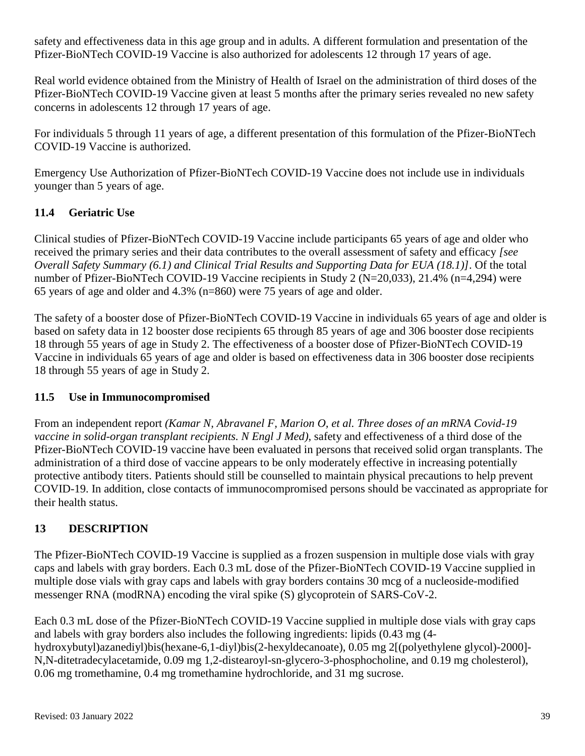safety and effectiveness data in this age group and in adults. A different formulation and presentation of the Pfizer-BioNTech COVID-19 Vaccine is also authorized for adolescents 12 through 17 years of age.

Real world evidence obtained from the Ministry of Health of Israel on the administration of third doses of the Pfizer-BioNTech COVID-19 Vaccine given at least 5 months after the primary series revealed no new safety concerns in adolescents 12 through 17 years of age.

For individuals 5 through 11 years of age, a different presentation of this formulation of the Pfizer-BioNTech COVID-19 Vaccine is authorized.

Emergency Use Authorization of Pfizer-BioNTech COVID-19 Vaccine does not include use in individuals younger than 5 years of age.

### 11.4 Geriatric Use

Clinical studies of Pfizer-BioNTech COVID-19 Vaccine include participants 65 years of age and older who received the primary series and their data contributes to the overall assessment of safety and efficacy *[see Overall Safety Summary (6.1) and Clinical Trial Results and Supporting Data for EUA (18.1)]*. Of the total number of Pfizer-BioNTech COVID-19 Vaccine recipients in Study 2 (N=20,033), 21.4% (n=4,294) were 65 years of age and older and 4.3% (n=860) were 75 years of age and older.

The safety of a booster dose of Pfizer-BioNTech COVID-19 Vaccine in individuals 65 years of age and older is based on safety data in 12 booster dose recipients 65 through 85 years of age and 306 booster dose recipients 18 through 55 years of age in Study 2. The effectiveness of a booster dose of Pfizer-BioNTech COVID-19 Vaccine in individuals 65 years of age and older is based on effectiveness data in 306 booster dose recipients 18 through 55 years of age in Study 2.

### 11.5 Use in Immunocompromised

From an independent report *(Kamar N, Abravanel F, Marion O, et al. Three doses of an mRNA Covid-19 vaccine in solid-organ transplant recipients. N Engl J Med)*, safety and effectiveness of a third dose of the Pfizer-BioNTech COVID-19 vaccine have been evaluated in persons that received solid organ transplants. The administration of a third dose of vaccine appears to be only moderately effective in increasing potentially protective antibody titers. Patients should still be counselled to maintain physical precautions to help prevent COVID-19. In addition, close contacts of immunocompromised persons should be vaccinated as appropriate for their health status.

## 13 DESCRIPTION

The Pfizer-BioNTech COVID-19 Vaccine is supplied as a frozen suspension in multiple dose vials with gray caps and labels with gray borders. Each 0.3 mL dose of the Pfizer-BioNTech COVID-19 Vaccine supplied in multiple dose vials with gray caps and labels with gray borders contains 30 mcg of a nucleoside-modified messenger RNA (modRNA) encoding the viral spike (S) glycoprotein of SARS-CoV-2.

Each 0.3 mL dose of the Pfizer-BioNTech COVID-19 Vaccine supplied in multiple dose vials with gray caps and labels with gray borders also includes the following ingredients: lipids (0.43 mg (4-hydroxybutyl)azanediyl)bis(hexane-6,1-diyl)bis(2-hexyldecanoate), 0.05 mg 2[(polyethylene glycol)-2000]-N,N-ditetradecylacetamide, 0.09 mg 1,2-distearoyl-sn-glycero-3-phosphocholine, and 0.19 mg cholesterol), 0.06 mg tromethamine, 0.4 mg tromethamine hydrochloride, and 31 mg sucrose.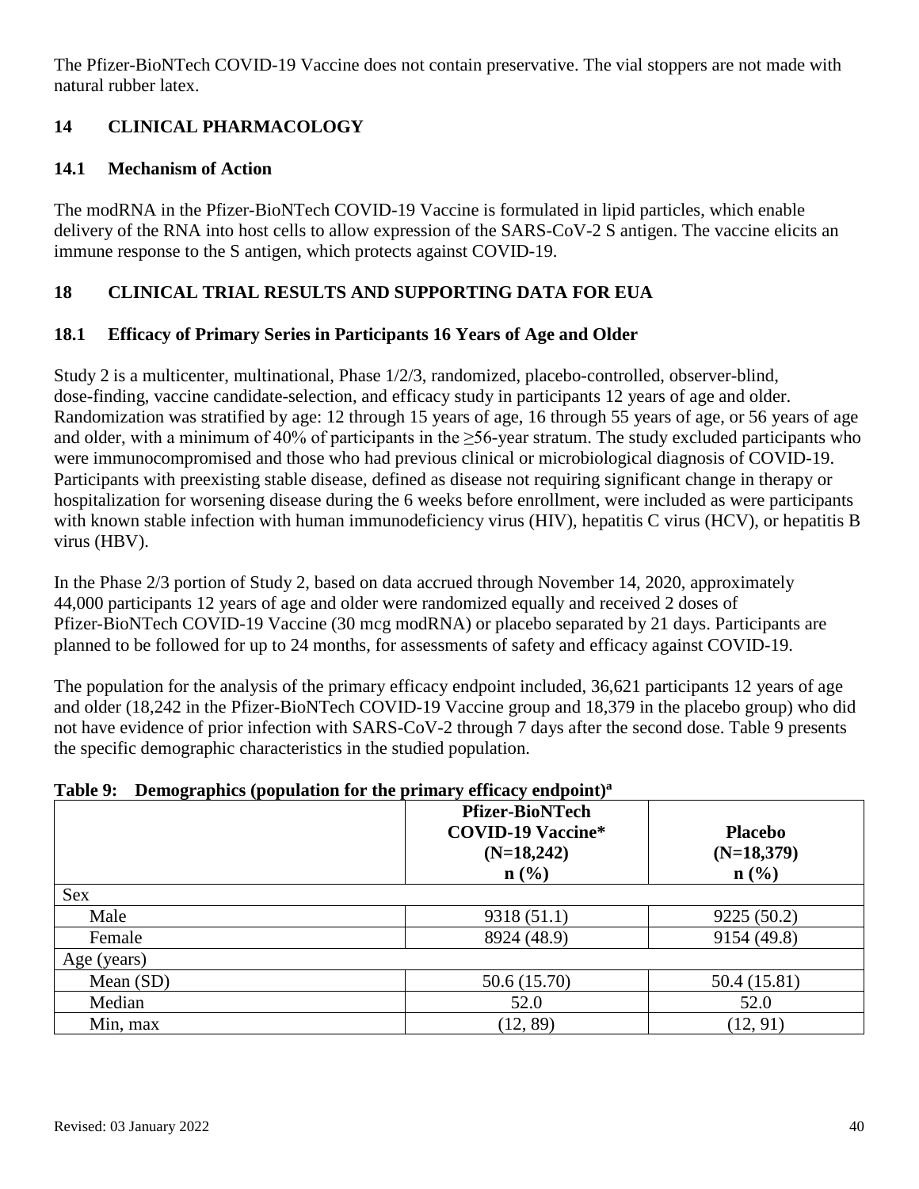The Pfizer-BioNTech COVID-19 Vaccine does not contain preservative. The vial stoppers are not made with natural rubber latex.

## 14 CLINICAL PHARMACOLOGY

### 14.1 Mechanism of Action

The modRNA in the Pfizer-BioNTech COVID-19 Vaccine is formulated in lipid particles, which enable delivery of the RNA into host cells to allow expression of the SARS-CoV-2 S antigen. The vaccine elicits an immune response to the S antigen, which protects against COVID-19.

## 18 CLINICAL TRIAL RESULTS AND SUPPORTING DATA FOR EUA

### 18.1 Efficacy of Primary Series in Participants 16 Years of Age and Older

Study 2 is a multicenter, multinational, Phase 1/2/3, randomized, placebo-controlled, observer-blind, dose-finding, vaccine candidate-selection, and efficacy study in participants 12 years of age and older. Randomization was stratified by age: 12 through 15 years of age, 16 through 55 years of age, or 56 years of age and older, with a minimum of 40% of participants in the ≥56-year stratum. The study excluded participants who were immunocompromised and those who had previous clinical or microbiological diagnosis of COVID-19. Participants with preexisting stable disease, defined as disease not requiring significant change in therapy or hospitalization for worsening disease during the 6 weeks before enrollment, were included as were participants with known stable infection with human immunodeficiency virus (HIV), hepatitis C virus (HCV), or hepatitis B virus (HBV).

In the Phase 2/3 portion of Study 2, based on data accrued through November 14, 2020, approximately 44,000 participants 12 years of age and older were randomized equally and received 2 doses of Pfizer-BioNTech COVID-19 Vaccine (30 mcg modRNA) or placebo separated by 21 days. Participants are planned to be followed for up to 24 months, for assessments of safety and efficacy against COVID-19.

The population for the analysis of the primary efficacy endpoint included, 36,621 participants 12 years of age and older (18,242 in the Pfizer-BioNTech COVID-19 Vaccine group and 18,379 in the placebo group) who did not have evidence of prior infection with SARS-CoV-2 through 7 days after the second dose. Table 9 presents the specific demographic characteristics in the studied population.

**Table 9: Demographics (population for the primary efficacy endpoint)[a]**

| | Pfizer-BioNTech COVID-19 Vaccine* (N=18,242) n (%) | Placebo (N=18,379) n (%) |
|---|---|---|
| Sex | | |
| Male | 9318 (51.1) | 9225 (50.2) |
| Female | 8924 (48.9) | 9154 (49.8) |
| Age (years) | | |
| Mean (SD) | 50.6 (15.70) | 50.4 (15.81) |
| Median | 52.0 | 52.0 |
| Min, max | (12, 89) | (12, 91) |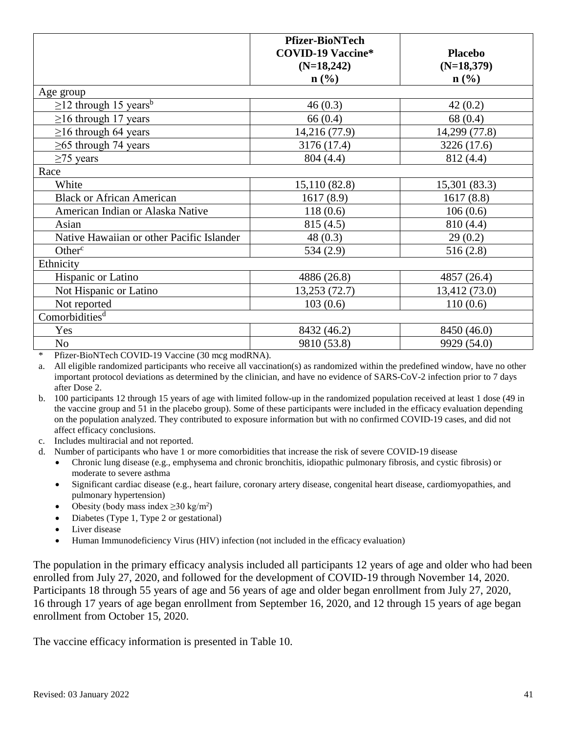| | Pfizer-BioNTech COVID-19 Vaccine* (N=18,242) n (%) | Placebo (N=18,379) n (%) |
|---|---|---|
| Age group | | |
| ≥12 through 15 years[b] | 46 (0.3) | 42 (0.2) |
| ≥16 through 17 years | 66 (0.4) | 68 (0.4) |
| ≥16 through 64 years | 14,216 (77.9) | 14,299 (77.8) |
| ≥65 through 74 years | 3176 (17.4) | 3226 (17.6) |
| ≥75 years | 804 (4.4) | 812 (4.4) |
| Race | | |
| White | 15,110 (82.8) | 15,301 (83.3) |
| Black or African American | 1617 (8.9) | 1617 (8.8) |
| American Indian or Alaska Native | 118 (0.6) | 106 (0.6) |
| Asian | 815 (4.5) | 810 (4.4) |
| Native Hawaiian or other Pacific Islander | 48 (0.3) | 29 (0.2) |
| Other[c] | 534 (2.9) | 516 (2.8) |
| Ethnicity | | |
| Hispanic or Latino | 4886 (26.8) | 4857 (26.4) |
| Not Hispanic or Latino | 13,253 (72.7) | 13,412 (73.0) |
| Not reported | 103 (0.6) | 110 (0.6) |
| Comorbidities[d] | | |
| Yes | 8432 (46.2) | 8450 (46.0) |
| No | 9810 (53.8) | 9929 (54.0) |

\* Pfizer-BioNTech COVID-19 Vaccine (30 mcg modRNA).

a. All eligible randomized participants who receive all vaccination(s) as randomized within the predefined window, have no other important protocol deviations as determined by the clinician, and have no evidence of SARS-CoV-2 infection prior to 7 days after Dose 2.

b. 100 participants 12 through 15 years of age with limited follow-up in the randomized population received at least 1 dose (49 in the vaccine group and 51 in the placebo group). Some of these participants were included in the efficacy evaluation depending on the population analyzed. They contributed to exposure information but with no confirmed COVID-19 cases, and did not affect efficacy conclusions.

c. Includes multiracial and not reported.

d. Number of participants who have 1 or more comorbidities that increase the risk of severe COVID-19 disease
- Chronic lung disease (e.g., emphysema and chronic bronchitis, idiopathic pulmonary fibrosis, and cystic fibrosis) or moderate to severe asthma
- Significant cardiac disease (e.g., heart failure, coronary artery disease, congenital heart disease, cardiomyopathies, and pulmonary hypertension)
- Obesity (body mass index ≥30 kg/m$^2$)
- Diabetes (Type 1, Type 2 or gestational)
- Liver disease
- Human Immunodeficiency Virus (HIV) infection (not included in the efficacy evaluation)

The population in the primary efficacy analysis included all participants 12 years of age and older who had been enrolled from July 27, 2020, and followed for the development of COVID-19 through November 14, 2020. Participants 18 through 55 years of age and 56 years of age and older began enrollment from July 27, 2020, 16 through 17 years of age began enrollment from September 16, 2020, and 12 through 15 years of age began enrollment from October 15, 2020.

The vaccine efficacy information is presented in Table 10.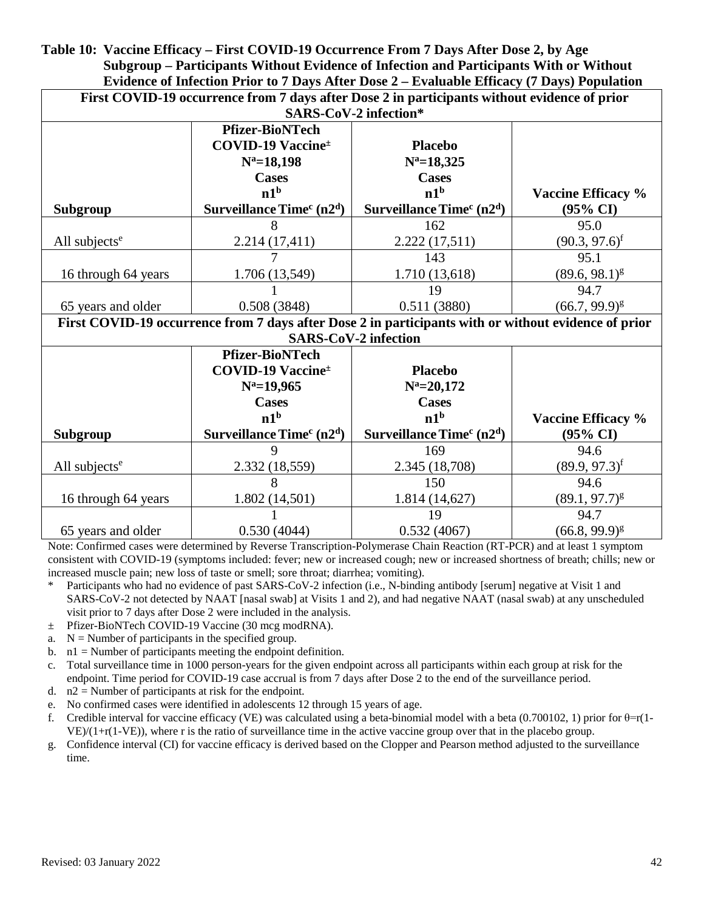**Table 10: Vaccine Efficacy – First COVID-19 Occurrence From 7 Days After Dose 2, by Age Subgroup – Participants Without Evidence of Infection and Participants With or Without Evidence of Infection Prior to 7 Days After Dose 2 – Evaluable Efficacy (7 Days) Population**

| First COVID-19 occurrence from 7 days after Dose 2 in participants without evidence of prior SARS-CoV-2 infection* | | | |
|---|---|---|---|
| **Subgroup** | **Pfizer-BioNTech COVID-19 Vaccine[±] N[a]=18,198 Cases n1[b] Surveillance Time[c] (n2[d])** | **Placebo N[a]=18,325 Cases n1[b] Surveillance Time[c] (n2[d])** | **Vaccine Efficacy % (95% CI)** |
| All subjects[e] | 8<br>2.214 (17,411) | 162<br>2.222 (17,511) | 95.0<br>(90.3, 97.6)[f] |
| 16 through 64 years | 7<br>1.706 (13,549) | 143<br>1.710 (13,618) | 95.1<br>(89.6, 98.1)[g] |
| 65 years and older | 1<br>0.508 (3848) | 19<br>0.511 (3880) | 94.7<br>(66.7, 99.9)[g] |
| **First COVID-19 occurrence from 7 days after Dose 2 in participants with or without evidence of prior SARS-CoV-2 infection** | | | |
| **Subgroup** | **Pfizer-BioNTech COVID-19 Vaccine[±] N[a]=19,965 Cases n1[b] Surveillance Time[c] (n2[d])** | **Placebo N[a]=20,172 Cases n1[b] Surveillance Time[c] (n2[d])** | **Vaccine Efficacy % (95% CI)** |
| All subjects[e] | 9<br>2.332 (18,559) | 169<br>2.345 (18,708) | 94.6<br>(89.9, 97.3)[f] |
| 16 through 64 years | 8<br>1.802 (14,501) | 150<br>1.814 (14,627) | 94.6<br>(89.1, 97.7)[g] |
| 65 years and older | 1<br>0.530 (4044) | 19<br>0.532 (4067) | 94.7<br>(66.8, 99.9)[g] |

Note: Confirmed cases were determined by Reverse Transcription-Polymerase Chain Reaction (RT-PCR) and at least 1 symptom consistent with COVID-19 (symptoms included: fever; new or increased cough; new or increased shortness of breath; chills; new or increased muscle pain; new loss of taste or smell; sore throat; diarrhea; vomiting).

\* Participants who had no evidence of past SARS-CoV-2 infection (i.e., N-binding antibody [serum] negative at Visit 1 and SARS-CoV-2 not detected by NAAT [nasal swab] at Visits 1 and 2), and had negative NAAT (nasal swab) at any unscheduled visit prior to 7 days after Dose 2 were included in the analysis.

± Pfizer-BioNTech COVID-19 Vaccine (30 mcg modRNA).

a. N = Number of participants in the specified group.

b. n1 = Number of participants meeting the endpoint definition.

c. Total surveillance time in 1000 person-years for the given endpoint across all participants within each group at risk for the endpoint. Time period for COVID-19 case accrual is from 7 days after Dose 2 to the end of the surveillance period.

d. n2 = Number of participants at risk for the endpoint.

e. No confirmed cases were identified in adolescents 12 through 15 years of age.

f. Credible interval for vaccine efficacy (VE) was calculated using a beta-binomial model with a beta (0.700102, 1) prior for $\theta=r(1-VE)/(1+r(1-VE))$, where r is the ratio of surveillance time in the active vaccine group over that in the placebo group.

g. Confidence interval (CI) for vaccine efficacy is derived based on the Clopper and Pearson method adjusted to the surveillance time.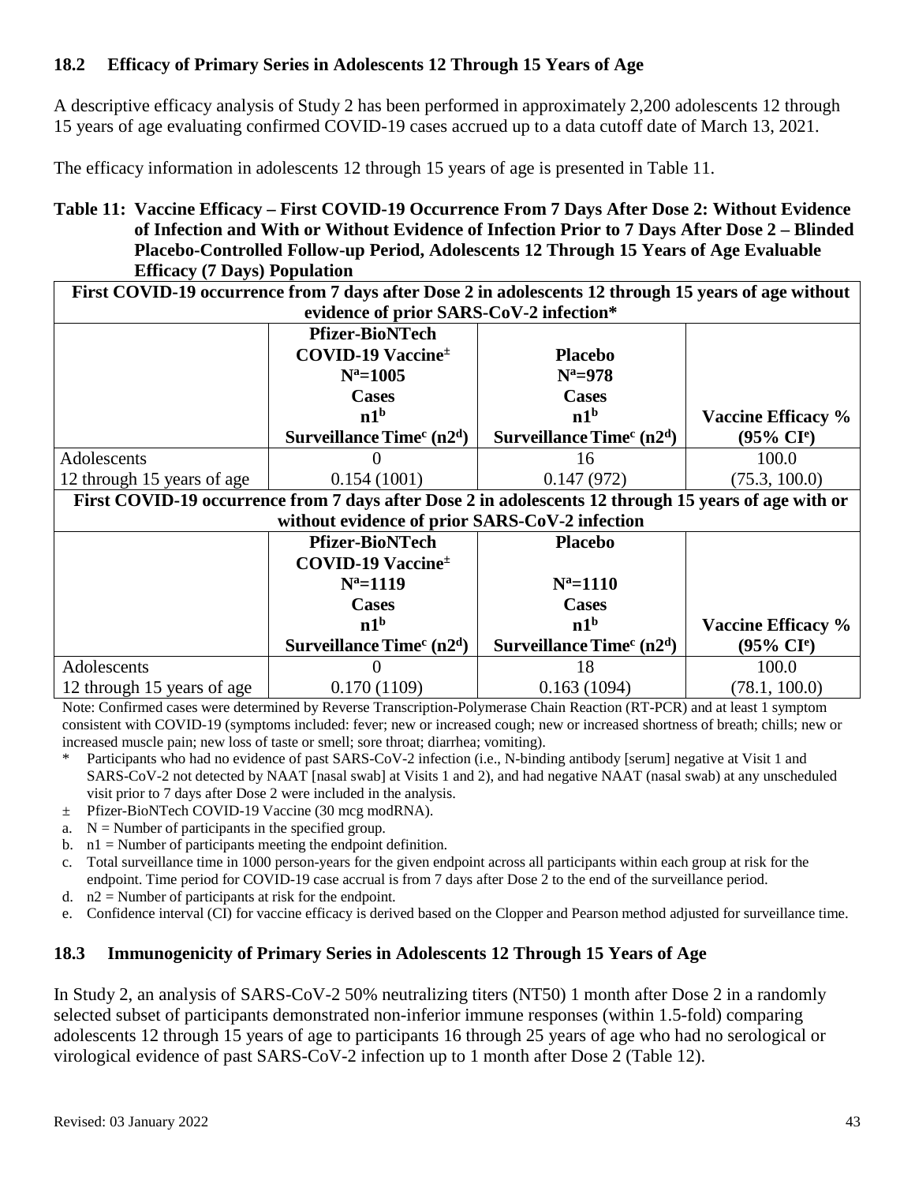## 18.2 Efficacy of Primary Series in Adolescents 12 Through 15 Years of Age

A descriptive efficacy analysis of Study 2 has been performed in approximately 2,200 adolescents 12 through 15 years of age evaluating confirmed COVID-19 cases accrued up to a data cutoff date of March 13, 2021.

The efficacy information in adolescents 12 through 15 years of age is presented in Table 11.

**Table 11: Vaccine Efficacy – First COVID-19 Occurrence From 7 Days After Dose 2: Without Evidence of Infection and With or Without Evidence of Infection Prior to 7 Days After Dose 2 – Blinded Placebo-Controlled Follow-up Period, Adolescents 12 Through 15 Years of Age Evaluable Efficacy (7 Days) Population**

| **First COVID-19 occurrence from 7 days after Dose 2 in adolescents 12 through 15 years of age without evidence of prior SARS-CoV-2 infection*** | | | |
|---|---|---|---|
| | **Pfizer-BioNTech COVID-19 Vaccine± N[a]=1005 Cases n1[b] Surveillance Time[c] (n2[d])** | **Placebo N[a]=978 Cases n1[b] Surveillance Time[c] (n2[d])** | **Vaccine Efficacy % (95% CI[e])** |
| Adolescents 12 through 15 years of age | 0<br>0.154 (1001) | 16<br>0.147 (972) | 100.0<br>(75.3, 100.0) |
| **First COVID-19 occurrence from 7 days after Dose 2 in adolescents 12 through 15 years of age with or without evidence of prior SARS-CoV-2 infection** | | | |
| | **Pfizer-BioNTech COVID-19 Vaccine± N[a]=1119 Cases n1[b] Surveillance Time[c] (n2[d])** | **Placebo N[a]=1110 Cases n1[b] Surveillance Time[c] (n2[d])** | **Vaccine Efficacy % (95% CI[e])** |
| Adolescents 12 through 15 years of age | 0<br>0.170 (1109) | 18<br>0.163 (1094) | 100.0<br>(78.1, 100.0) |

Note: Confirmed cases were determined by Reverse Transcription-Polymerase Chain Reaction (RT-PCR) and at least 1 symptom consistent with COVID-19 (symptoms included: fever; new or increased cough; new or increased shortness of breath; chills; new or increased muscle pain; new loss of taste or smell; sore throat; diarrhea; vomiting).

\* Participants who had no evidence of past SARS-CoV-2 infection (i.e., N-binding antibody [serum] negative at Visit 1 and SARS-CoV-2 not detected by NAAT [nasal swab] at Visits 1 and 2), and had negative NAAT (nasal swab) at any unscheduled visit prior to 7 days after Dose 2 were included in the analysis.

± Pfizer-BioNTech COVID-19 Vaccine (30 mcg modRNA).

a. N = Number of participants in the specified group.

b. n1 = Number of participants meeting the endpoint definition.

c. Total surveillance time in 1000 person-years for the given endpoint across all participants within each group at risk for the endpoint. Time period for COVID-19 case accrual is from 7 days after Dose 2 to the end of the surveillance period.

d. n2 = Number of participants at risk for the endpoint.

e. Confidence interval (CI) for vaccine efficacy is derived based on the Clopper and Pearson method adjusted for surveillance time.

## 18.3 Immunogenicity of Primary Series in Adolescents 12 Through 15 Years of Age

In Study 2, an analysis of SARS-CoV-2 50% neutralizing titers (NT50) 1 month after Dose 2 in a randomly selected subset of participants demonstrated non-inferior immune responses (within 1.5-fold) comparing adolescents 12 through 15 years of age to participants 16 through 25 years of age who had no serological or virological evidence of past SARS-CoV-2 infection up to 1 month after Dose 2 (Table 12).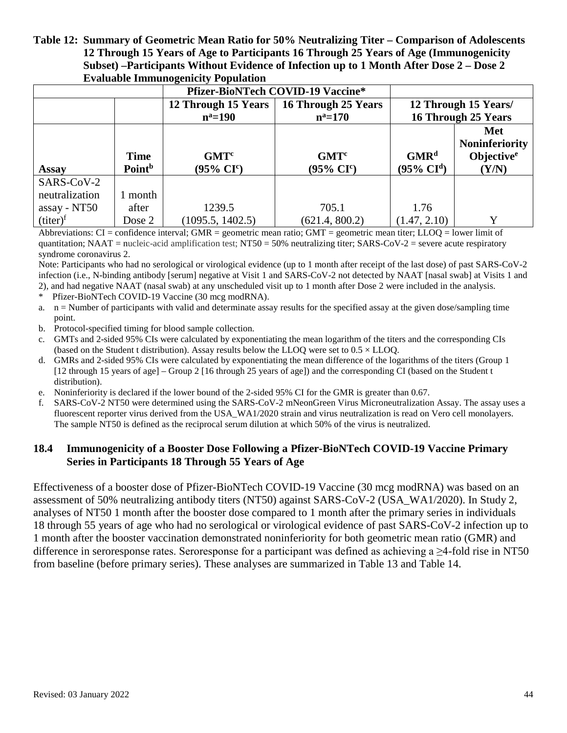**Table 12: Summary of Geometric Mean Ratio for 50% Neutralizing Titer – Comparison of Adolescents 12 Through 15 Years of Age to Participants 16 Through 25 Years of Age (Immunogenicity Subset) –Participants Without Evidence of Infection up to 1 Month After Dose 2 – Dose 2 Evaluable Immunogenicity Population**

| | | Pfizer-BioNTech COVID-19 Vaccine* | | | |
|---|---|---|---|---|---|
| | | 12 Through 15 Years n[a]=190 | 16 Through 25 Years n[a]=170 | 12 Through 15 Years/ 16 Through 25 Years | |
| Assay | Time Point[b] | GMT[c] (95% CI[c]) | GMT[c] (95% CI[c]) | GMR[d] (95% CI[d]) | Met Noninferiority Objective[e] (Y/N) |
| SARS-CoV-2 neutralization assay - NT50 (titer)[f] | 1 month after Dose 2 | 1239.5 (1095.5, 1402.5) | 705.1 (621.4, 800.2) | 1.76 (1.47, 2.10) | Y |

Abbreviations: CI = confidence interval; GMR = geometric mean ratio; GMT = geometric mean titer; LLOQ = lower limit of quantitation; NAAT = nucleic-acid amplification test; NT50 = 50% neutralizing titer; SARS-CoV-2 = severe acute respiratory syndrome coronavirus 2.

Note: Participants who had no serological or virological evidence (up to 1 month after receipt of the last dose) of past SARS-CoV-2 infection (i.e., N-binding antibody [serum] negative at Visit 1 and SARS-CoV-2 not detected by NAAT [nasal swab] at Visits 1 and 2), and had negative NAAT (nasal swab) at any unscheduled visit up to 1 month after Dose 2 were included in the analysis.

\* Pfizer-BioNTech COVID-19 Vaccine (30 mcg modRNA).

a. n = Number of participants with valid and determinate assay results for the specified assay at the given dose/sampling time point.

b. Protocol-specified timing for blood sample collection.

c. GMTs and 2-sided 95% CIs were calculated by exponentiating the mean logarithm of the titers and the corresponding CIs (based on the Student t distribution). Assay results below the LLOQ were set to 0.5 × LLOQ.

d. GMRs and 2-sided 95% CIs were calculated by exponentiating the mean difference of the logarithms of the titers (Group 1 [12 through 15 years of age] – Group 2 [16 through 25 years of age]) and the corresponding CI (based on the Student t distribution).

e. Noninferiority is declared if the lower bound of the 2-sided 95% CI for the GMR is greater than 0.67.

f. SARS-CoV-2 NT50 were determined using the SARS-CoV-2 mNeonGreen Virus Microneutralization Assay. The assay uses a fluorescent reporter virus derived from the USA_WA1/2020 strain and virus neutralization is read on Vero cell monolayers. The sample NT50 is defined as the reciprocal serum dilution at which 50% of the virus is neutralized.

### 18.4 Immunogenicity of a Booster Dose Following a Pfizer-BioNTech COVID-19 Vaccine Primary Series in Participants 18 Through 55 Years of Age

Effectiveness of a booster dose of Pfizer-BioNTech COVID-19 Vaccine (30 mcg modRNA) was based on an assessment of 50% neutralizing antibody titers (NT50) against SARS-CoV-2 (USA_WA1/2020). In Study 2, analyses of NT50 1 month after the booster dose compared to 1 month after the primary series in individuals 18 through 55 years of age who had no serological or virological evidence of past SARS-CoV-2 infection up to 1 month after the booster vaccination demonstrated noninferiority for both geometric mean ratio (GMR) and difference in seroresponse rates. Seroresponse for a participant was defined as achieving a ≥4-fold rise in NT50 from baseline (before primary series). These analyses are summarized in Table 13 and Table 14.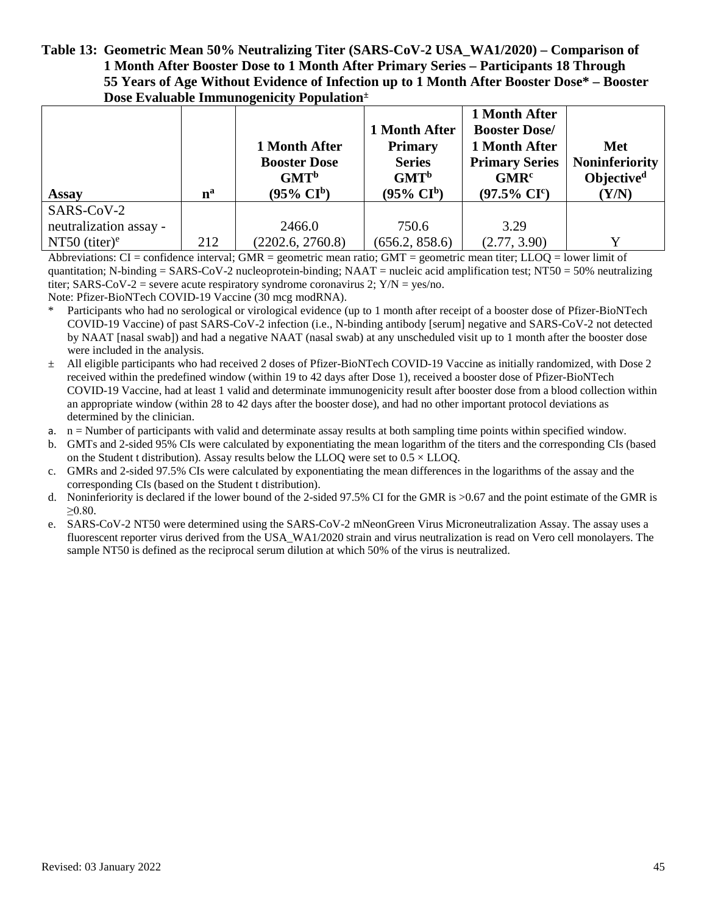**Table 13: Geometric Mean 50% Neutralizing Titer (SARS-CoV-2 USA_WA1/2020) – Comparison of 1 Month After Booster Dose to 1 Month After Primary Series – Participants 18 Through 55 Years of Age Without Evidence of Infection up to 1 Month After Booster Dose* – Booster Dose Evaluable Immunogenicity Population±**

| Assay | n[a] | 1 Month After Booster Dose GMT[b] (95% CI[b]) | 1 Month After Primary Series GMT[b] (95% CI[b]) | 1 Month After Booster Dose/ 1 Month After Primary Series GMR[c] (97.5% CI[c]) | Met Noninferiority Objective[d] (Y/N) |
|---|---|---|---|---|---|
| SARS-CoV-2 neutralization assay - NT50 (titer)[e] | 212 | 2466.0 (2202.6, 2760.8) | 750.6 (656.2, 858.6) | 3.29 (2.77, 3.90) | Y |

Abbreviations: CI = confidence interval; GMR = geometric mean ratio; GMT = geometric mean titer; LLOQ = lower limit of quantitation; N-binding = SARS-CoV-2 nucleoprotein-binding; NAAT = nucleic acid amplification test; NT50 = 50% neutralizing titer; SARS-CoV-2 = severe acute respiratory syndrome coronavirus 2; Y/N = yes/no.

Note: Pfizer-BioNTech COVID-19 Vaccine (30 mcg modRNA).

\* Participants who had no serological or virological evidence (up to 1 month after receipt of a booster dose of Pfizer-BioNTech COVID-19 Vaccine) of past SARS-CoV-2 infection (i.e., N-binding antibody [serum] negative and SARS-CoV-2 not detected by NAAT [nasal swab]) and had a negative NAAT (nasal swab) at any unscheduled visit up to 1 month after the booster dose were included in the analysis.

± All eligible participants who had received 2 doses of Pfizer-BioNTech COVID-19 Vaccine as initially randomized, with Dose 2 received within the predefined window (within 19 to 42 days after Dose 1), received a booster dose of Pfizer-BioNTech COVID-19 Vaccine, had at least 1 valid and determinate immunogenicity result after booster dose from a blood collection within an appropriate window (within 28 to 42 days after the booster dose), and had no other important protocol deviations as determined by the clinician.

a. n = Number of participants with valid and determinate assay results at both sampling time points within specified window.

b. GMTs and 2-sided 95% CIs were calculated by exponentiating the mean logarithm of the titers and the corresponding CIs (based on the Student t distribution). Assay results below the LLOQ were set to 0.5 × LLOQ.

c. GMRs and 2-sided 97.5% CIs were calculated by exponentiating the mean differences in the logarithms of the assay and the corresponding CIs (based on the Student t distribution).

d. Noninferiority is declared if the lower bound of the 2-sided 97.5% CI for the GMR is >0.67 and the point estimate of the GMR is ≥0.80.

e. SARS-CoV-2 NT50 were determined using the SARS-CoV-2 mNeonGreen Virus Microneutralization Assay. The assay uses a fluorescent reporter virus derived from the USA_WA1/2020 strain and virus neutralization is read on Vero cell monolayers. The sample NT50 is defined as the reciprocal serum dilution at which 50% of the virus is neutralized.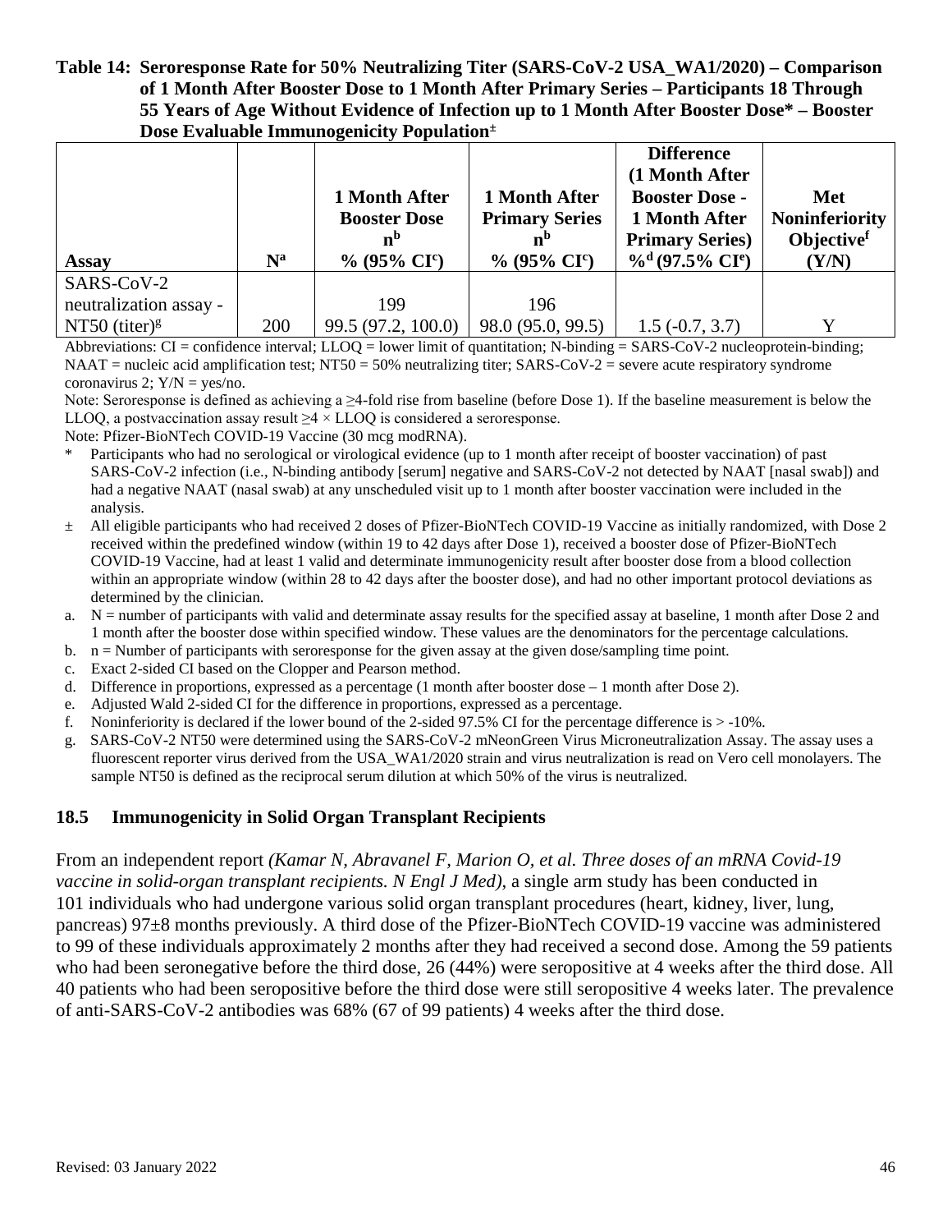**Table 14: Seroresponse Rate for 50% Neutralizing Titer (SARS-CoV-2 USA_WA1/2020) – Comparison of 1 Month After Booster Dose to 1 Month After Primary Series – Participants 18 Through 55 Years of Age Without Evidence of Infection up to 1 Month After Booster Dose* – Booster Dose Evaluable Immunogenicity Population±**

| Assay | N[a] | 1 Month After Booster Dose n[b] % (95% CI[c]) | 1 Month After Primary Series n[b] % (95% CI[c]) | Difference (1 Month After Booster Dose - 1 Month After Primary Series) %[d] (97.5% CI[e]) | Met Noninferiority Objective[f] (Y/N) |
|---|---|---|---|---|---|
| SARS-CoV-2 neutralization assay - NT50 (titer)[g] | 200 | 199<br>99.5 (97.2, 100.0) | 196<br>98.0 (95.0, 99.5) | 1.5 (-0.7, 3.7) | Y |

Abbreviations: CI = confidence interval; LLOQ = lower limit of quantitation; N-binding = SARS-CoV-2 nucleoprotein-binding; NAAT = nucleic acid amplification test; NT50 = 50% neutralizing titer; SARS-CoV-2 = severe acute respiratory syndrome coronavirus 2; Y/N = yes/no.

Note: Seroresponse is defined as achieving a ≥4-fold rise from baseline (before Dose 1). If the baseline measurement is below the LLOQ, a postvaccination assay result ≥4 × LLOQ is considered a seroresponse.

Note: Pfizer-BioNTech COVID-19 Vaccine (30 mcg modRNA).

\* Participants who had no serological or virological evidence (up to 1 month after receipt of booster vaccination) of past SARS-CoV-2 infection (i.e., N-binding antibody [serum] negative and SARS-CoV-2 not detected by NAAT [nasal swab]) and had a negative NAAT (nasal swab) at any unscheduled visit up to 1 month after booster vaccination were included in the analysis.

± All eligible participants who had received 2 doses of Pfizer-BioNTech COVID-19 Vaccine as initially randomized, with Dose 2 received within the predefined window (within 19 to 42 days after Dose 1), received a booster dose of Pfizer-BioNTech COVID-19 Vaccine, had at least 1 valid and determinate immunogenicity result after booster dose from a blood collection within an appropriate window (within 28 to 42 days after the booster dose), and had no other important protocol deviations as determined by the clinician.

a. N = number of participants with valid and determinate assay results for the specified assay at baseline, 1 month after Dose 2 and 1 month after the booster dose within specified window. These values are the denominators for the percentage calculations.
b. n = Number of participants with seroresponse for the given assay at the given dose/sampling time point.
c. Exact 2-sided CI based on the Clopper and Pearson method.
d. Difference in proportions, expressed as a percentage (1 month after booster dose – 1 month after Dose 2).
e. Adjusted Wald 2-sided CI for the difference in proportions, expressed as a percentage.
f. Noninferiority is declared if the lower bound of the 2-sided 97.5% CI for the percentage difference is > -10%.
g. SARS-CoV-2 NT50 were determined using the SARS-CoV-2 mNeonGreen Virus Microneutralization Assay. The assay uses a fluorescent reporter virus derived from the USA_WA1/2020 strain and virus neutralization is read on Vero cell monolayers. The sample NT50 is defined as the reciprocal serum dilution at which 50% of the virus is neutralized.

## 18.5 Immunogenicity in Solid Organ Transplant Recipients

From an independent report *(Kamar N, Abravanel F, Marion O, et al. Three doses of an mRNA Covid-19 vaccine in solid-organ transplant recipients. N Engl J Med)*, a single arm study has been conducted in 101 individuals who had undergone various solid organ transplant procedures (heart, kidney, liver, lung, pancreas) 97±8 months previously. A third dose of the Pfizer-BioNTech COVID-19 vaccine was administered to 99 of these individuals approximately 2 months after they had received a second dose. Among the 59 patients who had been seronegative before the third dose, 26 (44%) were seropositive at 4 weeks after the third dose. All 40 patients who had been seropositive before the third dose were still seropositive 4 weeks later. The prevalence of anti-SARS-CoV-2 antibodies was 68% (67 of 99 patients) 4 weeks after the third dose.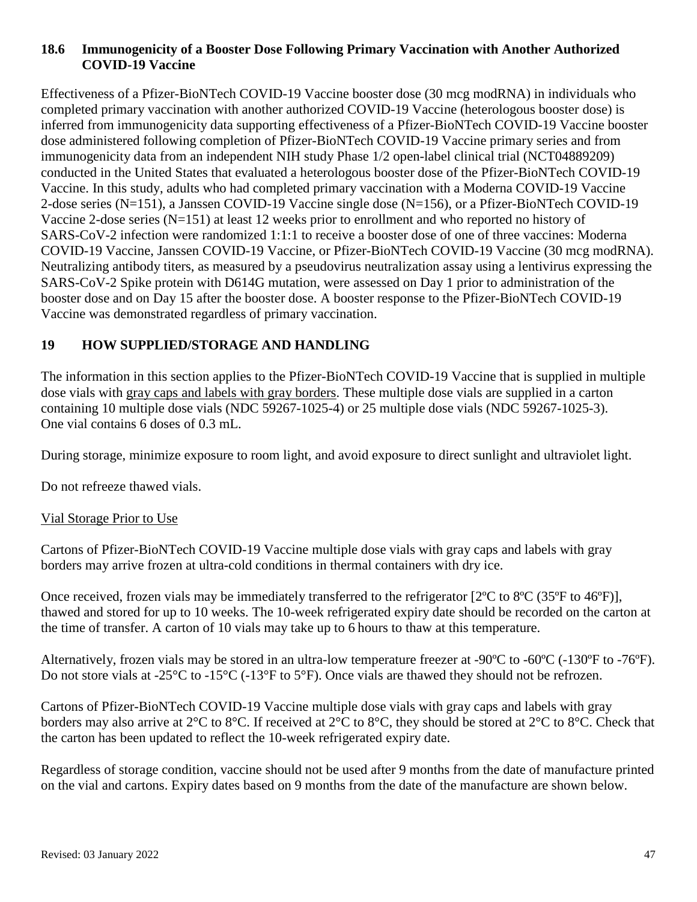### 18.6 Immunogenicity of a Booster Dose Following Primary Vaccination with Another Authorized COVID-19 Vaccine

Effectiveness of a Pfizer-BioNTech COVID-19 Vaccine booster dose (30 mcg modRNA) in individuals who completed primary vaccination with another authorized COVID-19 Vaccine (heterologous booster dose) is inferred from immunogenicity data supporting effectiveness of a Pfizer-BioNTech COVID-19 Vaccine booster dose administered following completion of Pfizer-BioNTech COVID-19 Vaccine primary series and from immunogenicity data from an independent NIH study Phase 1/2 open-label clinical trial (NCT04889209) conducted in the United States that evaluated a heterologous booster dose of the Pfizer-BioNTech COVID-19 Vaccine. In this study, adults who had completed primary vaccination with a Moderna COVID-19 Vaccine 2-dose series (N=151), a Janssen COVID-19 Vaccine single dose (N=156), or a Pfizer-BioNTech COVID-19 Vaccine 2-dose series (N=151) at least 12 weeks prior to enrollment and who reported no history of SARS-CoV-2 infection were randomized 1:1:1 to receive a booster dose of one of three vaccines: Moderna COVID-19 Vaccine, Janssen COVID-19 Vaccine, or Pfizer-BioNTech COVID-19 Vaccine (30 mcg modRNA). Neutralizing antibody titers, as measured by a pseudovirus neutralization assay using a lentivirus expressing the SARS-CoV-2 Spike protein with D614G mutation, were assessed on Day 1 prior to administration of the booster dose and on Day 15 after the booster dose. A booster response to the Pfizer-BioNTech COVID-19 Vaccine was demonstrated regardless of primary vaccination.

## 19 HOW SUPPLIED/STORAGE AND HANDLING

The information in this section applies to the Pfizer-BioNTech COVID-19 Vaccine that is supplied in multiple dose vials with gray caps and labels with gray borders. These multiple dose vials are supplied in a carton containing 10 multiple dose vials (NDC 59267-1025-4) or 25 multiple dose vials (NDC 59267-1025-3). One vial contains 6 doses of 0.3 mL.

During storage, minimize exposure to room light, and avoid exposure to direct sunlight and ultraviolet light.

Do not refreeze thawed vials.

Vial Storage Prior to Use

Cartons of Pfizer-BioNTech COVID-19 Vaccine multiple dose vials with gray caps and labels with gray borders may arrive frozen at ultra-cold conditions in thermal containers with dry ice.

Once received, frozen vials may be immediately transferred to the refrigerator [2ºC to 8ºC (35ºF to 46ºF)], thawed and stored for up to 10 weeks. The 10-week refrigerated expiry date should be recorded on the carton at the time of transfer. A carton of 10 vials may take up to 6 hours to thaw at this temperature.

Alternatively, frozen vials may be stored in an ultra-low temperature freezer at -90ºC to -60ºC (-130ºF to -76ºF). Do not store vials at -25°C to -15°C (-13°F to 5°F). Once vials are thawed they should not be refrozen.

Cartons of Pfizer-BioNTech COVID-19 Vaccine multiple dose vials with gray caps and labels with gray borders may also arrive at 2°C to 8°C. If received at 2°C to 8°C, they should be stored at 2°C to 8°C. Check that the carton has been updated to reflect the 10-week refrigerated expiry date.

Regardless of storage condition, vaccine should not be used after 9 months from the date of manufacture printed on the vial and cartons. Expiry dates based on 9 months from the date of the manufacture are shown below.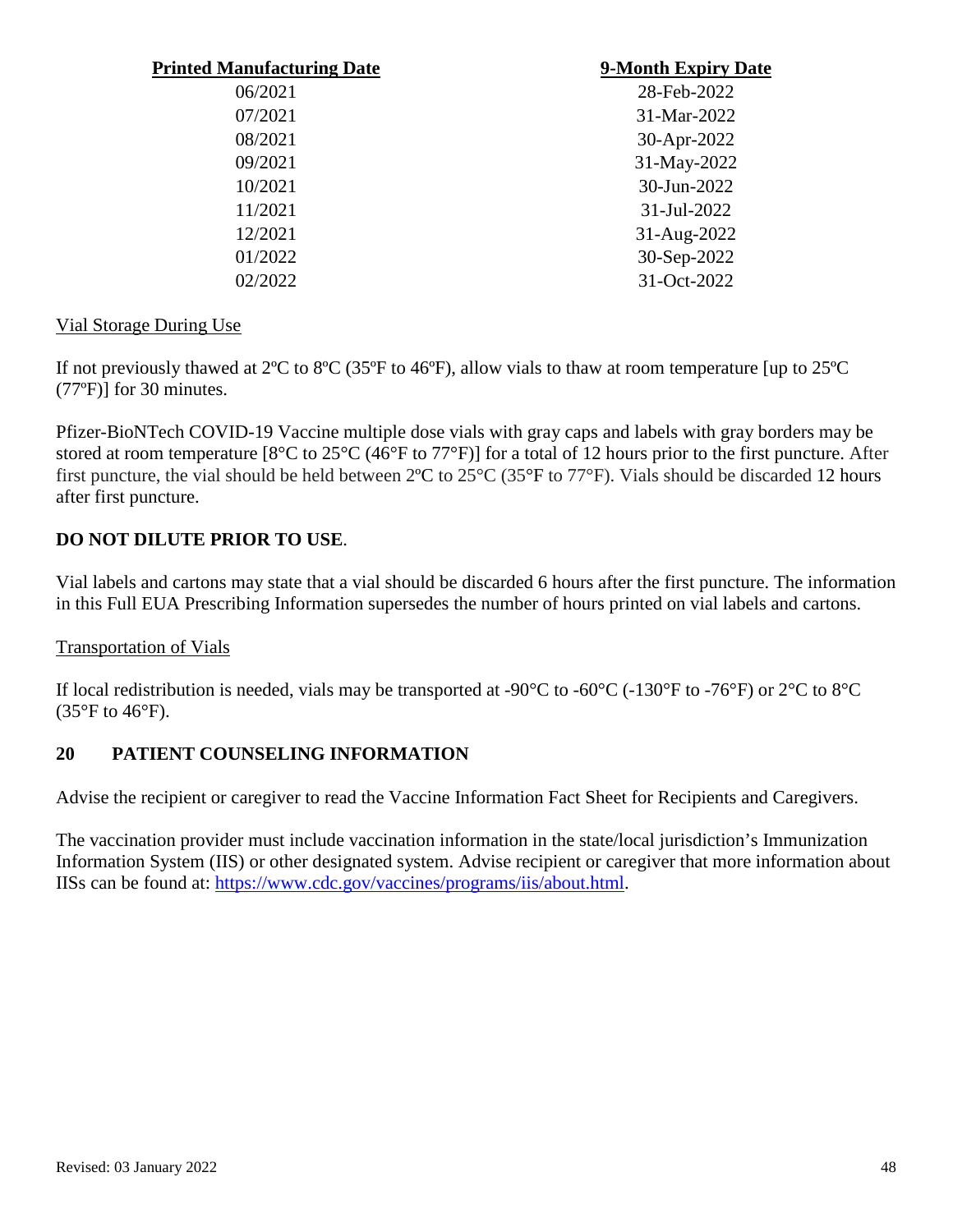| Printed Manufacturing Date | 9-Month Expiry Date |
| --- | --- |
| 06/2021 | 28-Feb-2022 |
| 07/2021 | 31-Mar-2022 |
| 08/2021 | 30-Apr-2022 |
| 09/2021 | 31-May-2022 |
| 10/2021 | 30-Jun-2022 |
| 11/2021 | 31-Jul-2022 |
| 12/2021 | 31-Aug-2022 |
| 01/2022 | 30-Sep-2022 |
| 02/2022 | 31-Oct-2022 |

Vial Storage During Use

If not previously thawed at 2ºC to 8ºC (35ºF to 46ºF), allow vials to thaw at room temperature [up to 25ºC (77ºF)] for 30 minutes.

Pfizer-BioNTech COVID-19 Vaccine multiple dose vials with gray caps and labels with gray borders may be stored at room temperature [8°C to 25°C (46°F to 77°F)] for a total of 12 hours prior to the first puncture. After first puncture, the vial should be held between 2ºC to 25°C (35°F to 77°F). Vials should be discarded 12 hours after first puncture.

**DO NOT DILUTE PRIOR TO USE**.

Vial labels and cartons may state that a vial should be discarded 6 hours after the first puncture. The information in this Full EUA Prescribing Information supersedes the number of hours printed on vial labels and cartons.

Transportation of Vials

If local redistribution is needed, vials may be transported at -90°C to -60°C (-130°F to -76°F) or 2°C to 8°C (35°F to 46°F).

## 20 PATIENT COUNSELING INFORMATION

Advise the recipient or caregiver to read the Vaccine Information Fact Sheet for Recipients and Caregivers.

The vaccination provider must include vaccination information in the state/local jurisdiction's Immunization Information System (IIS) or other designated system. Advise recipient or caregiver that more information about IISs can be found at: https://www.cdc.gov/vaccines/programs/iis/about.html.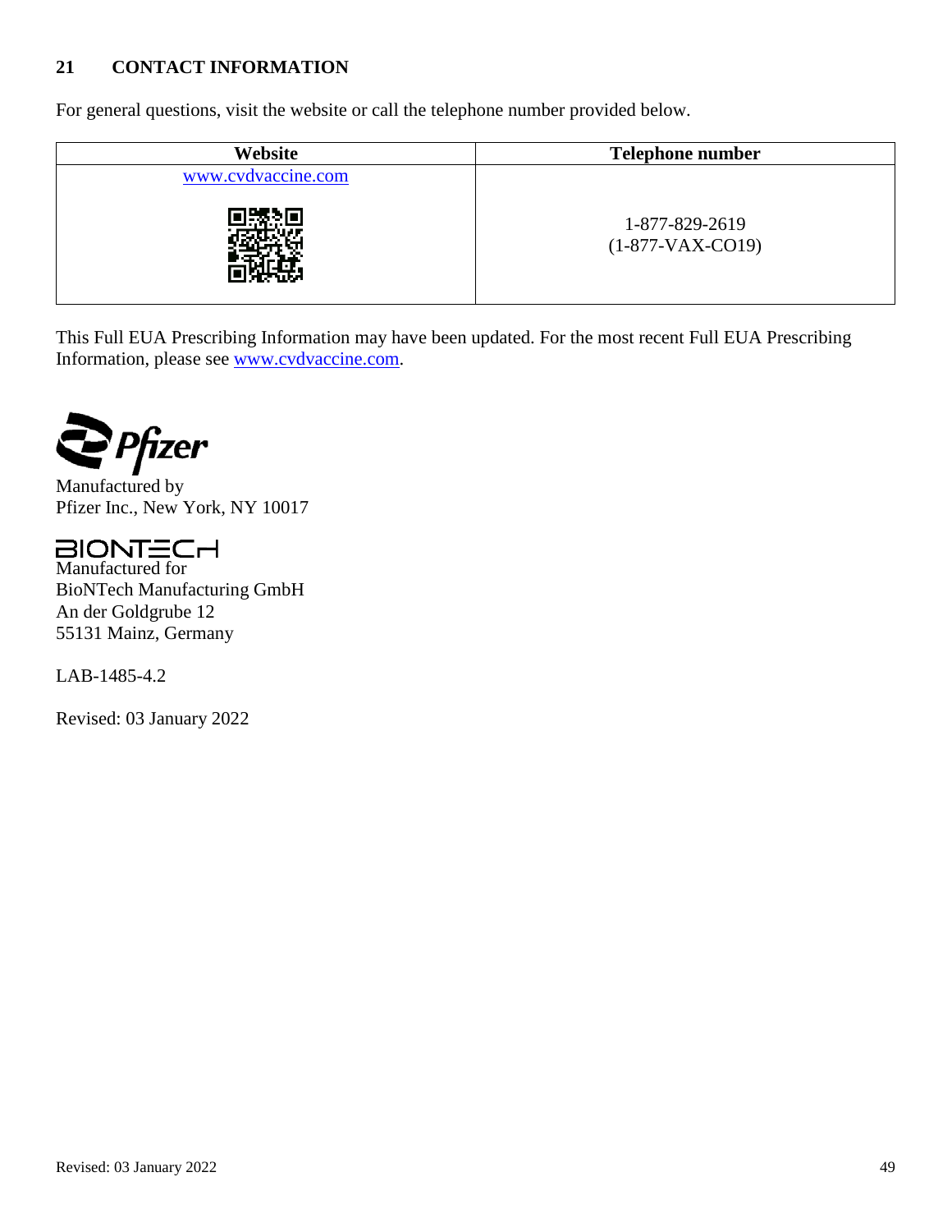## 21 CONTACT INFORMATION

For general questions, visit the website or call the telephone number provided below.

| Website | Telephone number |
|---|---|
| www.cvdvaccine.com | 1-877-829-2619<br>(1-877-VAX-CO19) |

This Full EUA Prescribing Information may have been updated. For the most recent Full EUA Prescribing Information, please see www.cvdvaccine.com.

Pfizer

Manufactured by
Pfizer Inc., New York, NY 10017

BIONTECH

Manufactured for
BioNTech Manufacturing GmbH
An der Goldgrube 12
55131 Mainz, Germany

LAB-1485-4.2

Revised: 03 January 2022